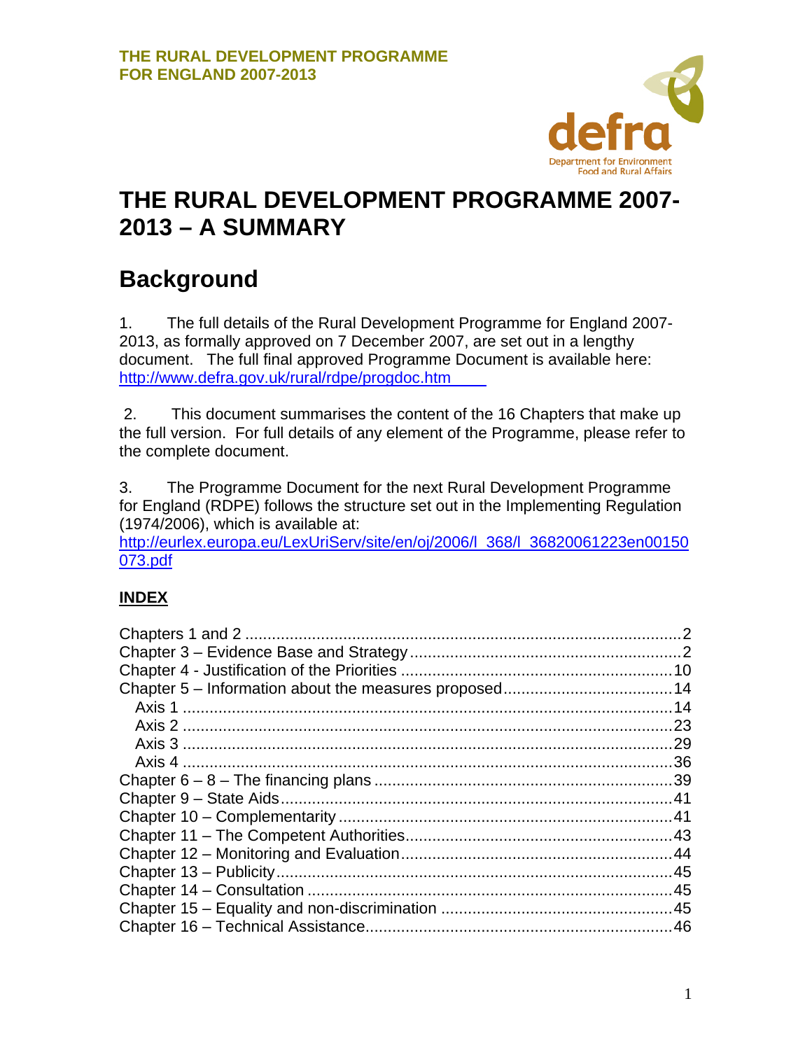THE RURAL DEVELOPMENT PROGRAMME FOR ENGLAND 2007-2013

# THE RURAL DEVELOPMENT PROGRAMME 2007-2013 – A SUMMARY

## Background

1. The full details of the Rural Development Programme for England 2007-2013, as formally approved on 7 December 2007, are set out in a lengthy document. The full final approved Programme Document is available here: http://www.defra.gov.uk/rural/rdpe/progdoc.htm

2. This document summarises the content of the 16 Chapters that make up the full version. For full details of any element of the Programme, please refer to the complete document.

3. The Programme Document for the next Rural Development Programme for England (RDPE) follows the structure set out in the Implementing Regulation (1974/2006), which is available at: http://eurlex.europa.eu/LexUriServ/site/en/oj/2006/l_368/l_36820061223en00150073.pdf

### INDEX

- Chapters 1 and 2 .......... 2
- Chapter 3 – Evidence Base and Strategy .......... 2
- Chapter 4 - Justification of the Priorities .......... 10
- Chapter 5 – Information about the measures proposed .......... 14
  - Axis 1 .......... 14
  - Axis 2 .......... 23
  - Axis 3 .......... 29
  - Axis 4 .......... 36
- Chapter 6 – 8 – The financing plans .......... 39
- Chapter 9 – State Aids .......... 41
- Chapter 10 – Complementarity .......... 41
- Chapter 11 – The Competent Authorities .......... 43
- Chapter 12 – Monitoring and Evaluation .......... 44
- Chapter 13 – Publicity .......... 45
- Chapter 14 – Consultation .......... 45
- Chapter 15 – Equality and non-discrimination .......... 45
- Chapter 16 – Technical Assistance .......... 46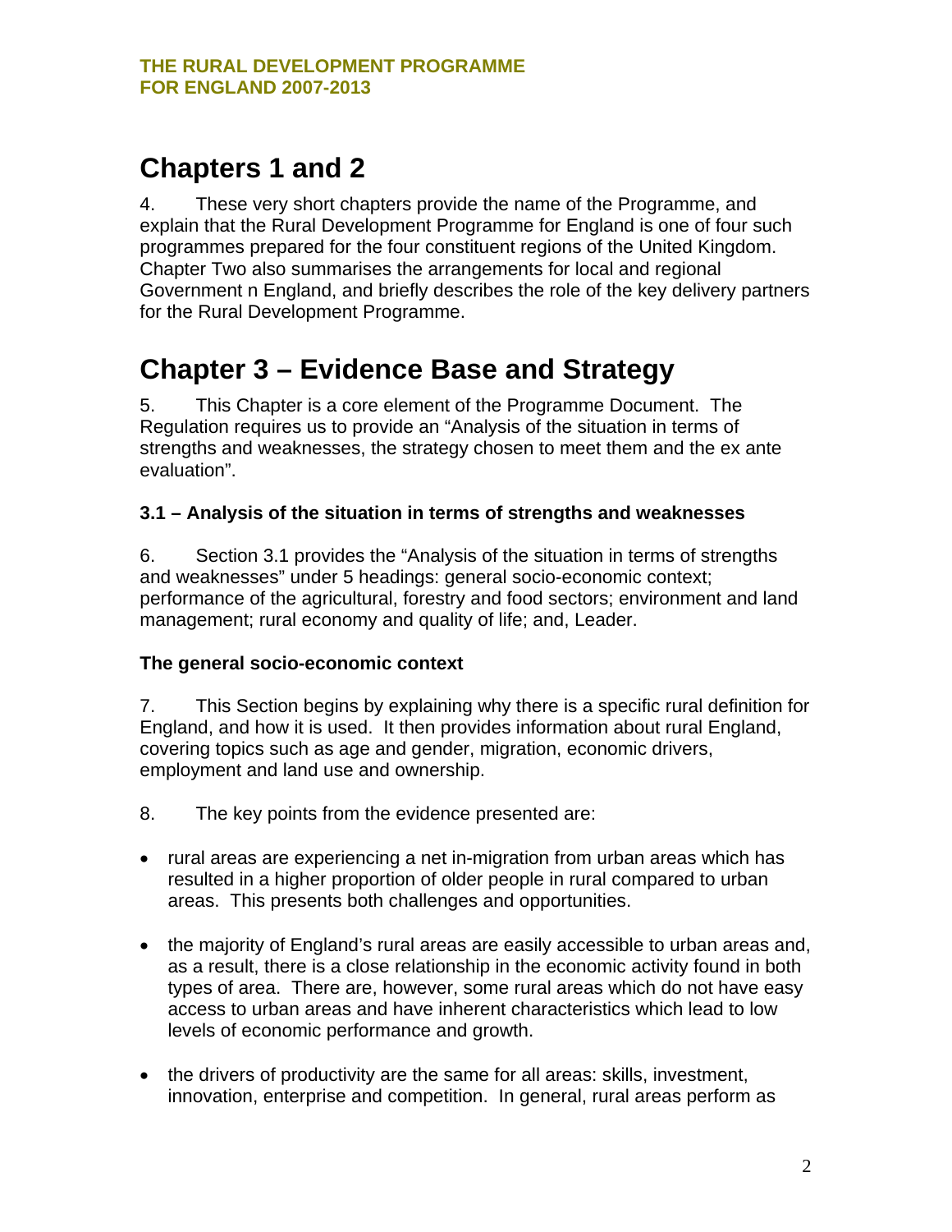## Chapters 1 and 2

4. These very short chapters provide the name of the Programme, and explain that the Rural Development Programme for England is one of four such programmes prepared for the four constituent regions of the United Kingdom. Chapter Two also summarises the arrangements for local and regional Government n England, and briefly describes the role of the key delivery partners for the Rural Development Programme.

## Chapter 3 – Evidence Base and Strategy

5. This Chapter is a core element of the Programme Document. The Regulation requires us to provide an "Analysis of the situation in terms of strengths and weaknesses, the strategy chosen to meet them and the ex ante evaluation".

### 3.1 – Analysis of the situation in terms of strengths and weaknesses

6. Section 3.1 provides the "Analysis of the situation in terms of strengths and weaknesses" under 5 headings: general socio-economic context; performance of the agricultural, forestry and food sectors; environment and land management; rural economy and quality of life; and, Leader.

**The general socio-economic context**

7. This Section begins by explaining why there is a specific rural definition for England, and how it is used. It then provides information about rural England, covering topics such as age and gender, migration, economic drivers, employment and land use and ownership.

8. The key points from the evidence presented are:

- rural areas are experiencing a net in-migration from urban areas which has resulted in a higher proportion of older people in rural compared to urban areas. This presents both challenges and opportunities.
- the majority of England's rural areas are easily accessible to urban areas and, as a result, there is a close relationship in the economic activity found in both types of area. There are, however, some rural areas which do not have easy access to urban areas and have inherent characteristics which lead to low levels of economic performance and growth.
- the drivers of productivity are the same for all areas: skills, investment, innovation, enterprise and competition. In general, rural areas perform as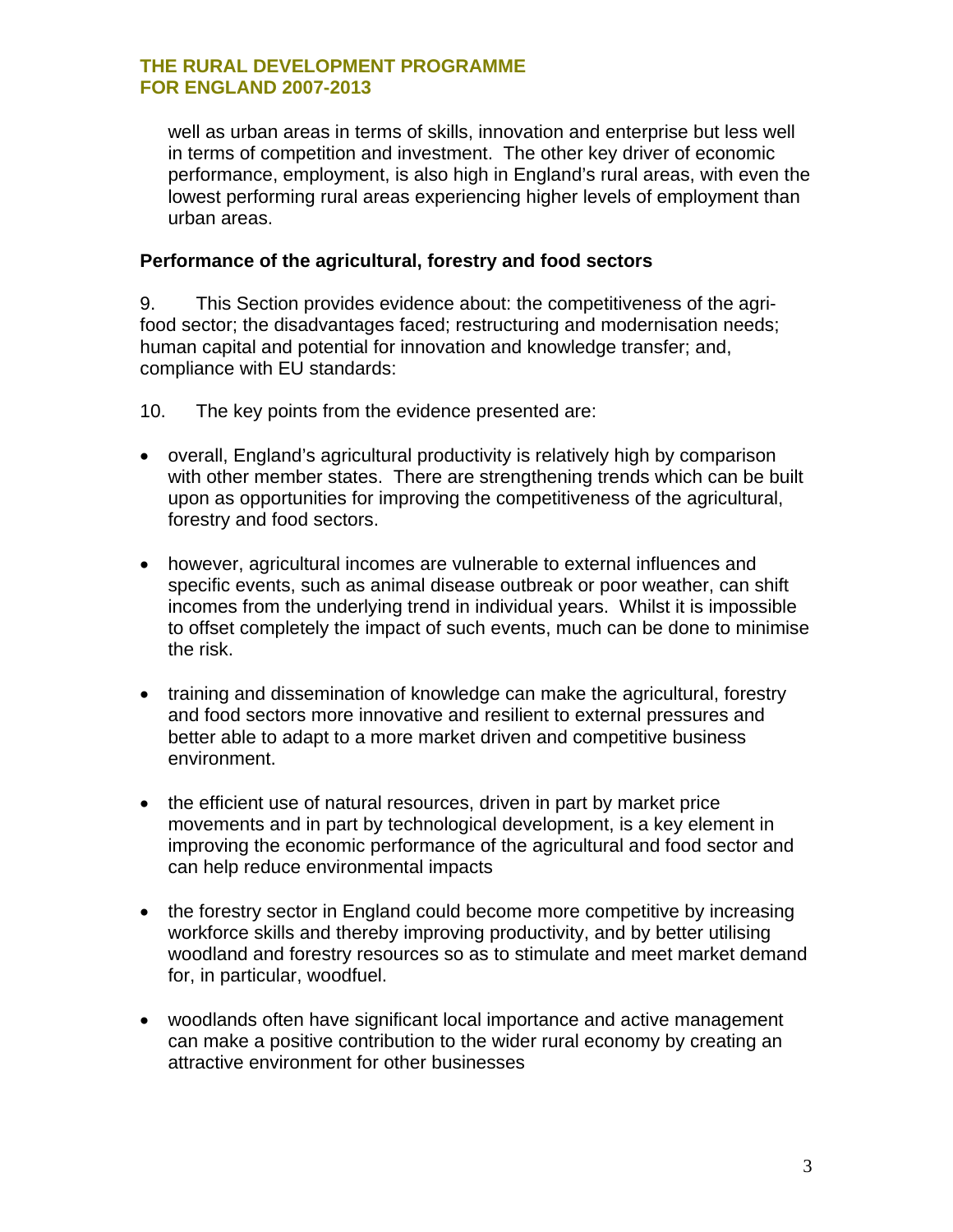well as urban areas in terms of skills, innovation and enterprise but less well in terms of competition and investment. The other key driver of economic performance, employment, is also high in England's rural areas, with even the lowest performing rural areas experiencing higher levels of employment than urban areas.

**Performance of the agricultural, forestry and food sectors**

9. This Section provides evidence about: the competitiveness of the agri-food sector; the disadvantages faced; restructuring and modernisation needs; human capital and potential for innovation and knowledge transfer; and, compliance with EU standards:

10. The key points from the evidence presented are:

- overall, England's agricultural productivity is relatively high by comparison with other member states. There are strengthening trends which can be built upon as opportunities for improving the competitiveness of the agricultural, forestry and food sectors.

- however, agricultural incomes are vulnerable to external influences and specific events, such as animal disease outbreak or poor weather, can shift incomes from the underlying trend in individual years. Whilst it is impossible to offset completely the impact of such events, much can be done to minimise the risk.

- training and dissemination of knowledge can make the agricultural, forestry and food sectors more innovative and resilient to external pressures and better able to adapt to a more market driven and competitive business environment.

- the efficient use of natural resources, driven in part by market price movements and in part by technological development, is a key element in improving the economic performance of the agricultural and food sector and can help reduce environmental impacts

- the forestry sector in England could become more competitive by increasing workforce skills and thereby improving productivity, and by better utilising woodland and forestry resources so as to stimulate and meet market demand for, in particular, woodfuel.

- woodlands often have significant local importance and active management can make a positive contribution to the wider rural economy by creating an attractive environment for other businesses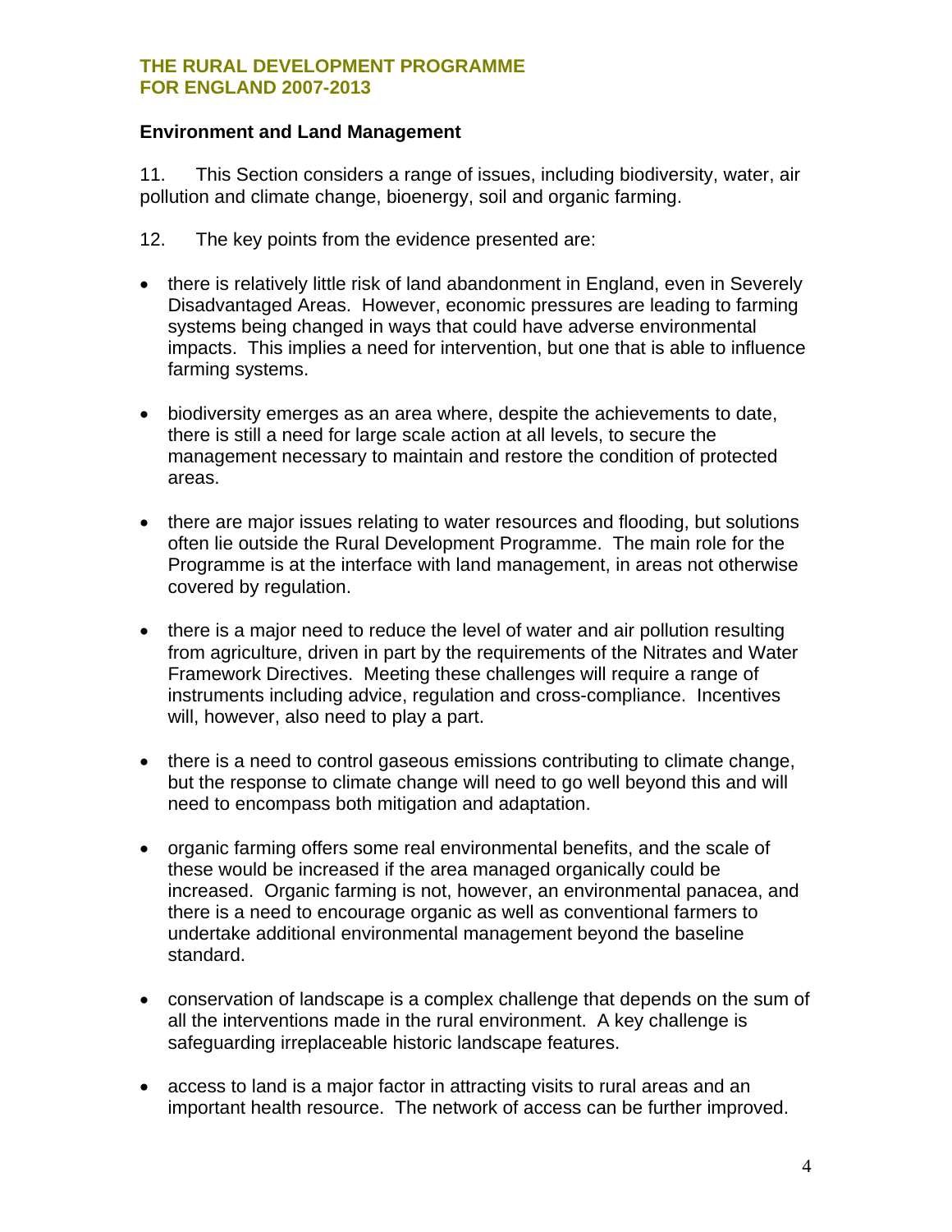## Environment and Land Management

11. This Section considers a range of issues, including biodiversity, water, air pollution and climate change, bioenergy, soil and organic farming.

12. The key points from the evidence presented are:

- there is relatively little risk of land abandonment in England, even in Severely Disadvantaged Areas. However, economic pressures are leading to farming systems being changed in ways that could have adverse environmental impacts. This implies a need for intervention, but one that is able to influence farming systems.

- biodiversity emerges as an area where, despite the achievements to date, there is still a need for large scale action at all levels, to secure the management necessary to maintain and restore the condition of protected areas.

- there are major issues relating to water resources and flooding, but solutions often lie outside the Rural Development Programme. The main role for the Programme is at the interface with land management, in areas not otherwise covered by regulation.

- there is a major need to reduce the level of water and air pollution resulting from agriculture, driven in part by the requirements of the Nitrates and Water Framework Directives. Meeting these challenges will require a range of instruments including advice, regulation and cross-compliance. Incentives will, however, also need to play a part.

- there is a need to control gaseous emissions contributing to climate change, but the response to climate change will need to go well beyond this and will need to encompass both mitigation and adaptation.

- organic farming offers some real environmental benefits, and the scale of these would be increased if the area managed organically could be increased. Organic farming is not, however, an environmental panacea, and there is a need to encourage organic as well as conventional farmers to undertake additional environmental management beyond the baseline standard.

- conservation of landscape is a complex challenge that depends on the sum of all the interventions made in the rural environment. A key challenge is safeguarding irreplaceable historic landscape features.

- access to land is a major factor in attracting visits to rural areas and an important health resource. The network of access can be further improved.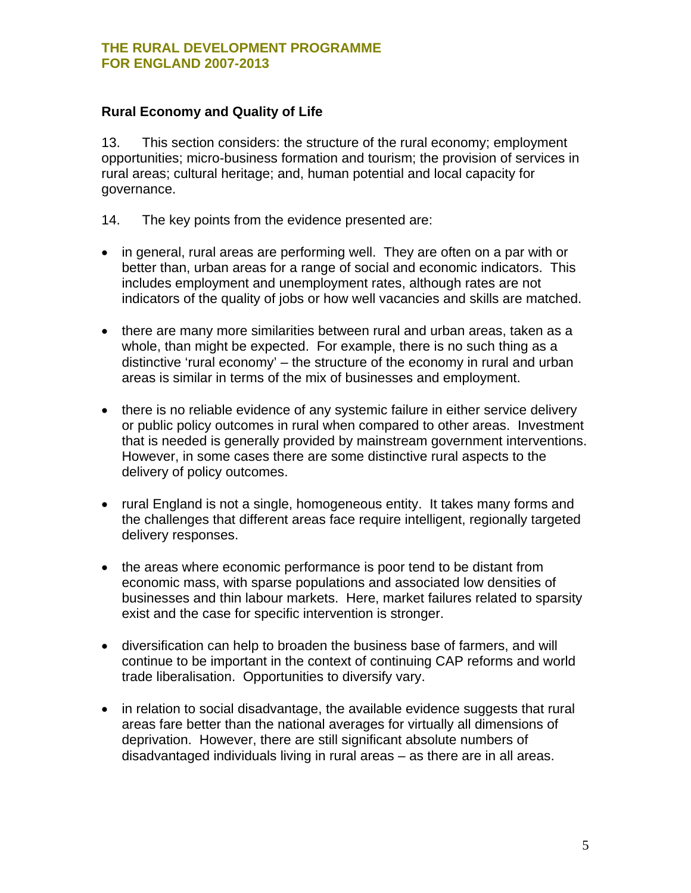## Rural Economy and Quality of Life

13. This section considers: the structure of the rural economy; employment opportunities; micro-business formation and tourism; the provision of services in rural areas; cultural heritage; and, human potential and local capacity for governance.

14. The key points from the evidence presented are:

- in general, rural areas are performing well. They are often on a par with or better than, urban areas for a range of social and economic indicators. This includes employment and unemployment rates, although rates are not indicators of the quality of jobs or how well vacancies and skills are matched.

- there are many more similarities between rural and urban areas, taken as a whole, than might be expected. For example, there is no such thing as a distinctive 'rural economy' – the structure of the economy in rural and urban areas is similar in terms of the mix of businesses and employment.

- there is no reliable evidence of any systemic failure in either service delivery or public policy outcomes in rural when compared to other areas. Investment that is needed is generally provided by mainstream government interventions. However, in some cases there are some distinctive rural aspects to the delivery of policy outcomes.

- rural England is not a single, homogeneous entity. It takes many forms and the challenges that different areas face require intelligent, regionally targeted delivery responses.

- the areas where economic performance is poor tend to be distant from economic mass, with sparse populations and associated low densities of businesses and thin labour markets. Here, market failures related to sparsity exist and the case for specific intervention is stronger.

- diversification can help to broaden the business base of farmers, and will continue to be important in the context of continuing CAP reforms and world trade liberalisation. Opportunities to diversify vary.

- in relation to social disadvantage, the available evidence suggests that rural areas fare better than the national averages for virtually all dimensions of deprivation. However, there are still significant absolute numbers of disadvantaged individuals living in rural areas – as there are in all areas.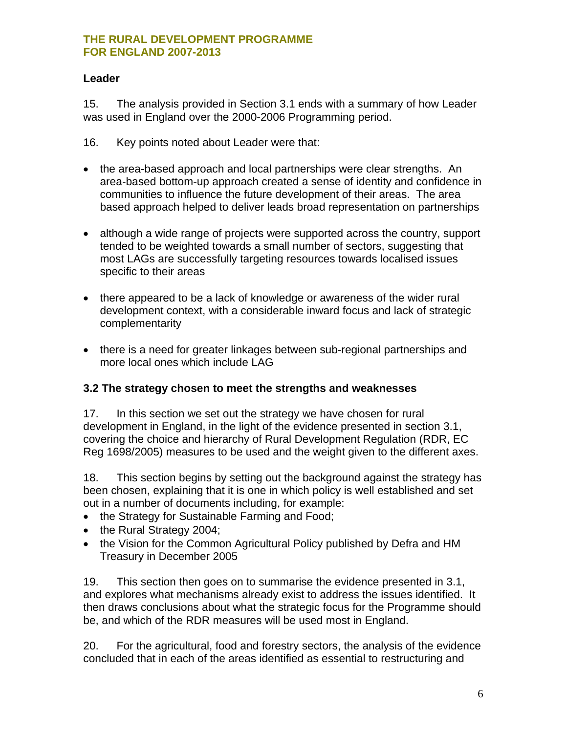### Leader

15. The analysis provided in Section 3.1 ends with a summary of how Leader was used in England over the 2000-2006 Programming period.

16. Key points noted about Leader were that:

- the area-based approach and local partnerships were clear strengths. An area-based bottom-up approach created a sense of identity and confidence in communities to influence the future development of their areas. The area based approach helped to deliver leads broad representation on partnerships
- although a wide range of projects were supported across the country, support tended to be weighted towards a small number of sectors, suggesting that most LAGs are successfully targeting resources towards localised issues specific to their areas
- there appeared to be a lack of knowledge or awareness of the wider rural development context, with a considerable inward focus and lack of strategic complementarity
- there is a need for greater linkages between sub-regional partnerships and more local ones which include LAG

### 3.2 The strategy chosen to meet the strengths and weaknesses

17. In this section we set out the strategy we have chosen for rural development in England, in the light of the evidence presented in section 3.1, covering the choice and hierarchy of Rural Development Regulation (RDR, EC Reg 1698/2005) measures to be used and the weight given to the different axes.

18. This section begins by setting out the background against the strategy has been chosen, explaining that it is one in which policy is well established and set out in a number of documents including, for example:

- the Strategy for Sustainable Farming and Food;
- the Rural Strategy 2004;
- the Vision for the Common Agricultural Policy published by Defra and HM Treasury in December 2005

19. This section then goes on to summarise the evidence presented in 3.1, and explores what mechanisms already exist to address the issues identified. It then draws conclusions about what the strategic focus for the Programme should be, and which of the RDR measures will be used most in England.

20. For the agricultural, food and forestry sectors, the analysis of the evidence concluded that in each of the areas identified as essential to restructuring and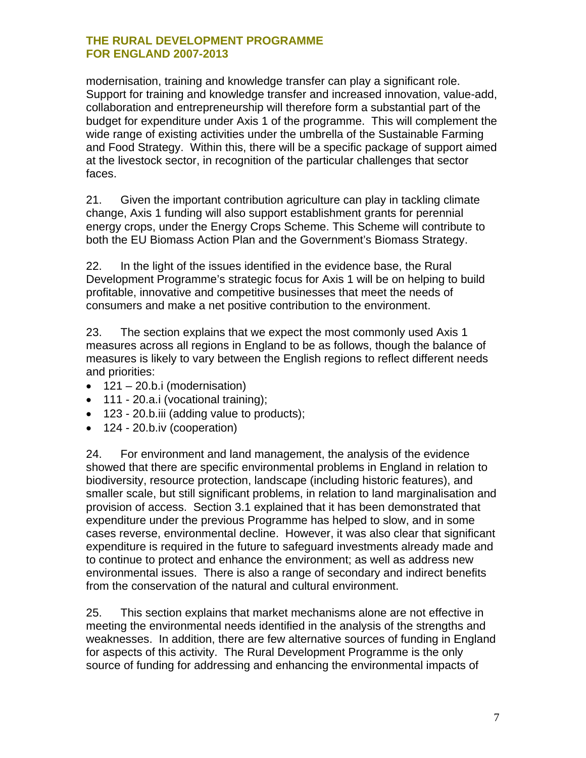modernisation, training and knowledge transfer can play a significant role. Support for training and knowledge transfer and increased innovation, value-add, collaboration and entrepreneurship will therefore form a substantial part of the budget for expenditure under Axis 1 of the programme. This will complement the wide range of existing activities under the umbrella of the Sustainable Farming and Food Strategy. Within this, there will be a specific package of support aimed at the livestock sector, in recognition of the particular challenges that sector faces.

21. Given the important contribution agriculture can play in tackling climate change, Axis 1 funding will also support establishment grants for perennial energy crops, under the Energy Crops Scheme. This Scheme will contribute to both the EU Biomass Action Plan and the Government's Biomass Strategy.

22. In the light of the issues identified in the evidence base, the Rural Development Programme's strategic focus for Axis 1 will be on helping to build profitable, innovative and competitive businesses that meet the needs of consumers and make a net positive contribution to the environment.

23. The section explains that we expect the most commonly used Axis 1 measures across all regions in England to be as follows, though the balance of measures is likely to vary between the English regions to reflect different needs and priorities:

- 121 – 20.b.i (modernisation)
- 111 - 20.a.i (vocational training);
- 123 - 20.b.iii (adding value to products);
- 124 - 20.b.iv (cooperation)

24. For environment and land management, the analysis of the evidence showed that there are specific environmental problems in England in relation to biodiversity, resource protection, landscape (including historic features), and smaller scale, but still significant problems, in relation to land marginalisation and provision of access. Section 3.1 explained that it has been demonstrated that expenditure under the previous Programme has helped to slow, and in some cases reverse, environmental decline. However, it was also clear that significant expenditure is required in the future to safeguard investments already made and to continue to protect and enhance the environment; as well as address new environmental issues. There is also a range of secondary and indirect benefits from the conservation of the natural and cultural environment.

25. This section explains that market mechanisms alone are not effective in meeting the environmental needs identified in the analysis of the strengths and weaknesses. In addition, there are few alternative sources of funding in England for aspects of this activity. The Rural Development Programme is the only source of funding for addressing and enhancing the environmental impacts of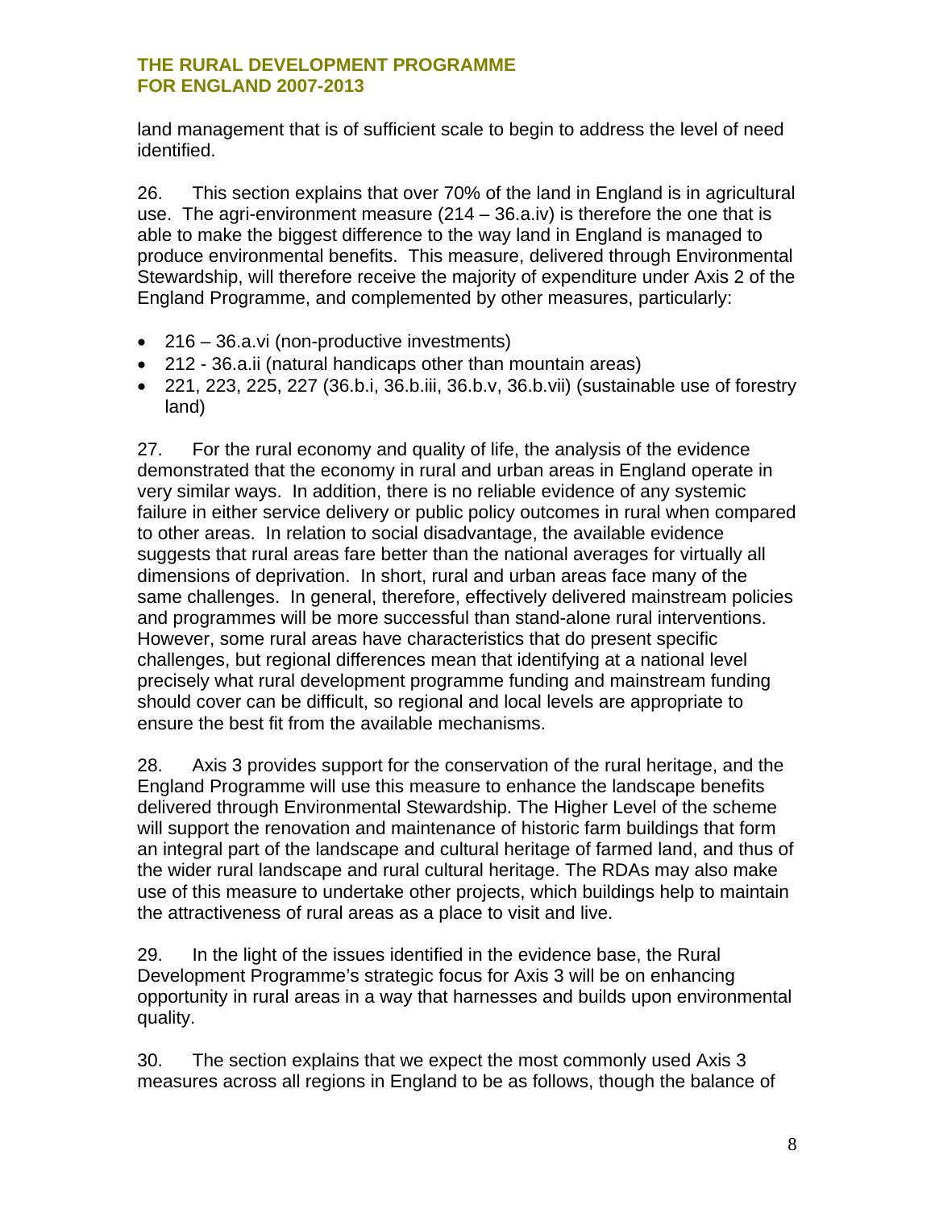land management that is of sufficient scale to begin to address the level of need identified.

26. This section explains that over 70% of the land in England is in agricultural use. The agri-environment measure (214 – 36.a.iv) is therefore the one that is able to make the biggest difference to the way land in England is managed to produce environmental benefits. This measure, delivered through Environmental Stewardship, will therefore receive the majority of expenditure under Axis 2 of the England Programme, and complemented by other measures, particularly:

- 216 – 36.a.vi (non-productive investments)
- 212 - 36.a.ii (natural handicaps other than mountain areas)
- 221, 223, 225, 227 (36.b.i, 36.b.iii, 36.b.v, 36.b.vii) (sustainable use of forestry land)

27. For the rural economy and quality of life, the analysis of the evidence demonstrated that the economy in rural and urban areas in England operate in very similar ways. In addition, there is no reliable evidence of any systemic failure in either service delivery or public policy outcomes in rural when compared to other areas. In relation to social disadvantage, the available evidence suggests that rural areas fare better than the national averages for virtually all dimensions of deprivation. In short, rural and urban areas face many of the same challenges. In general, therefore, effectively delivered mainstream policies and programmes will be more successful than stand-alone rural interventions. However, some rural areas have characteristics that do present specific challenges, but regional differences mean that identifying at a national level precisely what rural development programme funding and mainstream funding should cover can be difficult, so regional and local levels are appropriate to ensure the best fit from the available mechanisms.

28. Axis 3 provides support for the conservation of the rural heritage, and the England Programme will use this measure to enhance the landscape benefits delivered through Environmental Stewardship. The Higher Level of the scheme will support the renovation and maintenance of historic farm buildings that form an integral part of the landscape and cultural heritage of farmed land, and thus of the wider rural landscape and rural cultural heritage. The RDAs may also make use of this measure to undertake other projects, which buildings help to maintain the attractiveness of rural areas as a place to visit and live.

29. In the light of the issues identified in the evidence base, the Rural Development Programme's strategic focus for Axis 3 will be on enhancing opportunity in rural areas in a way that harnesses and builds upon environmental quality.

30. The section explains that we expect the most commonly used Axis 3 measures across all regions in England to be as follows, though the balance of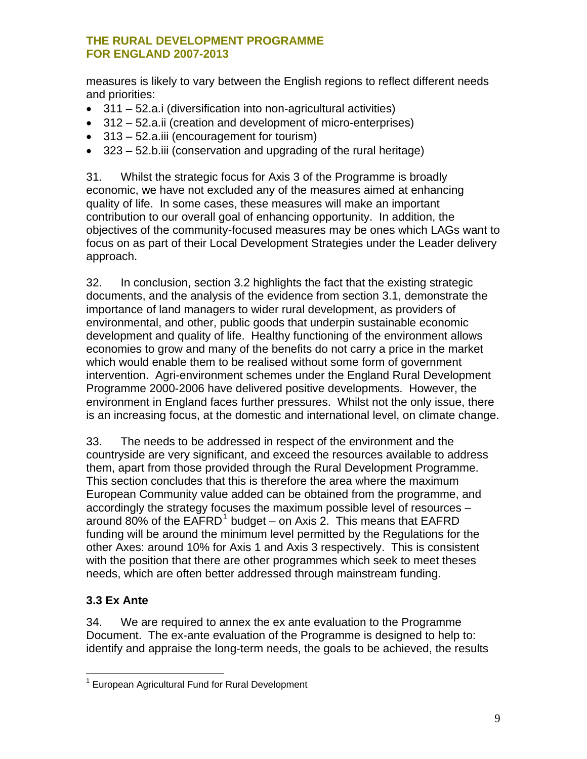measures is likely to vary between the English regions to reflect different needs and priorities:

- 311 – 52.a.i (diversification into non-agricultural activities)
- 312 – 52.a.ii (creation and development of micro-enterprises)
- 313 – 52.a.iii (encouragement for tourism)
- 323 – 52.b.iii (conservation and upgrading of the rural heritage)

31. Whilst the strategic focus for Axis 3 of the Programme is broadly economic, we have not excluded any of the measures aimed at enhancing quality of life. In some cases, these measures will make an important contribution to our overall goal of enhancing opportunity. In addition, the objectives of the community-focused measures may be ones which LAGs want to focus on as part of their Local Development Strategies under the Leader delivery approach.

32. In conclusion, section 3.2 highlights the fact that the existing strategic documents, and the analysis of the evidence from section 3.1, demonstrate the importance of land managers to wider rural development, as providers of environmental, and other, public goods that underpin sustainable economic development and quality of life. Healthy functioning of the environment allows economies to grow and many of the benefits do not carry a price in the market which would enable them to be realised without some form of government intervention. Agri-environment schemes under the England Rural Development Programme 2000-2006 have delivered positive developments. However, the environment in England faces further pressures. Whilst not the only issue, there is an increasing focus, at the domestic and international level, on climate change.

33. The needs to be addressed in respect of the environment and the countryside are very significant, and exceed the resources available to address them, apart from those provided through the Rural Development Programme. This section concludes that this is therefore the area where the maximum European Community value added can be obtained from the programme, and accordingly the strategy focuses the maximum possible level of resources – around 80% of the EAFRD[1] budget – on Axis 2. This means that EAFRD funding will be around the minimum level permitted by the Regulations for the other Axes: around 10% for Axis 1 and Axis 3 respectively. This is consistent with the position that there are other programmes which seek to meet theses needs, which are often better addressed through mainstream funding.

### 3.3 Ex Ante

34. We are required to annex the ex ante evaluation to the Programme Document. The ex-ante evaluation of the Programme is designed to help to: identify and appraise the long-term needs, the goals to be achieved, the results

[1] European Agricultural Fund for Rural Development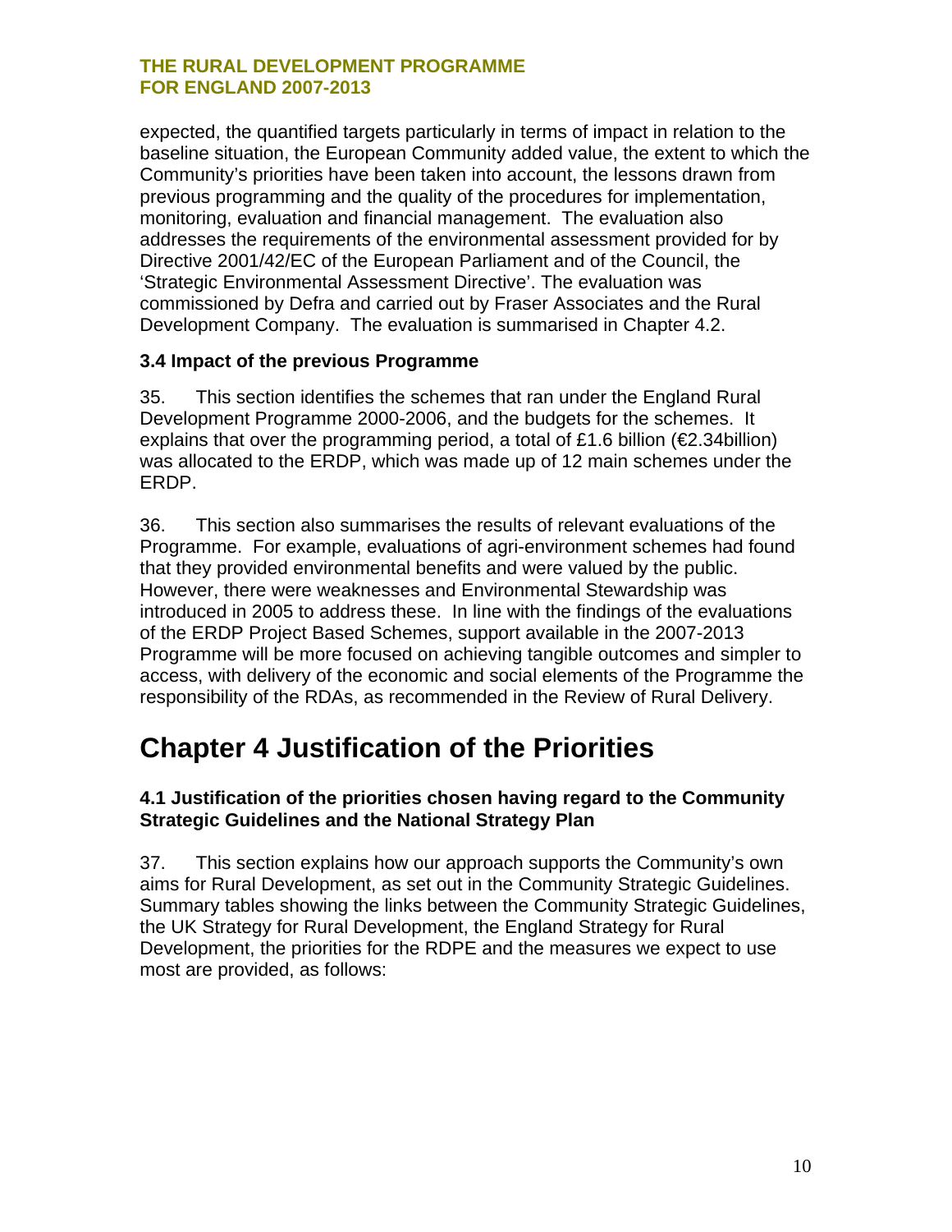expected, the quantified targets particularly in terms of impact in relation to the baseline situation, the European Community added value, the extent to which the Community's priorities have been taken into account, the lessons drawn from previous programming and the quality of the procedures for implementation, monitoring, evaluation and financial management. The evaluation also addresses the requirements of the environmental assessment provided for by Directive 2001/42/EC of the European Parliament and of the Council, the 'Strategic Environmental Assessment Directive'. The evaluation was commissioned by Defra and carried out by Fraser Associates and the Rural Development Company. The evaluation is summarised in Chapter 4.2.

### 3.4 Impact of the previous Programme

35. This section identifies the schemes that ran under the England Rural Development Programme 2000-2006, and the budgets for the schemes. It explains that over the programming period, a total of £1.6 billion (€2.34billion) was allocated to the ERDP, which was made up of 12 main schemes under the ERDP.

36. This section also summarises the results of relevant evaluations of the Programme. For example, evaluations of agri-environment schemes had found that they provided environmental benefits and were valued by the public. However, there were weaknesses and Environmental Stewardship was introduced in 2005 to address these. In line with the findings of the evaluations of the ERDP Project Based Schemes, support available in the 2007-2013 Programme will be more focused on achieving tangible outcomes and simpler to access, with delivery of the economic and social elements of the Programme the responsibility of the RDAs, as recommended in the Review of Rural Delivery.

# Chapter 4 Justification of the Priorities

### 4.1 Justification of the priorities chosen having regard to the Community Strategic Guidelines and the National Strategy Plan

37. This section explains how our approach supports the Community's own aims for Rural Development, as set out in the Community Strategic Guidelines. Summary tables showing the links between the Community Strategic Guidelines, the UK Strategy for Rural Development, the England Strategy for Rural Development, the priorities for the RDPE and the measures we expect to use most are provided, as follows: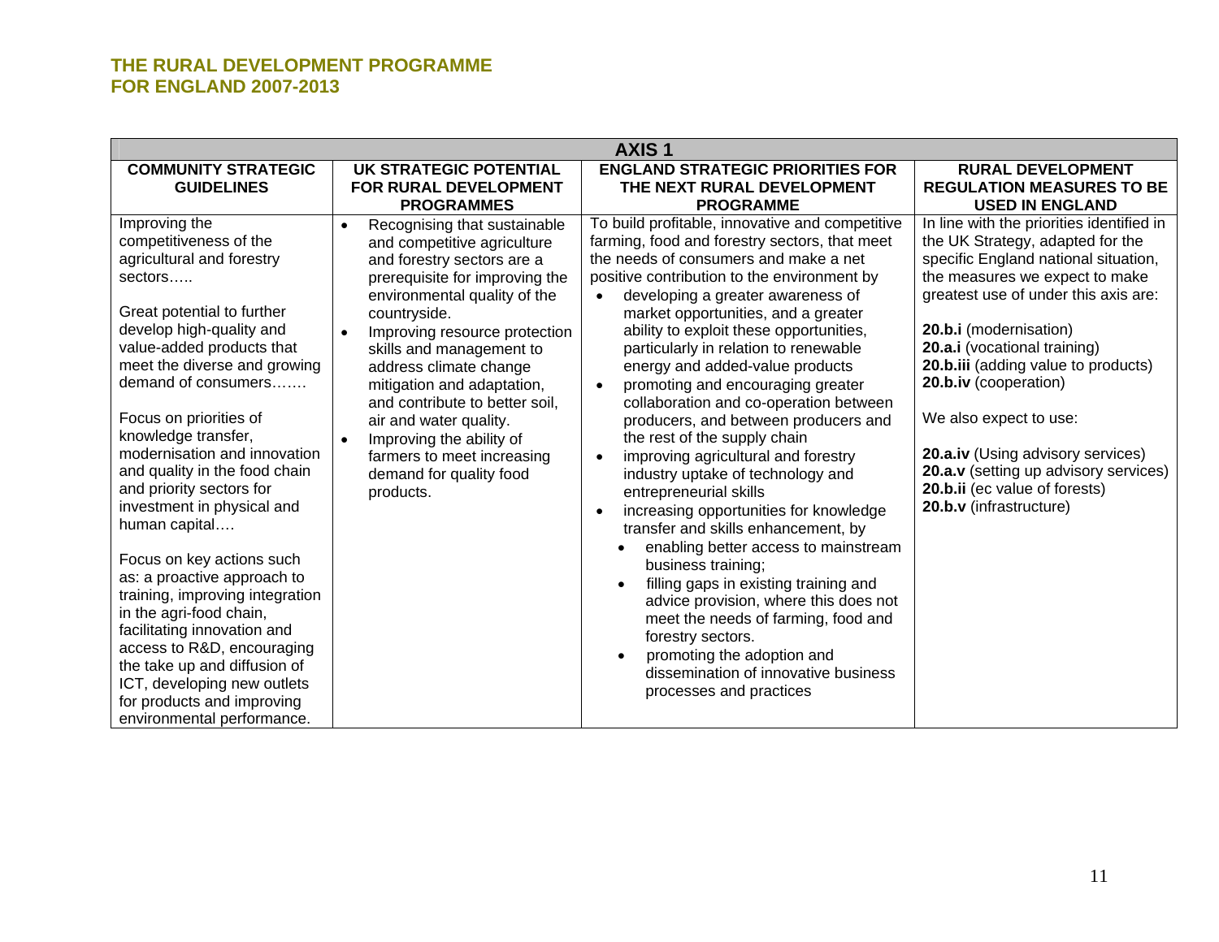## THE RURAL DEVELOPMENT PROGRAMME FOR ENGLAND 2007-2013

| AXIS 1 | | | |
|---|---|---|---|
| **COMMUNITY STRATEGIC GUIDELINES** | **UK STRATEGIC POTENTIAL FOR RURAL DEVELOPMENT PROGRAMMES** | **ENGLAND STRATEGIC PRIORITIES FOR THE NEXT RURAL DEVELOPMENT PROGRAMME** | **RURAL DEVELOPMENT REGULATION MEASURES TO BE USED IN ENGLAND** |
| Improving the competitiveness of the agricultural and forestry sectors…..<br><br>Great potential to further develop high-quality and value-added products that meet the diverse and growing demand of consumers…….<br><br>Focus on priorities of knowledge transfer, modernisation and innovation and quality in the food chain and priority sectors for investment in physical and human capital….<br><br>Focus on key actions such as: a proactive approach to training, improving integration in the agri-food chain, facilitating innovation and access to R&D, encouraging the take up and diffusion of ICT, developing new outlets for products and improving environmental performance. | • Recognising that sustainable and competitive agriculture and forestry sectors are a prerequisite for improving the environmental quality of the countryside.<br>• Improving resource protection skills and management to address climate change mitigation and adaptation, and contribute to better soil, air and water quality.<br>• Improving the ability of farmers to meet increasing demand for quality food products. | To build profitable, innovative and competitive farming, food and forestry sectors, that meet the needs of consumers and make a net positive contribution to the environment by<br>• developing a greater awareness of market opportunities, and a greater ability to exploit these opportunities, particularly in relation to renewable energy and added-value products<br>• promoting and encouraging greater collaboration and co-operation between producers, and between producers and the rest of the supply chain<br>• improving agricultural and forestry industry uptake of technology and entrepreneurial skills<br>• increasing opportunities for knowledge transfer and skills enhancement, by<br>  • enabling better access to mainstream business training;<br>  • filling gaps in existing training and advice provision, where this does not meet the needs of farming, food and forestry sectors.<br>  • promoting the adoption and dissemination of innovative business processes and practices | In line with the priorities identified in the UK Strategy, adapted for the specific England national situation, the measures we expect to make greatest use of under this axis are:<br><br>**20.b.i** (modernisation)<br>**20.a.i** (vocational training)<br>**20.b.iii** (adding value to products)<br>**20.b.iv** (cooperation)<br><br>We also expect to use:<br><br>**20.a.iv** (Using advisory services)<br>**20.a.v** (setting up advisory services)<br>**20.b.ii** (ec value of forests)<br>**20.b.v** (infrastructure) |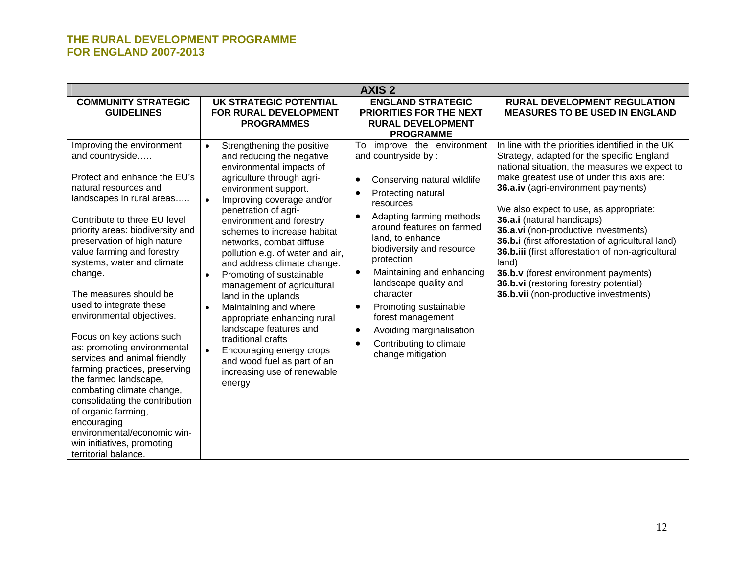# THE RURAL DEVELOPMENT PROGRAMME FOR ENGLAND 2007-2013

| AXIS 2 | | | |
|---|---|---|---|
| **COMMUNITY STRATEGIC GUIDELINES** | **UK STRATEGIC POTENTIAL FOR RURAL DEVELOPMENT PROGRAMMES** | **ENGLAND STRATEGIC PRIORITIES FOR THE NEXT RURAL DEVELOPMENT PROGRAMME** | **RURAL DEVELOPMENT REGULATION MEASURES TO BE USED IN ENGLAND** |
| Improving the environment and countryside…..<br><br>Protect and enhance the EU's natural resources and landscapes in rural areas…..<br><br>Contribute to three EU level priority areas: biodiversity and preservation of high nature value farming and forestry systems, water and climate change.<br><br>The measures should be used to integrate these environmental objectives.<br><br>Focus on key actions such as: promoting environmental services and animal friendly farming practices, preserving the farmed landscape, combating climate change, consolidating the contribution of organic farming, encouraging environmental/economic win-win initiatives, promoting territorial balance. | • Strengthening the positive and reducing the negative environmental impacts of agriculture through agri-environment support.<br>• Improving coverage and/or penetration of agri-environment and forestry schemes to increase habitat networks, combat diffuse pollution e.g. of water and air, and address climate change.<br>• Promoting of sustainable management of agricultural land in the uplands<br>• Maintaining and where appropriate enhancing rural landscape features and traditional crafts<br>• Encouraging energy crops and wood fuel as part of an increasing use of renewable energy | To improve the environment and countryside by :<br><br>• Conserving natural wildlife<br>• Protecting natural resources<br>• Adapting farming methods around features on farmed land, to enhance biodiversity and resource protection<br>• Maintaining and enhancing landscape quality and character<br>• Promoting sustainable forest management<br>• Avoiding marginalisation<br>• Contributing to climate change mitigation | In line with the priorities identified in the UK Strategy, adapted for the specific England national situation, the measures we expect to make greatest use of under this axis are:<br>**36.a.iv** (agri-environment payments)<br><br>We also expect to use, as appropriate:<br>**36.a.i** (natural handicaps)<br>**36.a.vi** (non-productive investments)<br>**36.b.i** (first afforestation of agricultural land)<br>**36.b.iii** (first afforestation of non-agricultural land)<br>**36.b.v** (forest environment payments)<br>**36.b.vi** (restoring forestry potential)<br>**36.b.vii** (non-productive investments) |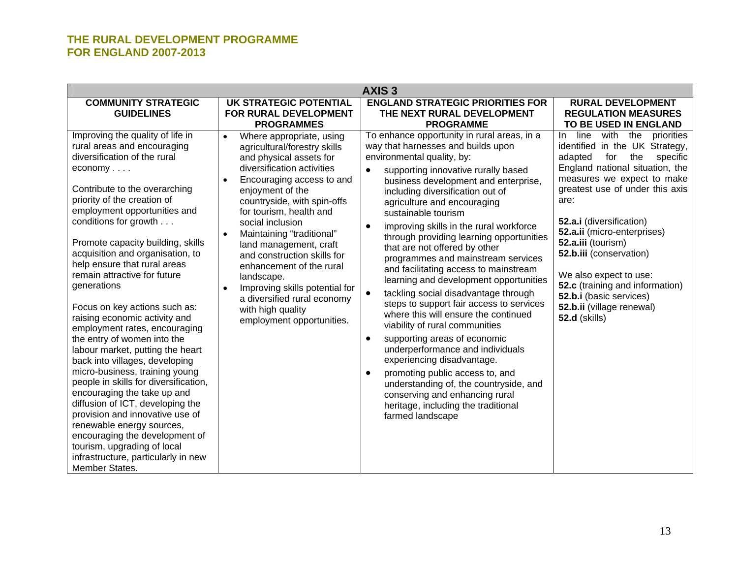**THE RURAL DEVELOPMENT PROGRAMME FOR ENGLAND 2007-2013**

| AXIS 3 | | | |
|---|---|---|---|
| **COMMUNITY STRATEGIC GUIDELINES** | **UK STRATEGIC POTENTIAL FOR RURAL DEVELOPMENT PROGRAMMES** | **ENGLAND STRATEGIC PRIORITIES FOR THE NEXT RURAL DEVELOPMENT PROGRAMME** | **RURAL DEVELOPMENT REGULATION MEASURES TO BE USED IN ENGLAND** |
| Improving the quality of life in rural areas and encouraging diversification of the rural economy . . . .<br><br>Contribute to the overarching priority of the creation of employment opportunities and conditions for growth . . .<br><br>Promote capacity building, skills acquisition and organisation, to help ensure that rural areas remain attractive for future generations<br><br>Focus on key actions such as: raising economic activity and employment rates, encouraging the entry of women into the labour market, putting the heart back into villages, developing micro-business, training young people in skills for diversification, encouraging the take up and diffusion of ICT, developing the provision and innovative use of renewable energy sources, encouraging the development of tourism, upgrading of local infrastructure, particularly in new Member States. | • Where appropriate, using agricultural/forestry skills and physical assets for diversification activities<br>• Encouraging access to and enjoyment of the countryside, with spin-offs for tourism, health and social inclusion<br>• Maintaining "traditional" land management, craft and construction skills for enhancement of the rural landscape.<br>• Improving skills potential for a diversified rural economy with high quality employment opportunities. | To enhance opportunity in rural areas, in a way that harnesses and builds upon environmental quality, by:<br>• supporting innovative rurally based business development and enterprise, including diversification out of agriculture and encouraging sustainable tourism<br>• improving skills in the rural workforce through providing learning opportunities that are not offered by other programmes and mainstream services and facilitating access to mainstream learning and development opportunities<br>• tackling social disadvantage through steps to support fair access to services where this will ensure the continued viability of rural communities<br>• supporting areas of economic underperformance and individuals experiencing disadvantage.<br>• promoting public access to, and understanding of, the countryside, and conserving and enhancing rural heritage, including the traditional farmed landscape | In line with the priorities identified in the UK Strategy, adapted for the specific England national situation, the measures we expect to make greatest use of under this axis are:<br><br>**52.a.i** (diversification)<br>**52.a.ii** (micro-enterprises)<br>**52.a.iii** (tourism)<br>**52.b.iii** (conservation)<br><br>We also expect to use:<br>**52.c** (training and information)<br>**52.b.i** (basic services)<br>**52.b.ii** (village renewal)<br>**52.d** (skills) |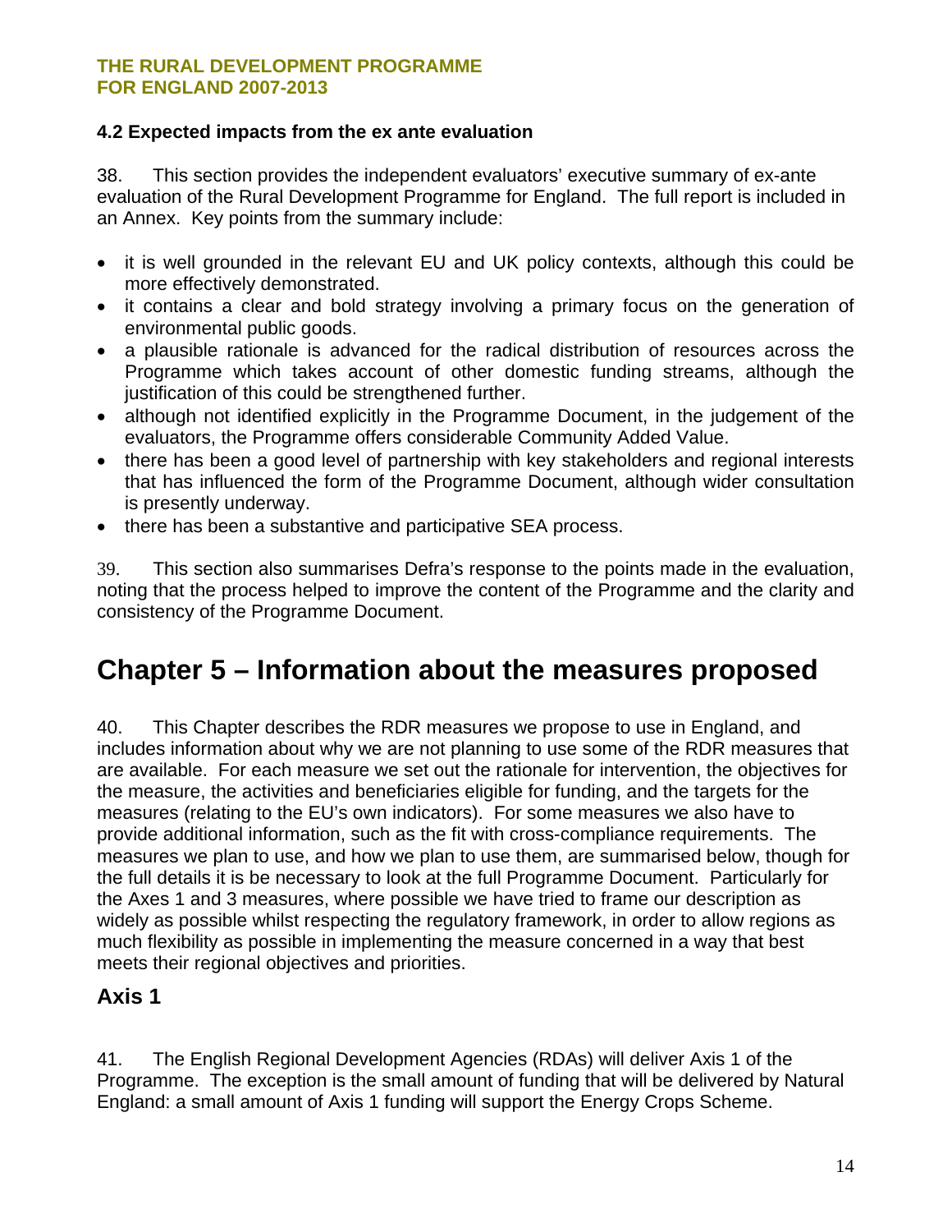### 4.2 Expected impacts from the ex ante evaluation

38. This section provides the independent evaluators' executive summary of ex-ante evaluation of the Rural Development Programme for England. The full report is included in an Annex. Key points from the summary include:

- it is well grounded in the relevant EU and UK policy contexts, although this could be more effectively demonstrated.
- it contains a clear and bold strategy involving a primary focus on the generation of environmental public goods.
- a plausible rationale is advanced for the radical distribution of resources across the Programme which takes account of other domestic funding streams, although the justification of this could be strengthened further.
- although not identified explicitly in the Programme Document, in the judgement of the evaluators, the Programme offers considerable Community Added Value.
- there has been a good level of partnership with key stakeholders and regional interests that has influenced the form of the Programme Document, although wider consultation is presently underway.
- there has been a substantive and participative SEA process.

39. This section also summarises Defra's response to the points made in the evaluation, noting that the process helped to improve the content of the Programme and the clarity and consistency of the Programme Document.

# Chapter 5 – Information about the measures proposed

40. This Chapter describes the RDR measures we propose to use in England, and includes information about why we are not planning to use some of the RDR measures that are available. For each measure we set out the rationale for intervention, the objectives for the measure, the activities and beneficiaries eligible for funding, and the targets for the measures (relating to the EU's own indicators). For some measures we also have to provide additional information, such as the fit with cross-compliance requirements. The measures we plan to use, and how we plan to use them, are summarised below, though for the full details it is be necessary to look at the full Programme Document. Particularly for the Axes 1 and 3 measures, where possible we have tried to frame our description as widely as possible whilst respecting the regulatory framework, in order to allow regions as much flexibility as possible in implementing the measure concerned in a way that best meets their regional objectives and priorities.

## Axis 1

41. The English Regional Development Agencies (RDAs) will deliver Axis 1 of the Programme. The exception is the small amount of funding that will be delivered by Natural England: a small amount of Axis 1 funding will support the Energy Crops Scheme.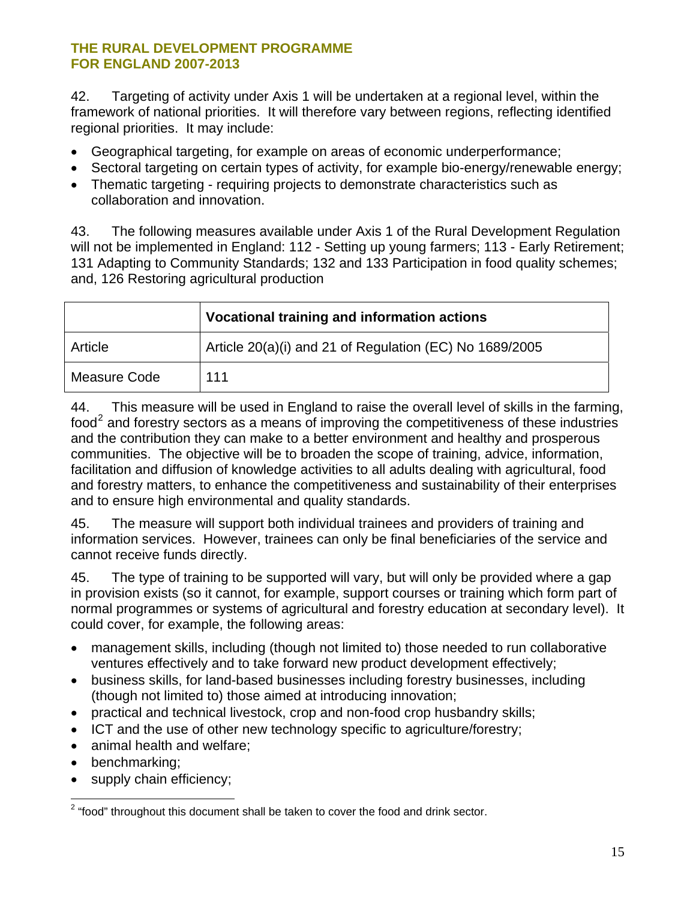42. Targeting of activity under Axis 1 will be undertaken at a regional level, within the framework of national priorities. It will therefore vary between regions, reflecting identified regional priorities. It may include:

- Geographical targeting, for example on areas of economic underperformance;
- Sectoral targeting on certain types of activity, for example bio-energy/renewable energy;
- Thematic targeting - requiring projects to demonstrate characteristics such as collaboration and innovation.

43. The following measures available under Axis 1 of the Rural Development Regulation will not be implemented in England: 112 - Setting up young farmers; 113 - Early Retirement; 131 Adapting to Community Standards; 132 and 133 Participation in food quality schemes; and, 126 Restoring agricultural production

| | **Vocational training and information actions** |
|---|---|
| Article | Article 20(a)(i) and 21 of Regulation (EC) No 1689/2005 |
| Measure Code | 111 |

44. This measure will be used in England to raise the overall level of skills in the farming, food[2] and forestry sectors as a means of improving the competitiveness of these industries and the contribution they can make to a better environment and healthy and prosperous communities. The objective will be to broaden the scope of training, advice, information, facilitation and diffusion of knowledge activities to all adults dealing with agricultural, food and forestry matters, to enhance the competitiveness and sustainability of their enterprises and to ensure high environmental and quality standards.

45. The measure will support both individual trainees and providers of training and information services. However, trainees can only be final beneficiaries of the service and cannot receive funds directly.

45. The type of training to be supported will vary, but will only be provided where a gap in provision exists (so it cannot, for example, support courses or training which form part of normal programmes or systems of agricultural and forestry education at secondary level). It could cover, for example, the following areas:

- management skills, including (though not limited to) those needed to run collaborative ventures effectively and to take forward new product development effectively;
- business skills, for land-based businesses including forestry businesses, including (though not limited to) those aimed at introducing innovation;
- practical and technical livestock, crop and non-food crop husbandry skills;
- ICT and the use of other new technology specific to agriculture/forestry;
- animal health and welfare;
- benchmarking;
- supply chain efficiency;

[2] "food" throughout this document shall be taken to cover the food and drink sector.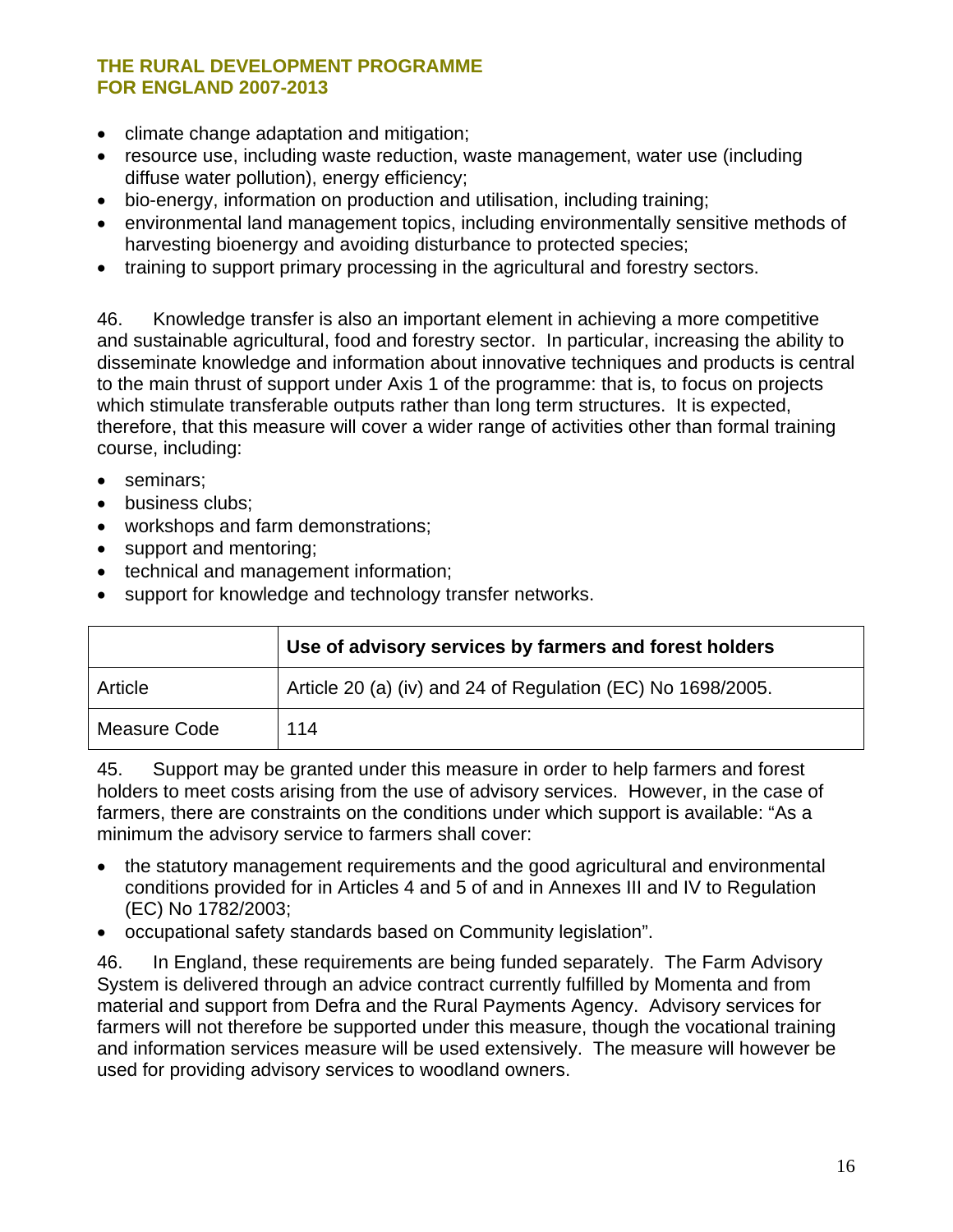- climate change adaptation and mitigation;
- resource use, including waste reduction, waste management, water use (including diffuse water pollution), energy efficiency;
- bio-energy, information on production and utilisation, including training;
- environmental land management topics, including environmentally sensitive methods of harvesting bioenergy and avoiding disturbance to protected species;
- training to support primary processing in the agricultural and forestry sectors.

46. Knowledge transfer is also an important element in achieving a more competitive and sustainable agricultural, food and forestry sector. In particular, increasing the ability to disseminate knowledge and information about innovative techniques and products is central to the main thrust of support under Axis 1 of the programme: that is, to focus on projects which stimulate transferable outputs rather than long term structures. It is expected, therefore, that this measure will cover a wider range of activities other than formal training course, including:

- seminars;
- business clubs;
- workshops and farm demonstrations;
- support and mentoring;
- technical and management information;
- support for knowledge and technology transfer networks.

| | **Use of advisory services by farmers and forest holders** |
|---|---|
| Article | Article 20 (a) (iv) and 24 of Regulation (EC) No 1698/2005. |
| Measure Code | 114 |

45. Support may be granted under this measure in order to help farmers and forest holders to meet costs arising from the use of advisory services. However, in the case of farmers, there are constraints on the conditions under which support is available: "As a minimum the advisory service to farmers shall cover:

- the statutory management requirements and the good agricultural and environmental conditions provided for in Articles 4 and 5 of and in Annexes III and IV to Regulation (EC) No 1782/2003;
- occupational safety standards based on Community legislation".

46. In England, these requirements are being funded separately. The Farm Advisory System is delivered through an advice contract currently fulfilled by Momenta and from material and support from Defra and the Rural Payments Agency. Advisory services for farmers will not therefore be supported under this measure, though the vocational training and information services measure will be used extensively. The measure will however be used for providing advisory services to woodland owners.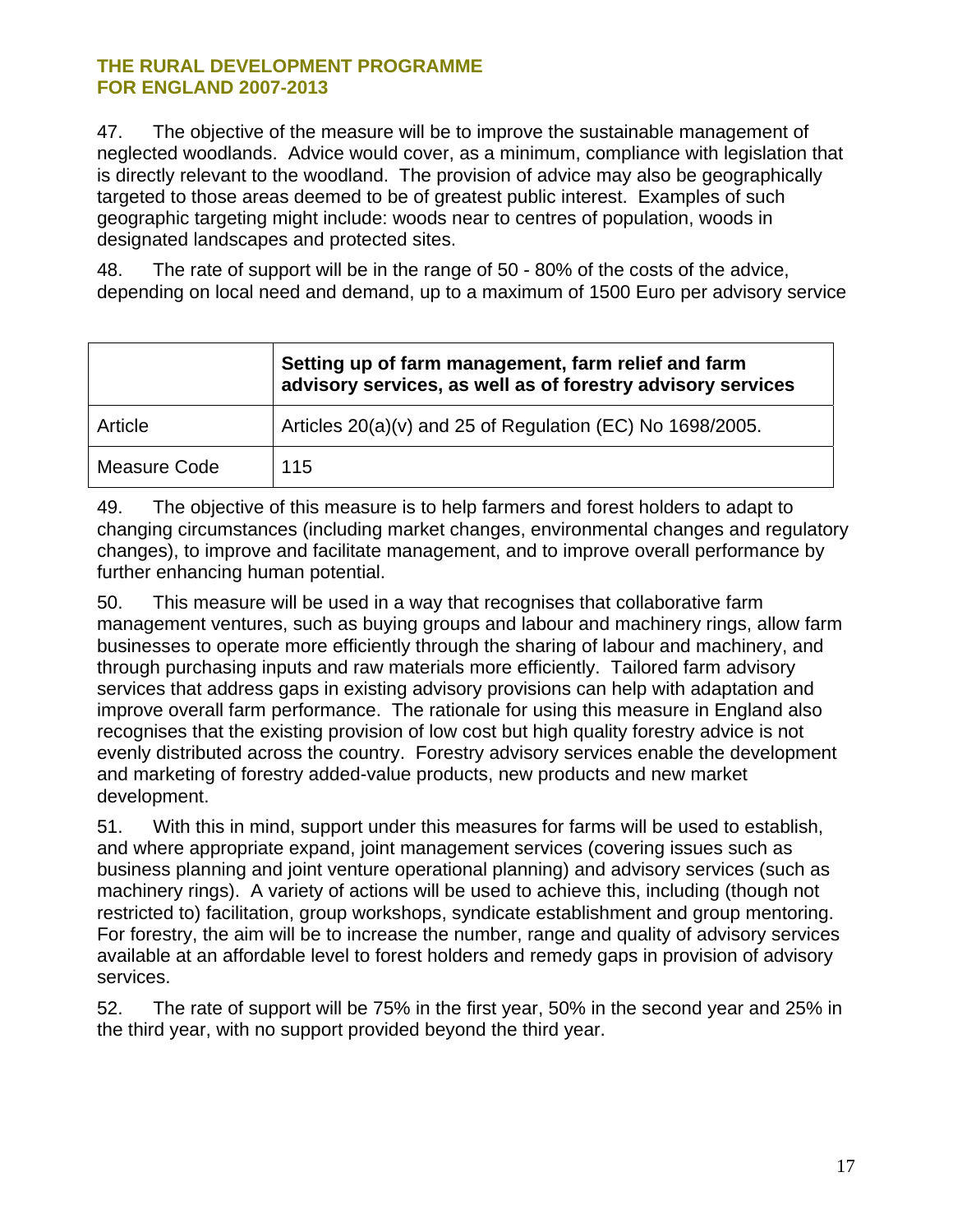47. The objective of the measure will be to improve the sustainable management of neglected woodlands. Advice would cover, as a minimum, compliance with legislation that is directly relevant to the woodland. The provision of advice may also be geographically targeted to those areas deemed to be of greatest public interest. Examples of such geographic targeting might include: woods near to centres of population, woods in designated landscapes and protected sites.

48. The rate of support will be in the range of 50 - 80% of the costs of the advice, depending on local need and demand, up to a maximum of 1500 Euro per advisory service

| | **Setting up of farm management, farm relief and farm advisory services, as well as of forestry advisory services** |
|---|---|
| Article | Articles 20(a)(v) and 25 of Regulation (EC) No 1698/2005. |
| Measure Code | 115 |

49. The objective of this measure is to help farmers and forest holders to adapt to changing circumstances (including market changes, environmental changes and regulatory changes), to improve and facilitate management, and to improve overall performance by further enhancing human potential.

50. This measure will be used in a way that recognises that collaborative farm management ventures, such as buying groups and labour and machinery rings, allow farm businesses to operate more efficiently through the sharing of labour and machinery, and through purchasing inputs and raw materials more efficiently. Tailored farm advisory services that address gaps in existing advisory provisions can help with adaptation and improve overall farm performance. The rationale for using this measure in England also recognises that the existing provision of low cost but high quality forestry advice is not evenly distributed across the country. Forestry advisory services enable the development and marketing of forestry added-value products, new products and new market development.

51. With this in mind, support under this measures for farms will be used to establish, and where appropriate expand, joint management services (covering issues such as business planning and joint venture operational planning) and advisory services (such as machinery rings). A variety of actions will be used to achieve this, including (though not restricted to) facilitation, group workshops, syndicate establishment and group mentoring. For forestry, the aim will be to increase the number, range and quality of advisory services available at an affordable level to forest holders and remedy gaps in provision of advisory services.

52. The rate of support will be 75% in the first year, 50% in the second year and 25% in the third year, with no support provided beyond the third year.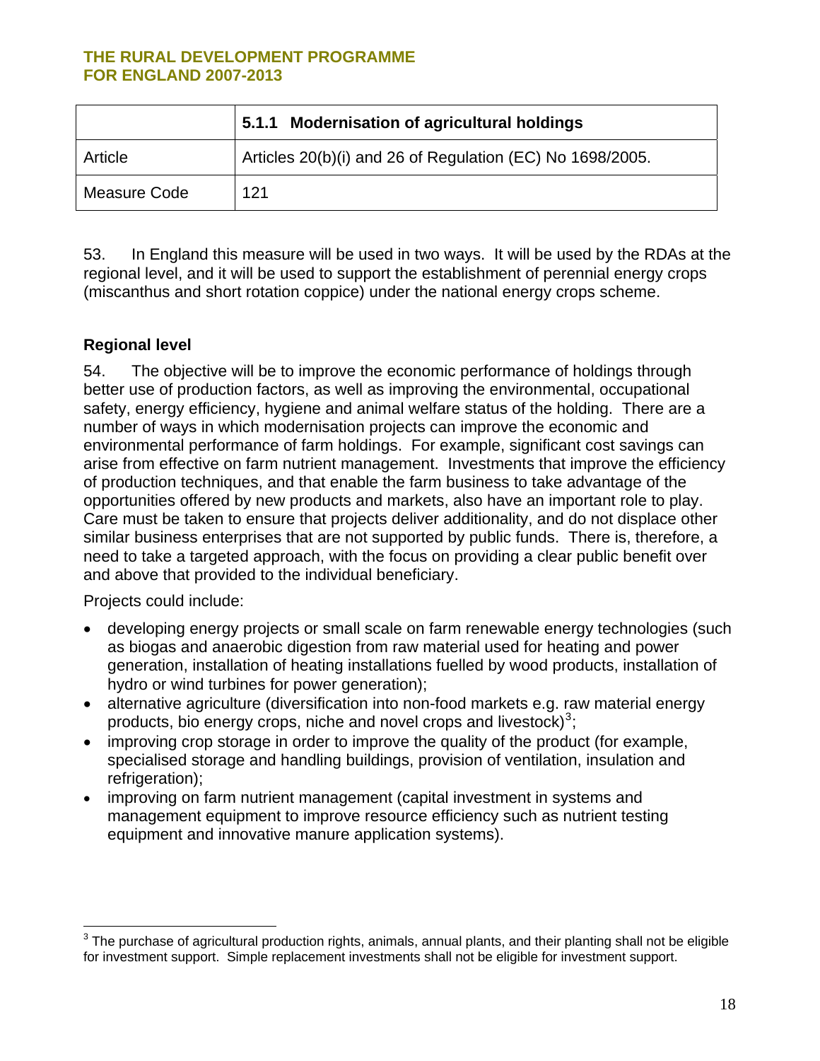| | 5.1.1 Modernisation of agricultural holdings |
|---|---|
| Article | Articles 20(b)(i) and 26 of Regulation (EC) No 1698/2005. |
| Measure Code | 121 |

53. In England this measure will be used in two ways. It will be used by the RDAs at the regional level, and it will be used to support the establishment of perennial energy crops (miscanthus and short rotation coppice) under the national energy crops scheme.

**Regional level**

54. The objective will be to improve the economic performance of holdings through better use of production factors, as well as improving the environmental, occupational safety, energy efficiency, hygiene and animal welfare status of the holding. There are a number of ways in which modernisation projects can improve the economic and environmental performance of farm holdings. For example, significant cost savings can arise from effective on farm nutrient management. Investments that improve the efficiency of production techniques, and that enable the farm business to take advantage of the opportunities offered by new products and markets, also have an important role to play. Care must be taken to ensure that projects deliver additionality, and do not displace other similar business enterprises that are not supported by public funds. There is, therefore, a need to take a targeted approach, with the focus on providing a clear public benefit over and above that provided to the individual beneficiary.

Projects could include:

- developing energy projects or small scale on farm renewable energy technologies (such as biogas and anaerobic digestion from raw material used for heating and power generation, installation of heating installations fuelled by wood products, installation of hydro or wind turbines for power generation);
- alternative agriculture (diversification into non-food markets e.g. raw material energy products, bio energy crops, niche and novel crops and livestock)[3];
- improving crop storage in order to improve the quality of the product (for example, specialised storage and handling buildings, provision of ventilation, insulation and refrigeration);
- improving on farm nutrient management (capital investment in systems and management equipment to improve resource efficiency such as nutrient testing equipment and innovative manure application systems).

[3] The purchase of agricultural production rights, animals, annual plants, and their planting shall not be eligible for investment support. Simple replacement investments shall not be eligible for investment support.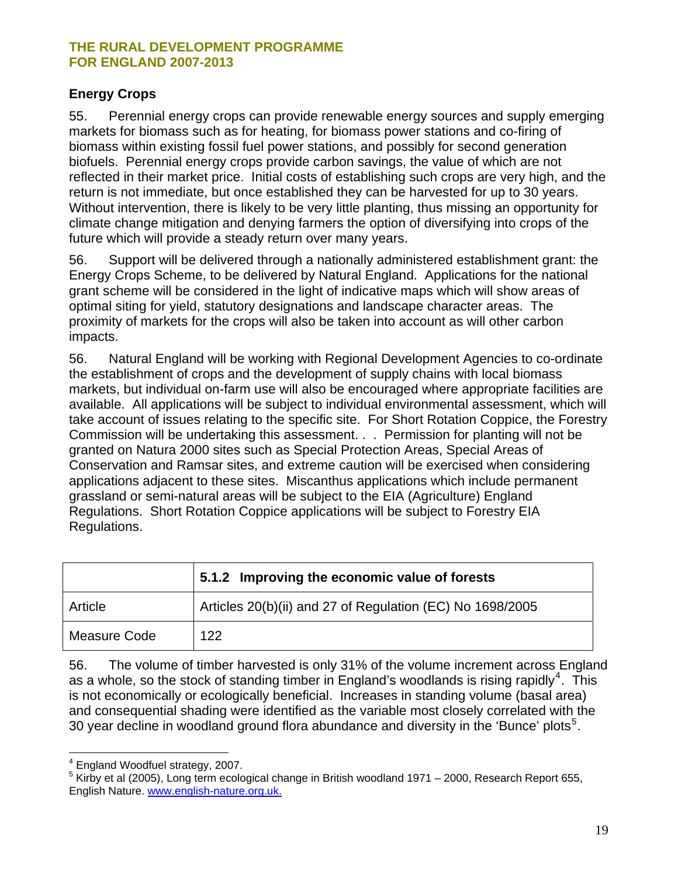## Energy Crops

55. Perennial energy crops can provide renewable energy sources and supply emerging markets for biomass such as for heating, for biomass power stations and co-firing of biomass within existing fossil fuel power stations, and possibly for second generation biofuels. Perennial energy crops provide carbon savings, the value of which are not reflected in their market price. Initial costs of establishing such crops are very high, and the return is not immediate, but once established they can be harvested for up to 30 years. Without intervention, there is likely to be very little planting, thus missing an opportunity for climate change mitigation and denying farmers the option of diversifying into crops of the future which will provide a steady return over many years.

56. Support will be delivered through a nationally administered establishment grant: the Energy Crops Scheme, to be delivered by Natural England. Applications for the national grant scheme will be considered in the light of indicative maps which will show areas of optimal siting for yield, statutory designations and landscape character areas. The proximity of markets for the crops will also be taken into account as will other carbon impacts.

56. Natural England will be working with Regional Development Agencies to co-ordinate the establishment of crops and the development of supply chains with local biomass markets, but individual on-farm use will also be encouraged where appropriate facilities are available. All applications will be subject to individual environmental assessment, which will take account of issues relating to the specific site. For Short Rotation Coppice, the Forestry Commission will be undertaking this assessment. . . Permission for planting will not be granted on Natura 2000 sites such as Special Protection Areas, Special Areas of Conservation and Ramsar sites, and extreme caution will be exercised when considering applications adjacent to these sites. Miscanthus applications which include permanent grassland or semi-natural areas will be subject to the EIA (Agriculture) England Regulations. Short Rotation Coppice applications will be subject to Forestry EIA Regulations.

| | **5.1.2 Improving the economic value of forests** |
|---|---|
| Article | Articles 20(b)(ii) and 27 of Regulation (EC) No 1698/2005 |
| Measure Code | 122 |

56. The volume of timber harvested is only 31% of the volume increment across England as a whole, so the stock of standing timber in England's woodlands is rising rapidly[4]. This is not economically or ecologically beneficial. Increases in standing volume (basal area) and consequential shading were identified as the variable most closely correlated with the 30 year decline in woodland ground flora abundance and diversity in the 'Bunce' plots[5].

[4] England Woodfuel strategy, 2007.

[5] Kirby et al (2005), Long term ecological change in British woodland 1971 – 2000, Research Report 655, English Nature. www.english-nature.org.uk.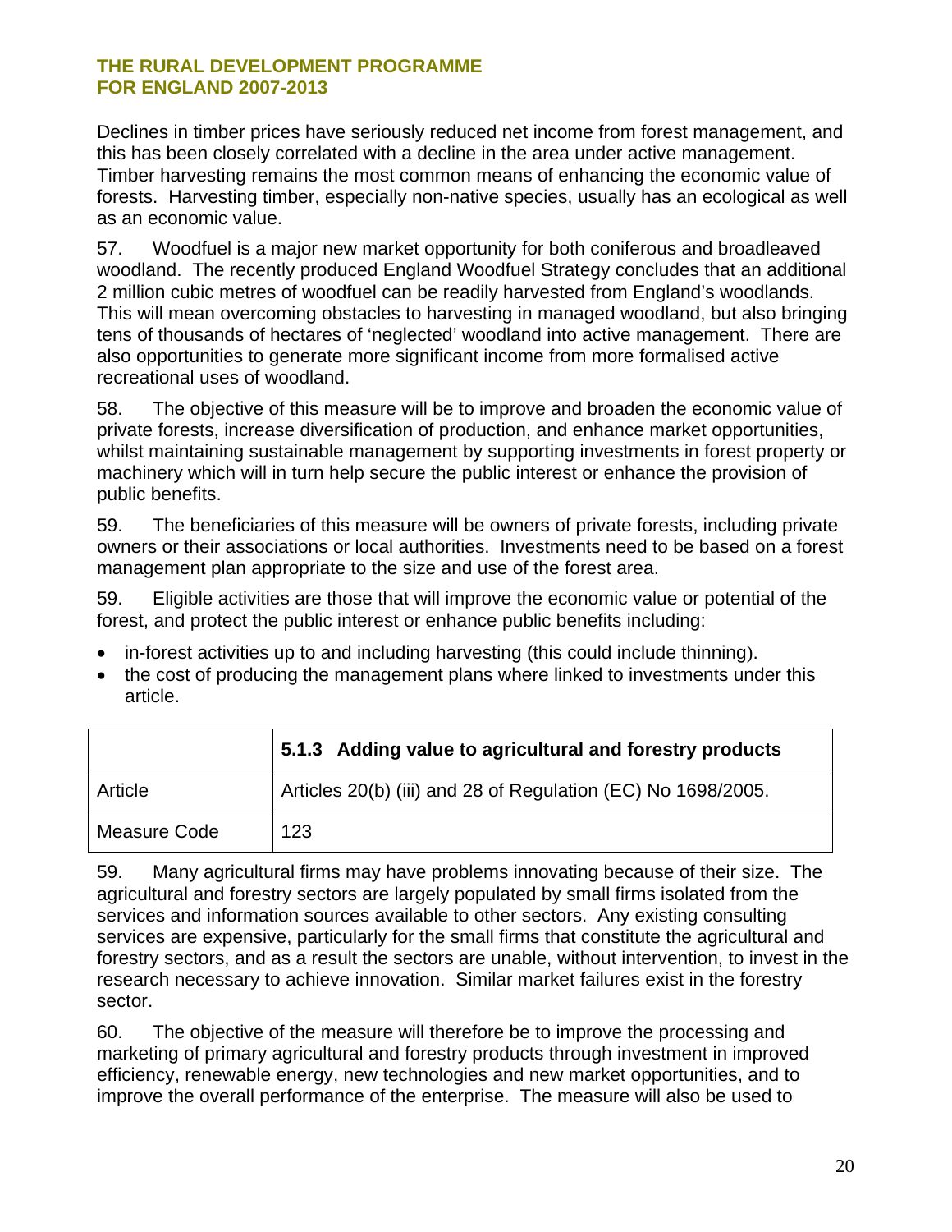Declines in timber prices have seriously reduced net income from forest management, and this has been closely correlated with a decline in the area under active management. Timber harvesting remains the most common means of enhancing the economic value of forests. Harvesting timber, especially non-native species, usually has an ecological as well as an economic value.

57. Woodfuel is a major new market opportunity for both coniferous and broadleaved woodland. The recently produced England Woodfuel Strategy concludes that an additional 2 million cubic metres of woodfuel can be readily harvested from England's woodlands. This will mean overcoming obstacles to harvesting in managed woodland, but also bringing tens of thousands of hectares of 'neglected' woodland into active management. There are also opportunities to generate more significant income from more formalised active recreational uses of woodland.

58. The objective of this measure will be to improve and broaden the economic value of private forests, increase diversification of production, and enhance market opportunities, whilst maintaining sustainable management by supporting investments in forest property or machinery which will in turn help secure the public interest or enhance the provision of public benefits.

59. The beneficiaries of this measure will be owners of private forests, including private owners or their associations or local authorities. Investments need to be based on a forest management plan appropriate to the size and use of the forest area.

59. Eligible activities are those that will improve the economic value or potential of the forest, and protect the public interest or enhance public benefits including:

- in-forest activities up to and including harvesting (this could include thinning).
- the cost of producing the management plans where linked to investments under this article.

| | **5.1.3 Adding value to agricultural and forestry products** |
|---|---|
| Article | Articles 20(b) (iii) and 28 of Regulation (EC) No 1698/2005. |
| Measure Code | 123 |

59. Many agricultural firms may have problems innovating because of their size. The agricultural and forestry sectors are largely populated by small firms isolated from the services and information sources available to other sectors. Any existing consulting services are expensive, particularly for the small firms that constitute the agricultural and forestry sectors, and as a result the sectors are unable, without intervention, to invest in the research necessary to achieve innovation. Similar market failures exist in the forestry sector.

60. The objective of the measure will therefore be to improve the processing and marketing of primary agricultural and forestry products through investment in improved efficiency, renewable energy, new technologies and new market opportunities, and to improve the overall performance of the enterprise. The measure will also be used to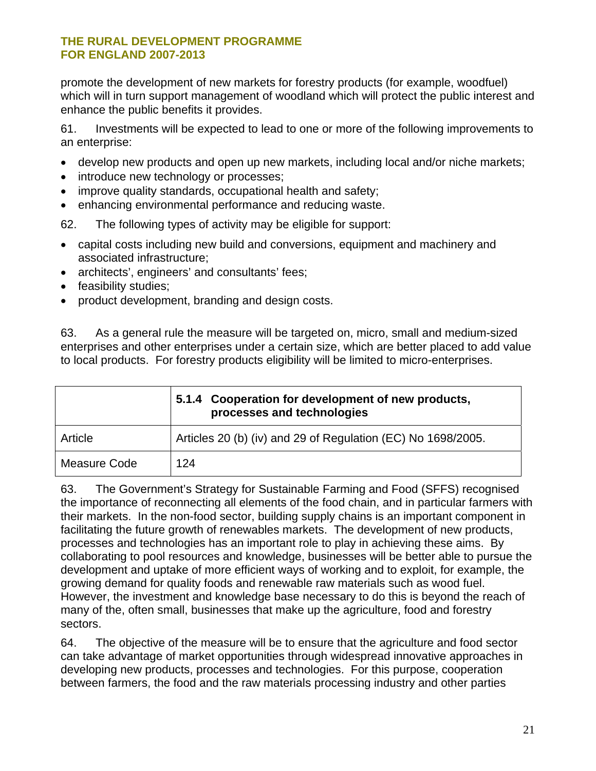promote the development of new markets for forestry products (for example, woodfuel) which will in turn support management of woodland which will protect the public interest and enhance the public benefits it provides.

61. Investments will be expected to lead to one or more of the following improvements to an enterprise:

- develop new products and open up new markets, including local and/or niche markets;
- introduce new technology or processes;
- improve quality standards, occupational health and safety;
- enhancing environmental performance and reducing waste.

62. The following types of activity may be eligible for support:

- capital costs including new build and conversions, equipment and machinery and associated infrastructure;
- architects', engineers' and consultants' fees;
- feasibility studies;
- product development, branding and design costs.

63. As a general rule the measure will be targeted on, micro, small and medium-sized enterprises and other enterprises under a certain size, which are better placed to add value to local products. For forestry products eligibility will be limited to micro-enterprises.

| | **5.1.4 Cooperation for development of new products, processes and technologies** |
|---|---|
| Article | Articles 20 (b) (iv) and 29 of Regulation (EC) No 1698/2005. |
| Measure Code | 124 |

63. The Government's Strategy for Sustainable Farming and Food (SFFS) recognised the importance of reconnecting all elements of the food chain, and in particular farmers with their markets. In the non-food sector, building supply chains is an important component in facilitating the future growth of renewables markets. The development of new products, processes and technologies has an important role to play in achieving these aims. By collaborating to pool resources and knowledge, businesses will be better able to pursue the development and uptake of more efficient ways of working and to exploit, for example, the growing demand for quality foods and renewable raw materials such as wood fuel. However, the investment and knowledge base necessary to do this is beyond the reach of many of the, often small, businesses that make up the agriculture, food and forestry sectors.

64. The objective of the measure will be to ensure that the agriculture and food sector can take advantage of market opportunities through widespread innovative approaches in developing new products, processes and technologies. For this purpose, cooperation between farmers, the food and the raw materials processing industry and other parties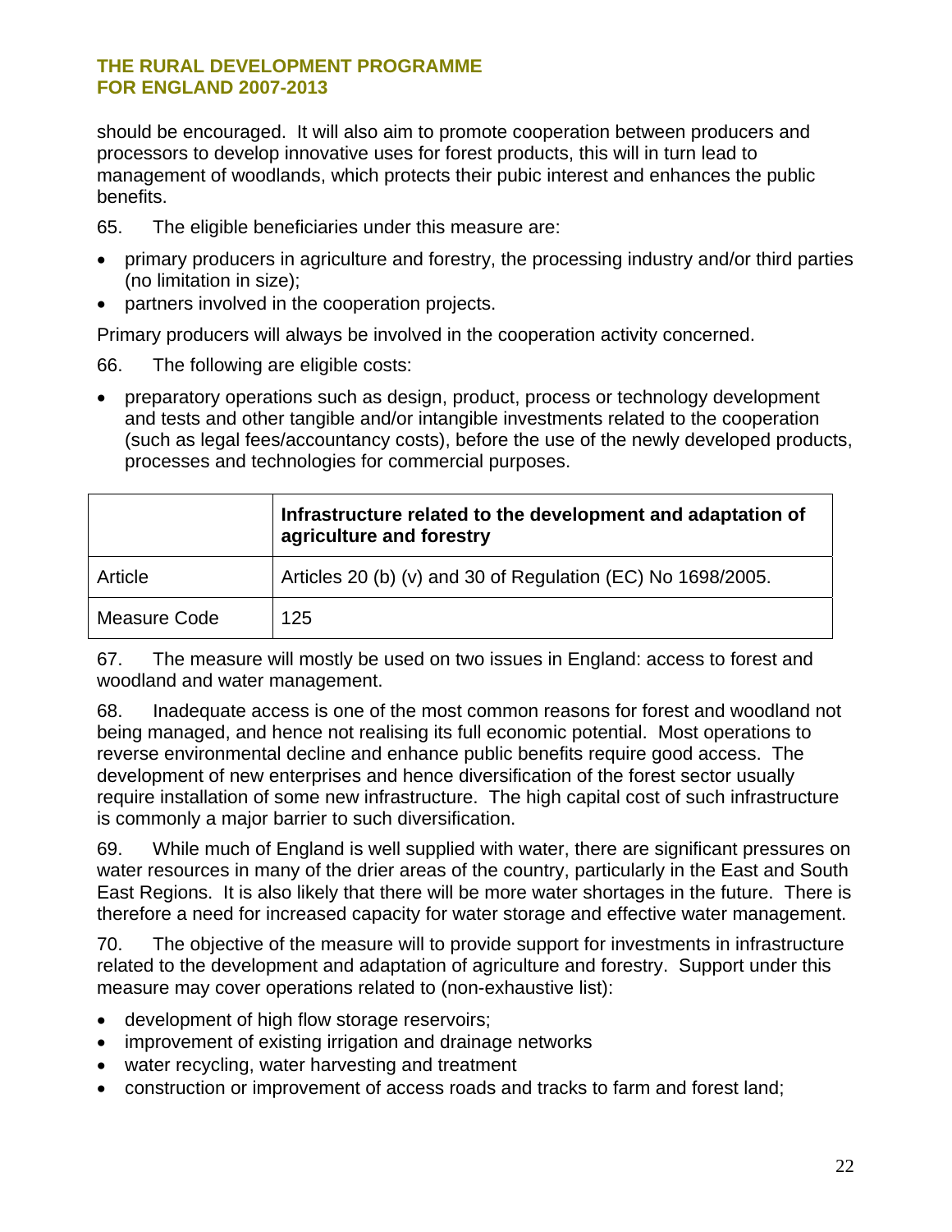should be encouraged. It will also aim to promote cooperation between producers and processors to develop innovative uses for forest products, this will in turn lead to management of woodlands, which protects their pubic interest and enhances the public benefits.

65. The eligible beneficiaries under this measure are:

- primary producers in agriculture and forestry, the processing industry and/or third parties (no limitation in size);
- partners involved in the cooperation projects.

Primary producers will always be involved in the cooperation activity concerned.

66. The following are eligible costs:

- preparatory operations such as design, product, process or technology development and tests and other tangible and/or intangible investments related to the cooperation (such as legal fees/accountancy costs), before the use of the newly developed products, processes and technologies for commercial purposes.

| | **Infrastructure related to the development and adaptation of agriculture and forestry** |
|---|---|
| Article | Articles 20 (b) (v) and 30 of Regulation (EC) No 1698/2005. |
| Measure Code | 125 |

67. The measure will mostly be used on two issues in England: access to forest and woodland and water management.

68. Inadequate access is one of the most common reasons for forest and woodland not being managed, and hence not realising its full economic potential. Most operations to reverse environmental decline and enhance public benefits require good access. The development of new enterprises and hence diversification of the forest sector usually require installation of some new infrastructure. The high capital cost of such infrastructure is commonly a major barrier to such diversification.

69. While much of England is well supplied with water, there are significant pressures on water resources in many of the drier areas of the country, particularly in the East and South East Regions. It is also likely that there will be more water shortages in the future. There is therefore a need for increased capacity for water storage and effective water management.

70. The objective of the measure will to provide support for investments in infrastructure related to the development and adaptation of agriculture and forestry. Support under this measure may cover operations related to (non-exhaustive list):

- development of high flow storage reservoirs;
- improvement of existing irrigation and drainage networks
- water recycling, water harvesting and treatment
- construction or improvement of access roads and tracks to farm and forest land;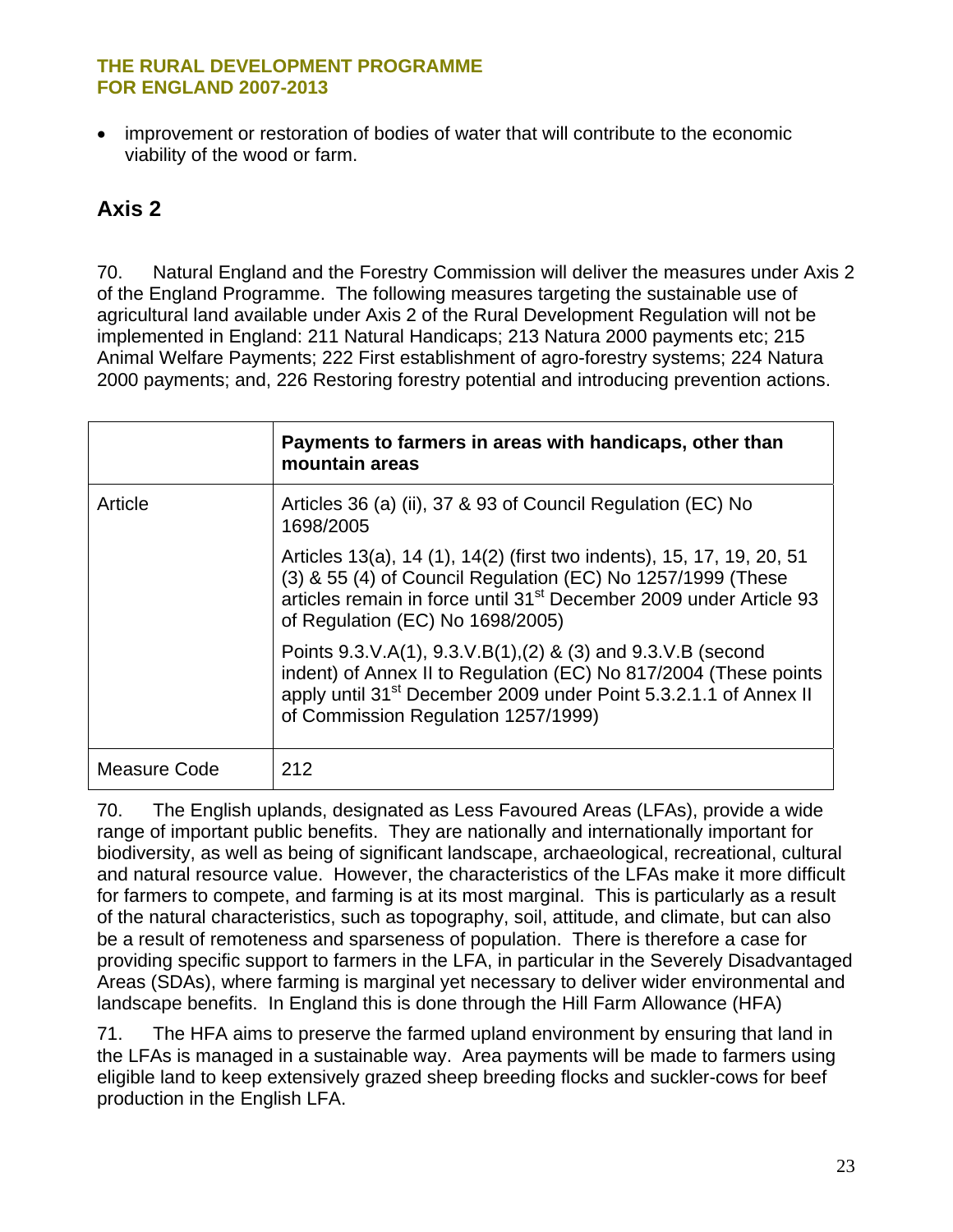- improvement or restoration of bodies of water that will contribute to the economic viability of the wood or farm.

## Axis 2

70. Natural England and the Forestry Commission will deliver the measures under Axis 2 of the England Programme. The following measures targeting the sustainable use of agricultural land available under Axis 2 of the Rural Development Regulation will not be implemented in England: 211 Natural Handicaps; 213 Natura 2000 payments etc; 215 Animal Welfare Payments; 222 First establishment of agro-forestry systems; 224 Natura 2000 payments; and, 226 Restoring forestry potential and introducing prevention actions.

| | **Payments to farmers in areas with handicaps, other than mountain areas** |
|---|---|
| Article | Articles 36 (a) (ii), 37 & 93 of Council Regulation (EC) No 1698/2005<br><br>Articles 13(a), 14 (1), 14(2) (first two indents), 15, 17, 19, 20, 51 (3) & 55 (4) of Council Regulation (EC) No 1257/1999 (These articles remain in force until 31st December 2009 under Article 93 of Regulation (EC) No 1698/2005)<br><br>Points 9.3.V.A(1), 9.3.V.B(1),(2) & (3) and 9.3.V.B (second indent) of Annex II to Regulation (EC) No 817/2004 (These points apply until 31st December 2009 under Point 5.3.2.1.1 of Annex II of Commission Regulation 1257/1999) |
| Measure Code | 212 |

70. The English uplands, designated as Less Favoured Areas (LFAs), provide a wide range of important public benefits. They are nationally and internationally important for biodiversity, as well as being of significant landscape, archaeological, recreational, cultural and natural resource value. However, the characteristics of the LFAs make it more difficult for farmers to compete, and farming is at its most marginal. This is particularly as a result of the natural characteristics, such as topography, soil, attitude, and climate, but can also be a result of remoteness and sparseness of population. There is therefore a case for providing specific support to farmers in the LFA, in particular in the Severely Disadvantaged Areas (SDAs), where farming is marginal yet necessary to deliver wider environmental and landscape benefits. In England this is done through the Hill Farm Allowance (HFA)

71. The HFA aims to preserve the farmed upland environment by ensuring that land in the LFAs is managed in a sustainable way. Area payments will be made to farmers using eligible land to keep extensively grazed sheep breeding flocks and suckler-cows for beef production in the English LFA.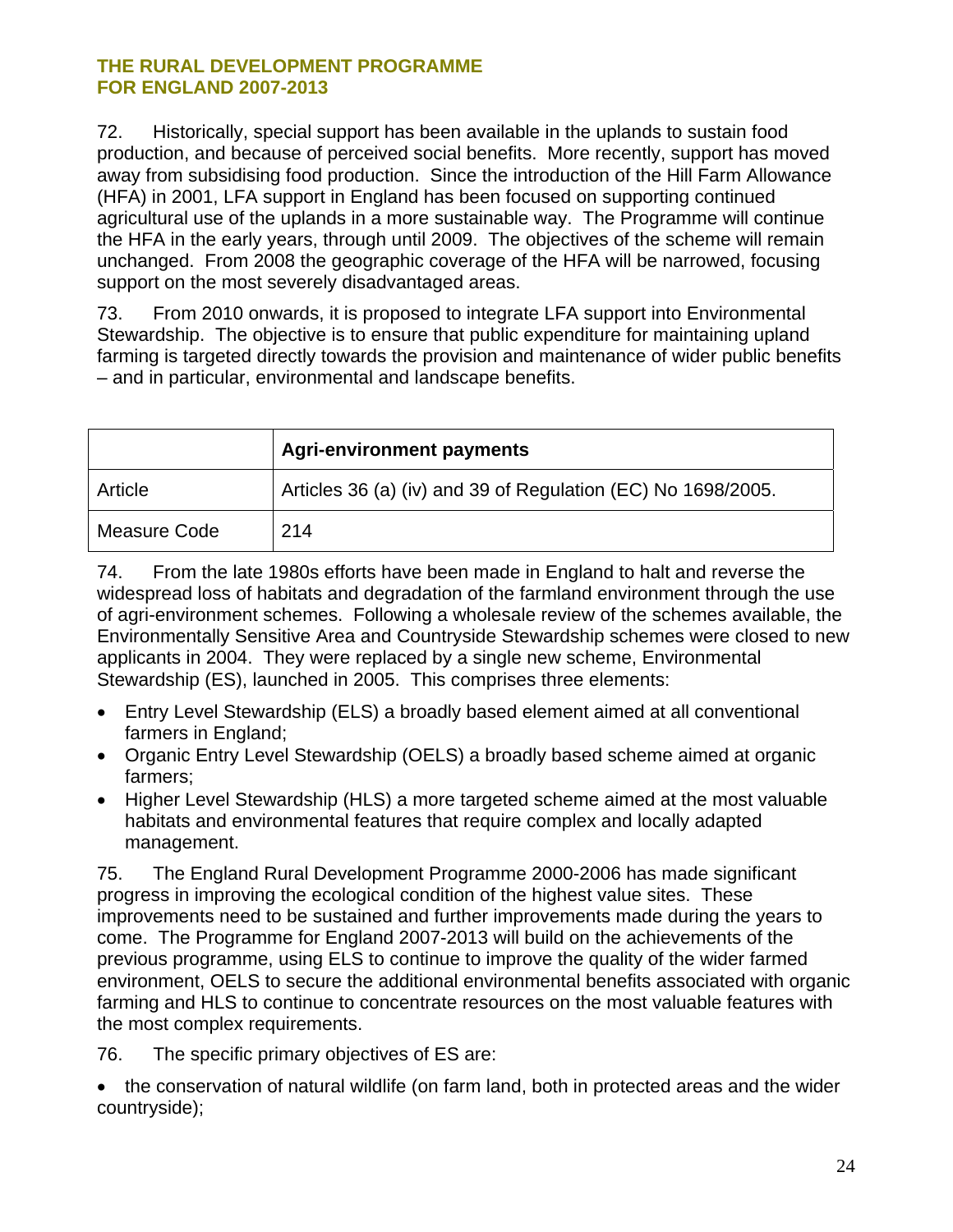72. Historically, special support has been available in the uplands to sustain food production, and because of perceived social benefits. More recently, support has moved away from subsidising food production. Since the introduction of the Hill Farm Allowance (HFA) in 2001, LFA support in England has been focused on supporting continued agricultural use of the uplands in a more sustainable way. The Programme will continue the HFA in the early years, through until 2009. The objectives of the scheme will remain unchanged. From 2008 the geographic coverage of the HFA will be narrowed, focusing support on the most severely disadvantaged areas.

73. From 2010 onwards, it is proposed to integrate LFA support into Environmental Stewardship. The objective is to ensure that public expenditure for maintaining upland farming is targeted directly towards the provision and maintenance of wider public benefits – and in particular, environmental and landscape benefits.

| | **Agri-environment payments** |
|---|---|
| Article | Articles 36 (a) (iv) and 39 of Regulation (EC) No 1698/2005. |
| Measure Code | 214 |

74. From the late 1980s efforts have been made in England to halt and reverse the widespread loss of habitats and degradation of the farmland environment through the use of agri-environment schemes. Following a wholesale review of the schemes available, the Environmentally Sensitive Area and Countryside Stewardship schemes were closed to new applicants in 2004. They were replaced by a single new scheme, Environmental Stewardship (ES), launched in 2005. This comprises three elements:

- Entry Level Stewardship (ELS) a broadly based element aimed at all conventional farmers in England;
- Organic Entry Level Stewardship (OELS) a broadly based scheme aimed at organic farmers;
- Higher Level Stewardship (HLS) a more targeted scheme aimed at the most valuable habitats and environmental features that require complex and locally adapted management.

75. The England Rural Development Programme 2000-2006 has made significant progress in improving the ecological condition of the highest value sites. These improvements need to be sustained and further improvements made during the years to come. The Programme for England 2007-2013 will build on the achievements of the previous programme, using ELS to continue to improve the quality of the wider farmed environment, OELS to secure the additional environmental benefits associated with organic farming and HLS to continue to concentrate resources on the most valuable features with the most complex requirements.

76. The specific primary objectives of ES are:

- the conservation of natural wildlife (on farm land, both in protected areas and the wider countryside);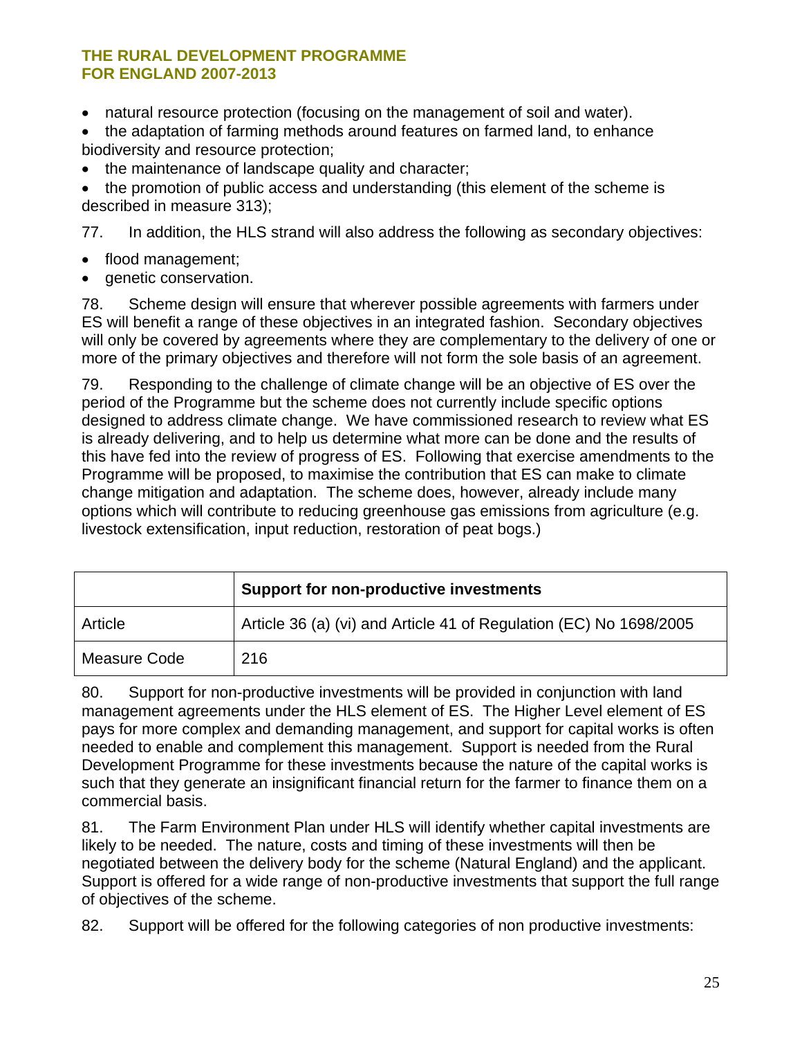- natural resource protection (focusing on the management of soil and water).
- the adaptation of farming methods around features on farmed land, to enhance biodiversity and resource protection;
- the maintenance of landscape quality and character;
- the promotion of public access and understanding (this element of the scheme is described in measure 313);

77. In addition, the HLS strand will also address the following as secondary objectives:

- flood management;
- genetic conservation.

78. Scheme design will ensure that wherever possible agreements with farmers under ES will benefit a range of these objectives in an integrated fashion. Secondary objectives will only be covered by agreements where they are complementary to the delivery of one or more of the primary objectives and therefore will not form the sole basis of an agreement.

79. Responding to the challenge of climate change will be an objective of ES over the period of the Programme but the scheme does not currently include specific options designed to address climate change. We have commissioned research to review what ES is already delivering, and to help us determine what more can be done and the results of this have fed into the review of progress of ES. Following that exercise amendments to the Programme will be proposed, to maximise the contribution that ES can make to climate change mitigation and adaptation. The scheme does, however, already include many options which will contribute to reducing greenhouse gas emissions from agriculture (e.g. livestock extensification, input reduction, restoration of peat bogs.)

| | **Support for non-productive investments** |
|---|---|
| Article | Article 36 (a) (vi) and Article 41 of Regulation (EC) No 1698/2005 |
| Measure Code | 216 |

80. Support for non-productive investments will be provided in conjunction with land management agreements under the HLS element of ES. The Higher Level element of ES pays for more complex and demanding management, and support for capital works is often needed to enable and complement this management. Support is needed from the Rural Development Programme for these investments because the nature of the capital works is such that they generate an insignificant financial return for the farmer to finance them on a commercial basis.

81. The Farm Environment Plan under HLS will identify whether capital investments are likely to be needed. The nature, costs and timing of these investments will then be negotiated between the delivery body for the scheme (Natural England) and the applicant. Support is offered for a wide range of non-productive investments that support the full range of objectives of the scheme.

82. Support will be offered for the following categories of non productive investments: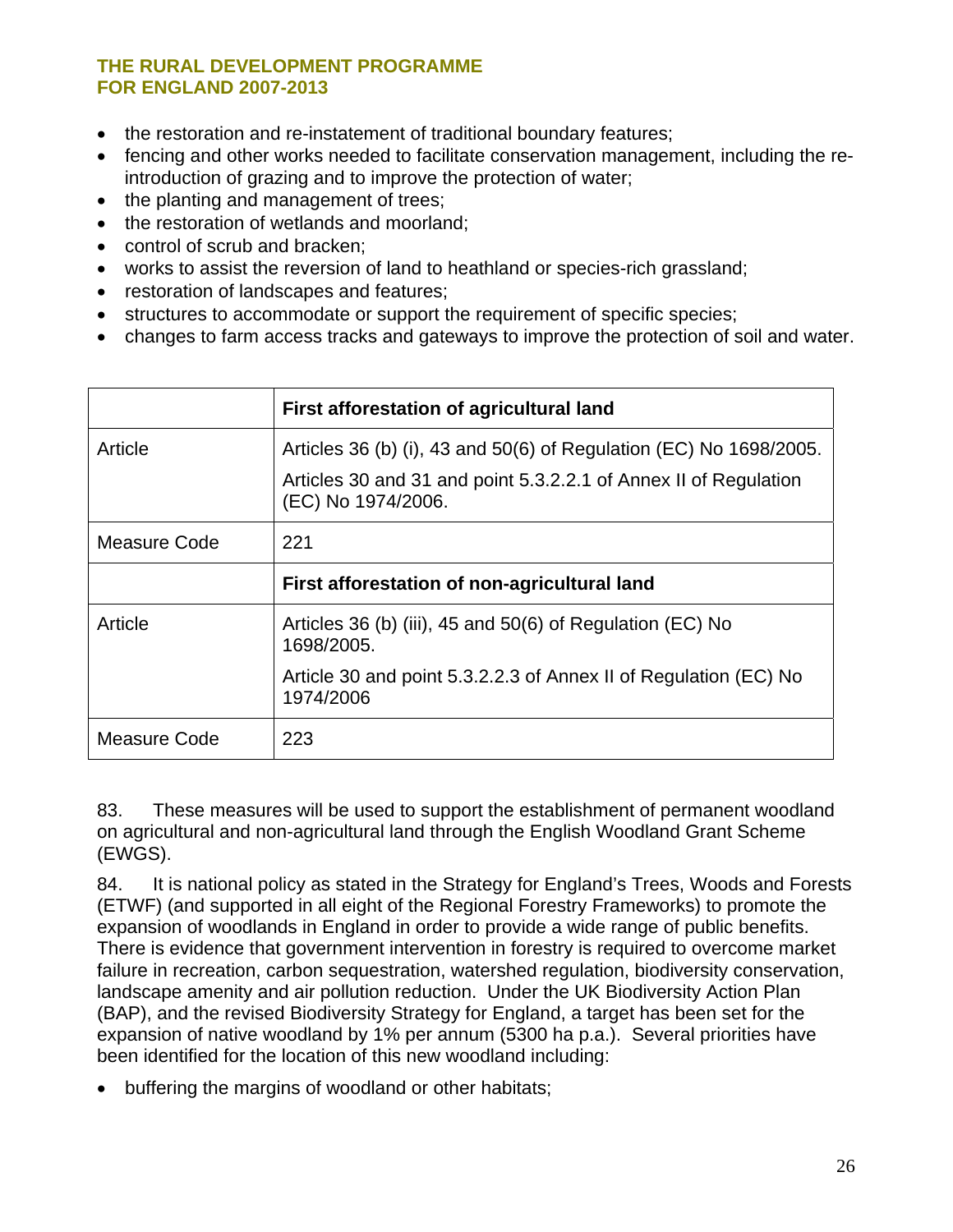- the restoration and re-instatement of traditional boundary features;
- fencing and other works needed to facilitate conservation management, including the re-introduction of grazing and to improve the protection of water;
- the planting and management of trees;
- the restoration of wetlands and moorland;
- control of scrub and bracken;
- works to assist the reversion of land to heathland or species-rich grassland;
- restoration of landscapes and features;
- structures to accommodate or support the requirement of specific species;
- changes to farm access tracks and gateways to improve the protection of soil and water.

| | **First afforestation of agricultural land** |
|---|---|
| Article | Articles 36 (b) (i), 43 and 50(6) of Regulation (EC) No 1698/2005.<br><br>Articles 30 and 31 and point 5.3.2.2.1 of Annex II of Regulation (EC) No 1974/2006. |
| Measure Code | 221 |
| | **First afforestation of non-agricultural land** |
| Article | Articles 36 (b) (iii), 45 and 50(6) of Regulation (EC) No 1698/2005.<br><br>Article 30 and point 5.3.2.2.3 of Annex II of Regulation (EC) No 1974/2006 |
| Measure Code | 223 |

83. These measures will be used to support the establishment of permanent woodland on agricultural and non-agricultural land through the English Woodland Grant Scheme (EWGS).

84. It is national policy as stated in the Strategy for England's Trees, Woods and Forests (ETWF) (and supported in all eight of the Regional Forestry Frameworks) to promote the expansion of woodlands in England in order to provide a wide range of public benefits. There is evidence that government intervention in forestry is required to overcome market failure in recreation, carbon sequestration, watershed regulation, biodiversity conservation, landscape amenity and air pollution reduction. Under the UK Biodiversity Action Plan (BAP), and the revised Biodiversity Strategy for England, a target has been set for the expansion of native woodland by 1% per annum (5300 ha p.a.). Several priorities have been identified for the location of this new woodland including:

- buffering the margins of woodland or other habitats;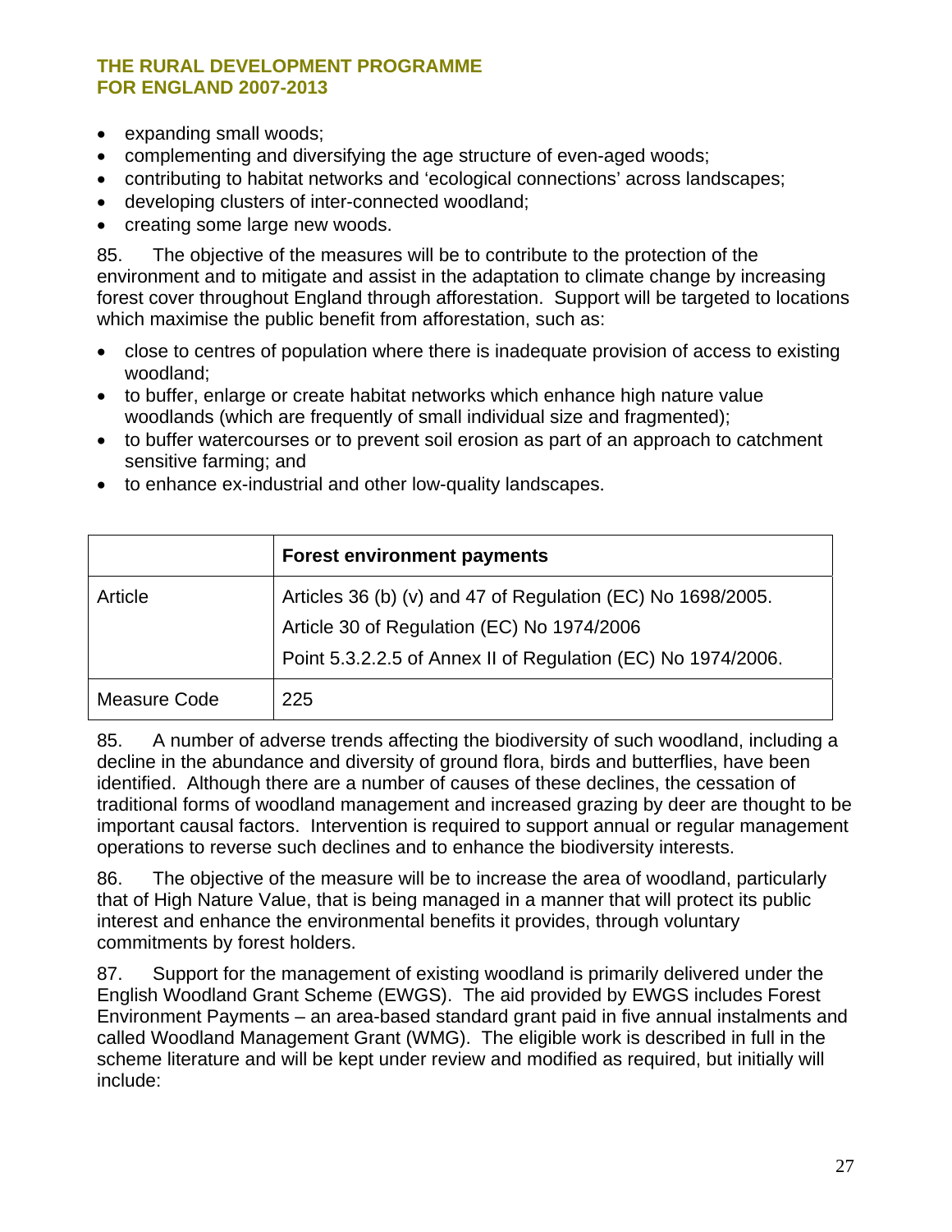- expanding small woods;
- complementing and diversifying the age structure of even-aged woods;
- contributing to habitat networks and 'ecological connections' across landscapes;
- developing clusters of inter-connected woodland;
- creating some large new woods.

85. The objective of the measures will be to contribute to the protection of the environment and to mitigate and assist in the adaptation to climate change by increasing forest cover throughout England through afforestation. Support will be targeted to locations which maximise the public benefit from afforestation, such as:

- close to centres of population where there is inadequate provision of access to existing woodland;
- to buffer, enlarge or create habitat networks which enhance high nature value woodlands (which are frequently of small individual size and fragmented);
- to buffer watercourses or to prevent soil erosion as part of an approach to catchment sensitive farming; and
- to enhance ex-industrial and other low-quality landscapes.

| | **Forest environment payments** |
|---|---|
| Article | Articles 36 (b) (v) and 47 of Regulation (EC) No 1698/2005.<br>Article 30 of Regulation (EC) No 1974/2006<br>Point 5.3.2.2.5 of Annex II of Regulation (EC) No 1974/2006. |
| Measure Code | 225 |

85. A number of adverse trends affecting the biodiversity of such woodland, including a decline in the abundance and diversity of ground flora, birds and butterflies, have been identified. Although there are a number of causes of these declines, the cessation of traditional forms of woodland management and increased grazing by deer are thought to be important causal factors. Intervention is required to support annual or regular management operations to reverse such declines and to enhance the biodiversity interests.

86. The objective of the measure will be to increase the area of woodland, particularly that of High Nature Value, that is being managed in a manner that will protect its public interest and enhance the environmental benefits it provides, through voluntary commitments by forest holders.

87. Support for the management of existing woodland is primarily delivered under the English Woodland Grant Scheme (EWGS). The aid provided by EWGS includes Forest Environment Payments – an area-based standard grant paid in five annual instalments and called Woodland Management Grant (WMG). The eligible work is described in full in the scheme literature and will be kept under review and modified as required, but initially will include: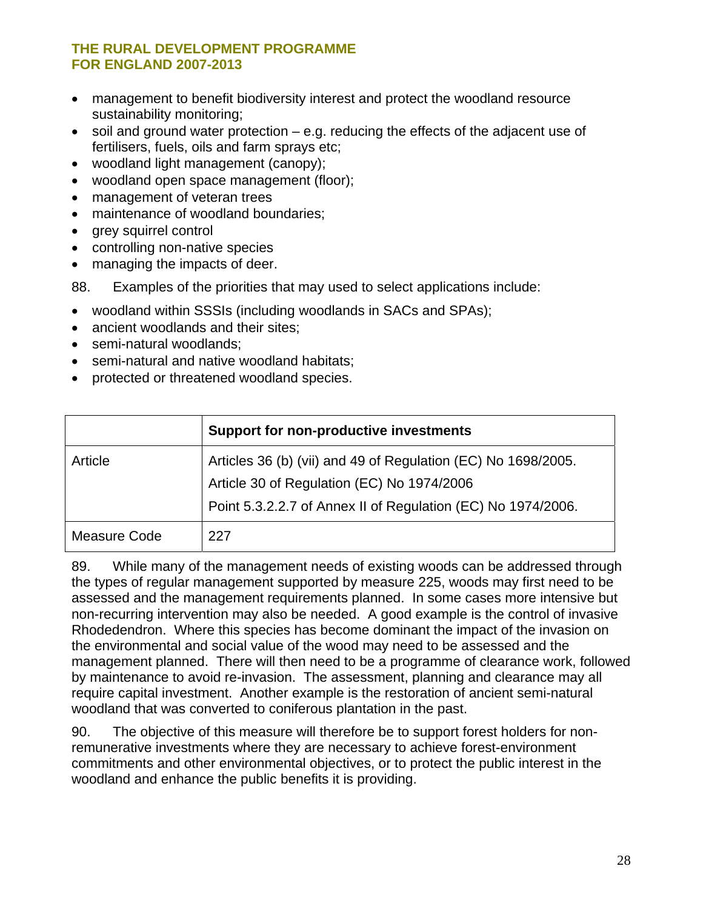- management to benefit biodiversity interest and protect the woodland resource sustainability monitoring;
- soil and ground water protection – e.g. reducing the effects of the adjacent use of fertilisers, fuels, oils and farm sprays etc;
- woodland light management (canopy);
- woodland open space management (floor);
- management of veteran trees
- maintenance of woodland boundaries;
- grey squirrel control
- controlling non-native species
- managing the impacts of deer.

88. Examples of the priorities that may used to select applications include:

- woodland within SSSIs (including woodlands in SACs and SPAs);
- ancient woodlands and their sites;
- semi-natural woodlands;
- semi-natural and native woodland habitats;
- protected or threatened woodland species.

| | **Support for non-productive investments** |
|---|---|
| Article | Articles 36 (b) (vii) and 49 of Regulation (EC) No 1698/2005.<br>Article 30 of Regulation (EC) No 1974/2006<br>Point 5.3.2.2.7 of Annex II of Regulation (EC) No 1974/2006. |
| Measure Code | 227 |

89. While many of the management needs of existing woods can be addressed through the types of regular management supported by measure 225, woods may first need to be assessed and the management requirements planned. In some cases more intensive but non-recurring intervention may also be needed. A good example is the control of invasive Rhodedendron. Where this species has become dominant the impact of the invasion on the environmental and social value of the wood may need to be assessed and the management planned. There will then need to be a programme of clearance work, followed by maintenance to avoid re-invasion. The assessment, planning and clearance may all require capital investment. Another example is the restoration of ancient semi-natural woodland that was converted to coniferous plantation in the past.

90. The objective of this measure will therefore be to support forest holders for non-remunerative investments where they are necessary to achieve forest-environment commitments and other environmental objectives, or to protect the public interest in the woodland and enhance the public benefits it is providing.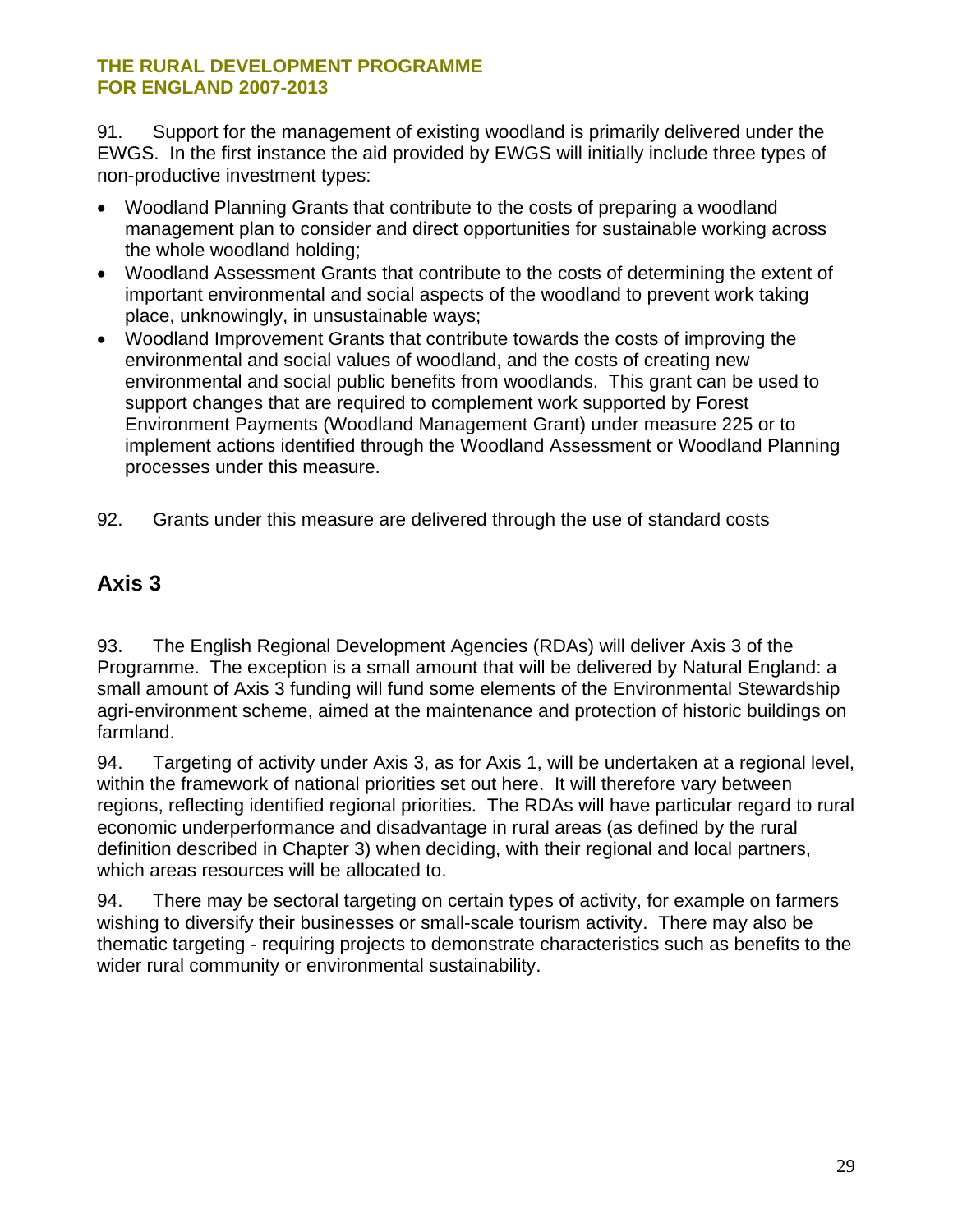91. Support for the management of existing woodland is primarily delivered under the EWGS. In the first instance the aid provided by EWGS will initially include three types of non-productive investment types:

- Woodland Planning Grants that contribute to the costs of preparing a woodland management plan to consider and direct opportunities for sustainable working across the whole woodland holding;
- Woodland Assessment Grants that contribute to the costs of determining the extent of important environmental and social aspects of the woodland to prevent work taking place, unknowingly, in unsustainable ways;
- Woodland Improvement Grants that contribute towards the costs of improving the environmental and social values of woodland, and the costs of creating new environmental and social public benefits from woodlands. This grant can be used to support changes that are required to complement work supported by Forest Environment Payments (Woodland Management Grant) under measure 225 or to implement actions identified through the Woodland Assessment or Woodland Planning processes under this measure.

92. Grants under this measure are delivered through the use of standard costs

## Axis 3

93. The English Regional Development Agencies (RDAs) will deliver Axis 3 of the Programme. The exception is a small amount that will be delivered by Natural England: a small amount of Axis 3 funding will fund some elements of the Environmental Stewardship agri-environment scheme, aimed at the maintenance and protection of historic buildings on farmland.

94. Targeting of activity under Axis 3, as for Axis 1, will be undertaken at a regional level, within the framework of national priorities set out here. It will therefore vary between regions, reflecting identified regional priorities. The RDAs will have particular regard to rural economic underperformance and disadvantage in rural areas (as defined by the rural definition described in Chapter 3) when deciding, with their regional and local partners, which areas resources will be allocated to.

94. There may be sectoral targeting on certain types of activity, for example on farmers wishing to diversify their businesses or small-scale tourism activity. There may also be thematic targeting - requiring projects to demonstrate characteristics such as benefits to the wider rural community or environmental sustainability.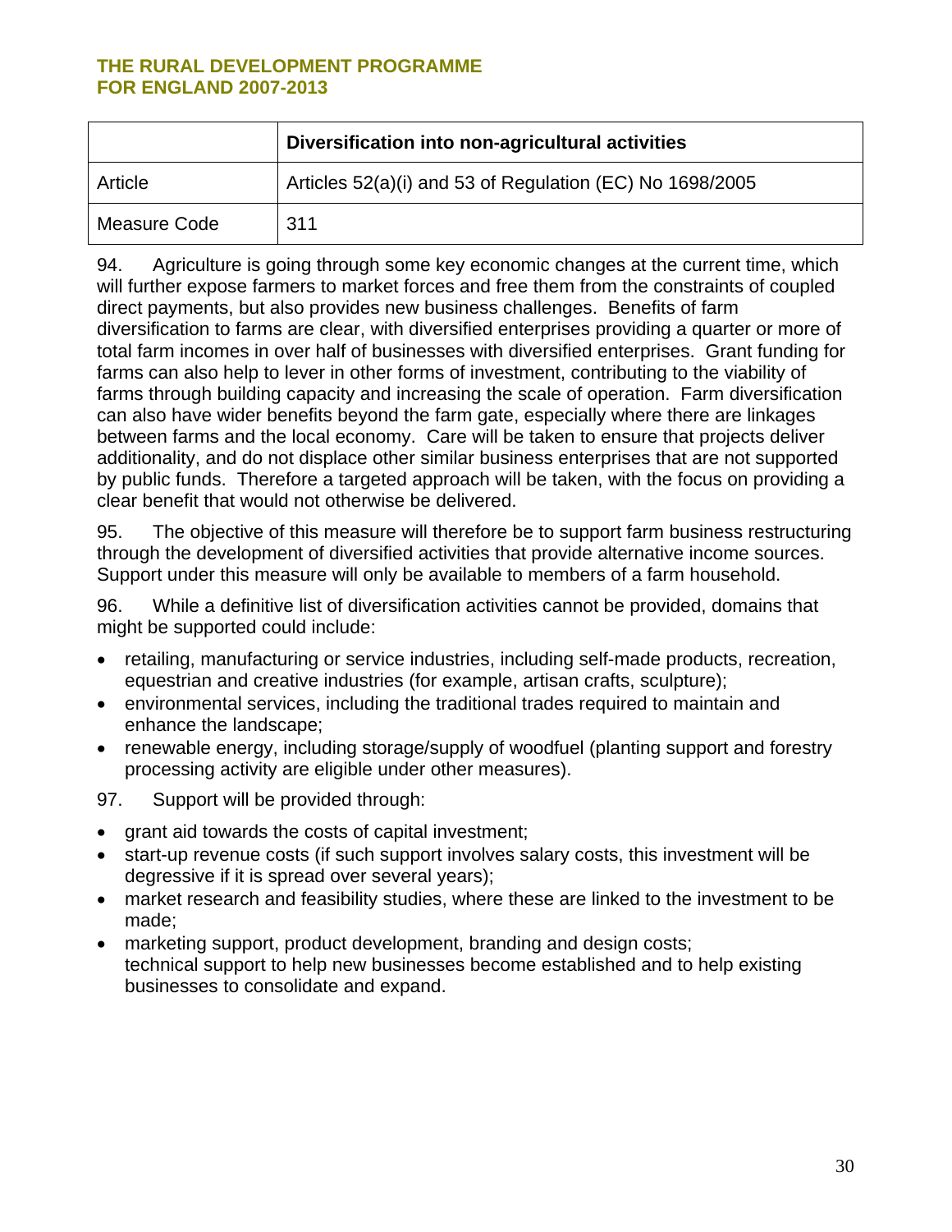| | Diversification into non-agricultural activities |
|---|---|
| Article | Articles 52(a)(i) and 53 of Regulation (EC) No 1698/2005 |
| Measure Code | 311 |

94. Agriculture is going through some key economic changes at the current time, which will further expose farmers to market forces and free them from the constraints of coupled direct payments, but also provides new business challenges. Benefits of farm diversification to farms are clear, with diversified enterprises providing a quarter or more of total farm incomes in over half of businesses with diversified enterprises. Grant funding for farms can also help to lever in other forms of investment, contributing to the viability of farms through building capacity and increasing the scale of operation. Farm diversification can also have wider benefits beyond the farm gate, especially where there are linkages between farms and the local economy. Care will be taken to ensure that projects deliver additionality, and do not displace other similar business enterprises that are not supported by public funds. Therefore a targeted approach will be taken, with the focus on providing a clear benefit that would not otherwise be delivered.

95. The objective of this measure will therefore be to support farm business restructuring through the development of diversified activities that provide alternative income sources. Support under this measure will only be available to members of a farm household.

96. While a definitive list of diversification activities cannot be provided, domains that might be supported could include:

- retailing, manufacturing or service industries, including self-made products, recreation, equestrian and creative industries (for example, artisan crafts, sculpture);
- environmental services, including the traditional trades required to maintain and enhance the landscape;
- renewable energy, including storage/supply of woodfuel (planting support and forestry processing activity are eligible under other measures).

97. Support will be provided through:

- grant aid towards the costs of capital investment;
- start-up revenue costs (if such support involves salary costs, this investment will be degressive if it is spread over several years);
- market research and feasibility studies, where these are linked to the investment to be made;
- marketing support, product development, branding and design costs; technical support to help new businesses become established and to help existing businesses to consolidate and expand.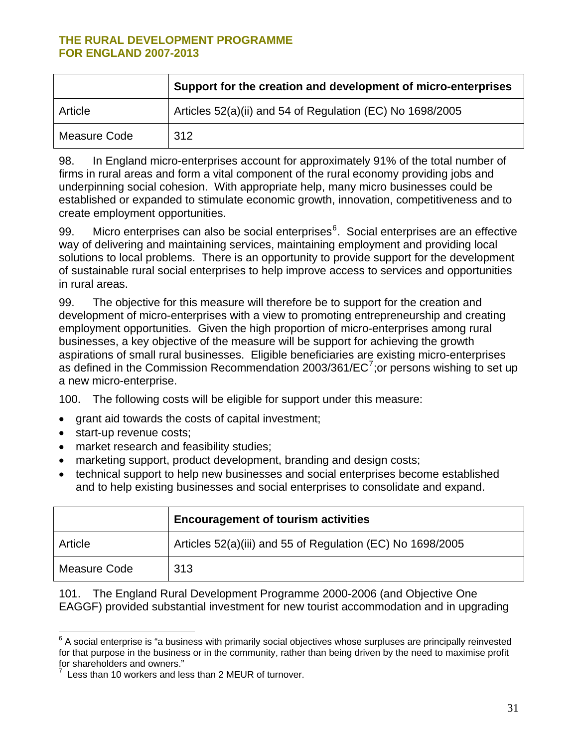| | Support for the creation and development of micro-enterprises |
|---|---|
| Article | Articles 52(a)(ii) and 54 of Regulation (EC) No 1698/2005 |
| Measure Code | 312 |

98. In England micro-enterprises account for approximately 91% of the total number of firms in rural areas and form a vital component of the rural economy providing jobs and underpinning social cohesion. With appropriate help, many micro businesses could be established or expanded to stimulate economic growth, innovation, competitiveness and to create employment opportunities.

99. Micro enterprises can also be social enterprises[6]. Social enterprises are an effective way of delivering and maintaining services, maintaining employment and providing local solutions to local problems. There is an opportunity to provide support for the development of sustainable rural social enterprises to help improve access to services and opportunities in rural areas.

99. The objective for this measure will therefore be to support for the creation and development of micro-enterprises with a view to promoting entrepreneurship and creating employment opportunities. Given the high proportion of micro-enterprises among rural businesses, a key objective of the measure will be support for achieving the growth aspirations of small rural businesses. Eligible beneficiaries are existing micro-enterprises as defined in the Commission Recommendation 2003/361/EC[7];or persons wishing to set up a new micro-enterprise.

100. The following costs will be eligible for support under this measure:

- grant aid towards the costs of capital investment;
- start-up revenue costs;
- market research and feasibility studies;
- marketing support, product development, branding and design costs;
- technical support to help new businesses and social enterprises become established and to help existing businesses and social enterprises to consolidate and expand.

| | Encouragement of tourism activities |
|---|---|
| Article | Articles 52(a)(iii) and 55 of Regulation (EC) No 1698/2005 |
| Measure Code | 313 |

101. The England Rural Development Programme 2000-2006 (and Objective One EAGGF) provided substantial investment for new tourist accommodation and in upgrading

[6] A social enterprise is "a business with primarily social objectives whose surpluses are principally reinvested for that purpose in the business or in the community, rather than being driven by the need to maximise profit for shareholders and owners."

[7] Less than 10 workers and less than 2 MEUR of turnover.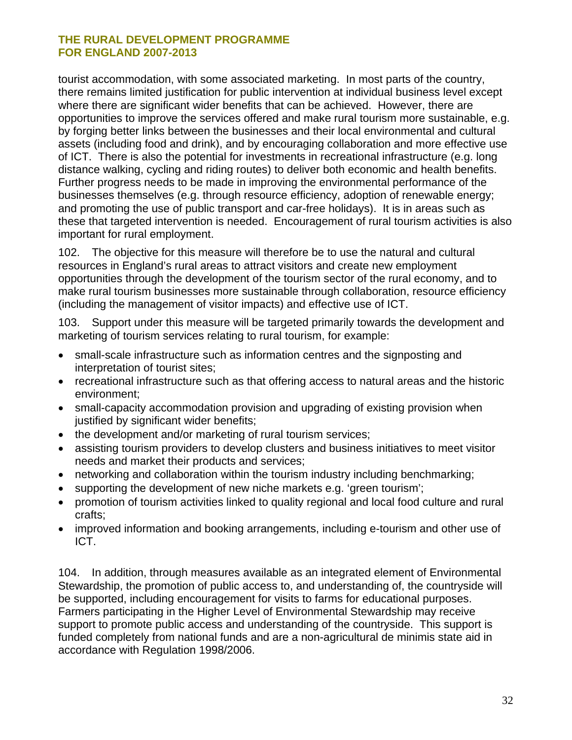tourist accommodation, with some associated marketing. In most parts of the country, there remains limited justification for public intervention at individual business level except where there are significant wider benefits that can be achieved. However, there are opportunities to improve the services offered and make rural tourism more sustainable, e.g. by forging better links between the businesses and their local environmental and cultural assets (including food and drink), and by encouraging collaboration and more effective use of ICT. There is also the potential for investments in recreational infrastructure (e.g. long distance walking, cycling and riding routes) to deliver both economic and health benefits. Further progress needs to be made in improving the environmental performance of the businesses themselves (e.g. through resource efficiency, adoption of renewable energy; and promoting the use of public transport and car-free holidays). It is in areas such as these that targeted intervention is needed. Encouragement of rural tourism activities is also important for rural employment.

102. The objective for this measure will therefore be to use the natural and cultural resources in England's rural areas to attract visitors and create new employment opportunities through the development of the tourism sector of the rural economy, and to make rural tourism businesses more sustainable through collaboration, resource efficiency (including the management of visitor impacts) and effective use of ICT.

103. Support under this measure will be targeted primarily towards the development and marketing of tourism services relating to rural tourism, for example:

- small-scale infrastructure such as information centres and the signposting and interpretation of tourist sites;
- recreational infrastructure such as that offering access to natural areas and the historic environment;
- small-capacity accommodation provision and upgrading of existing provision when justified by significant wider benefits;
- the development and/or marketing of rural tourism services;
- assisting tourism providers to develop clusters and business initiatives to meet visitor needs and market their products and services;
- networking and collaboration within the tourism industry including benchmarking;
- supporting the development of new niche markets e.g. 'green tourism';
- promotion of tourism activities linked to quality regional and local food culture and rural crafts;
- improved information and booking arrangements, including e-tourism and other use of ICT.

104. In addition, through measures available as an integrated element of Environmental Stewardship, the promotion of public access to, and understanding of, the countryside will be supported, including encouragement for visits to farms for educational purposes. Farmers participating in the Higher Level of Environmental Stewardship may receive support to promote public access and understanding of the countryside. This support is funded completely from national funds and are a non-agricultural de minimis state aid in accordance with Regulation 1998/2006.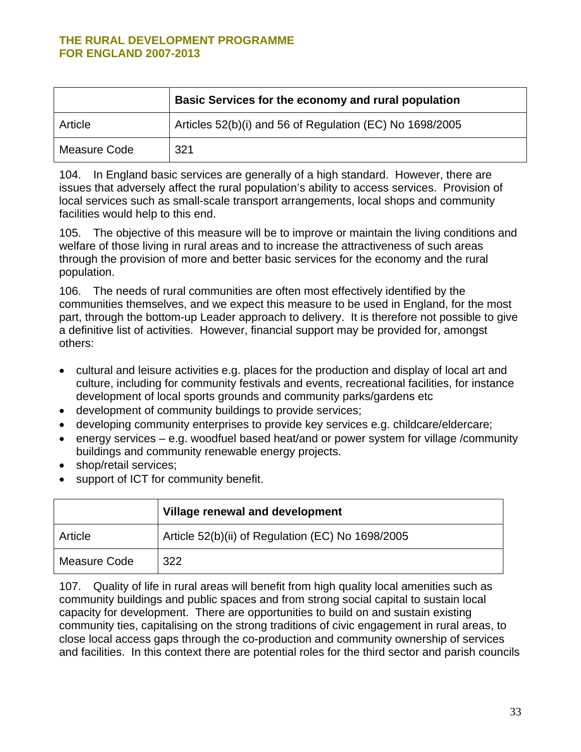| | Basic Services for the economy and rural population |
|---|---|
| Article | Articles 52(b)(i) and 56 of Regulation (EC) No 1698/2005 |
| Measure Code | 321 |

104. In England basic services are generally of a high standard. However, there are issues that adversely affect the rural population's ability to access services. Provision of local services such as small-scale transport arrangements, local shops and community facilities would help to this end.

105. The objective of this measure will be to improve or maintain the living conditions and welfare of those living in rural areas and to increase the attractiveness of such areas through the provision of more and better basic services for the economy and the rural population.

106. The needs of rural communities are often most effectively identified by the communities themselves, and we expect this measure to be used in England, for the most part, through the bottom-up Leader approach to delivery. It is therefore not possible to give a definitive list of activities. However, financial support may be provided for, amongst others:

- cultural and leisure activities e.g. places for the production and display of local art and culture, including for community festivals and events, recreational facilities, for instance development of local sports grounds and community parks/gardens etc
- development of community buildings to provide services;
- developing community enterprises to provide key services e.g. childcare/eldercare;
- energy services – e.g. woodfuel based heat/and or power system for village /community buildings and community renewable energy projects.
- shop/retail services;
- support of ICT for community benefit.

| | Village renewal and development |
|---|---|
| Article | Article 52(b)(ii) of Regulation (EC) No 1698/2005 |
| Measure Code | 322 |

107. Quality of life in rural areas will benefit from high quality local amenities such as community buildings and public spaces and from strong social capital to sustain local capacity for development. There are opportunities to build on and sustain existing community ties, capitalising on the strong traditions of civic engagement in rural areas, to close local access gaps through the co-production and community ownership of services and facilities. In this context there are potential roles for the third sector and parish councils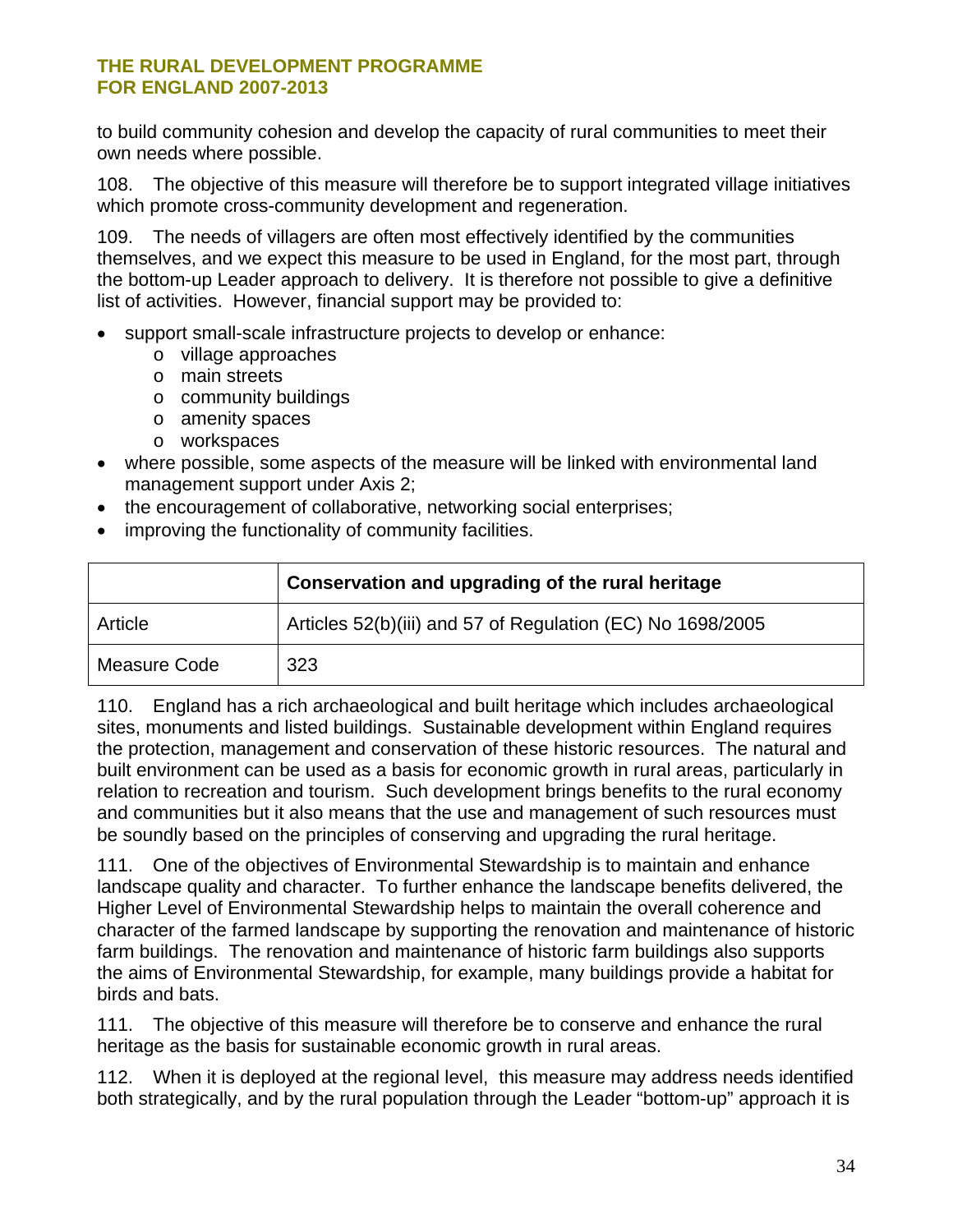to build community cohesion and develop the capacity of rural communities to meet their own needs where possible.

108. The objective of this measure will therefore be to support integrated village initiatives which promote cross-community development and regeneration.

109. The needs of villagers are often most effectively identified by the communities themselves, and we expect this measure to be used in England, for the most part, through the bottom-up Leader approach to delivery. It is therefore not possible to give a definitive list of activities. However, financial support may be provided to:

- support small-scale infrastructure projects to develop or enhance:
  - village approaches
  - main streets
  - community buildings
  - amenity spaces
  - workspaces
- where possible, some aspects of the measure will be linked with environmental land management support under Axis 2;
- the encouragement of collaborative, networking social enterprises;
- improving the functionality of community facilities.

| | **Conservation and upgrading of the rural heritage** |
|---|---|
| Article | Articles 52(b)(iii) and 57 of Regulation (EC) No 1698/2005 |
| Measure Code | 323 |

110. England has a rich archaeological and built heritage which includes archaeological sites, monuments and listed buildings. Sustainable development within England requires the protection, management and conservation of these historic resources. The natural and built environment can be used as a basis for economic growth in rural areas, particularly in relation to recreation and tourism. Such development brings benefits to the rural economy and communities but it also means that the use and management of such resources must be soundly based on the principles of conserving and upgrading the rural heritage.

111. One of the objectives of Environmental Stewardship is to maintain and enhance landscape quality and character. To further enhance the landscape benefits delivered, the Higher Level of Environmental Stewardship helps to maintain the overall coherence and character of the farmed landscape by supporting the renovation and maintenance of historic farm buildings. The renovation and maintenance of historic farm buildings also supports the aims of Environmental Stewardship, for example, many buildings provide a habitat for birds and bats.

111. The objective of this measure will therefore be to conserve and enhance the rural heritage as the basis for sustainable economic growth in rural areas.

112. When it is deployed at the regional level, this measure may address needs identified both strategically, and by the rural population through the Leader "bottom-up" approach it is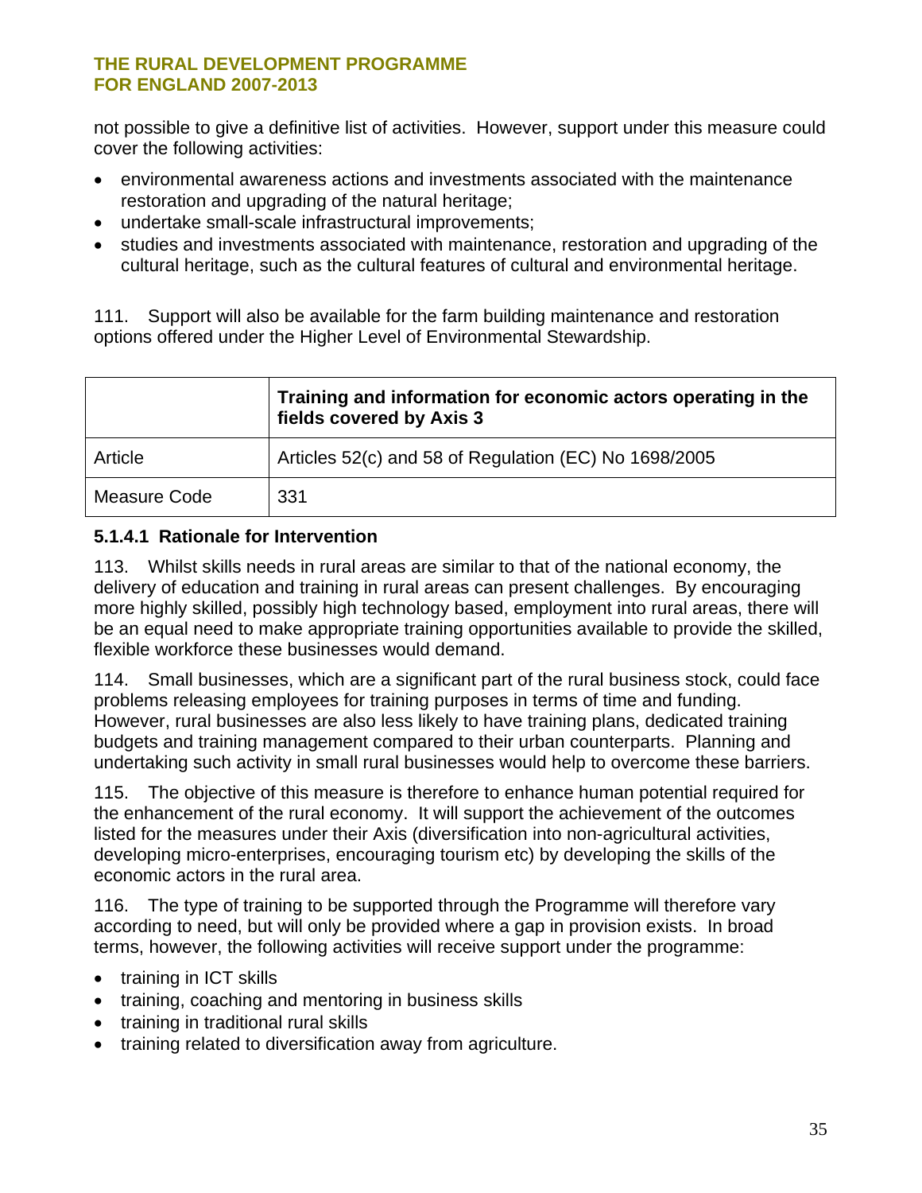not possible to give a definitive list of activities. However, support under this measure could cover the following activities:

- environmental awareness actions and investments associated with the maintenance restoration and upgrading of the natural heritage;
- undertake small-scale infrastructural improvements;
- studies and investments associated with maintenance, restoration and upgrading of the cultural heritage, such as the cultural features of cultural and environmental heritage.

111. Support will also be available for the farm building maintenance and restoration options offered under the Higher Level of Environmental Stewardship.

| | **Training and information for economic actors operating in the fields covered by Axis 3** |
|---|---|
| Article | Articles 52(c) and 58 of Regulation (EC) No 1698/2005 |
| Measure Code | 331 |

### 5.1.4.1 Rationale for Intervention

113. Whilst skills needs in rural areas are similar to that of the national economy, the delivery of education and training in rural areas can present challenges. By encouraging more highly skilled, possibly high technology based, employment into rural areas, there will be an equal need to make appropriate training opportunities available to provide the skilled, flexible workforce these businesses would demand.

114. Small businesses, which are a significant part of the rural business stock, could face problems releasing employees for training purposes in terms of time and funding. However, rural businesses are also less likely to have training plans, dedicated training budgets and training management compared to their urban counterparts. Planning and undertaking such activity in small rural businesses would help to overcome these barriers.

115. The objective of this measure is therefore to enhance human potential required for the enhancement of the rural economy. It will support the achievement of the outcomes listed for the measures under their Axis (diversification into non-agricultural activities, developing micro-enterprises, encouraging tourism etc) by developing the skills of the economic actors in the rural area.

116. The type of training to be supported through the Programme will therefore vary according to need, but will only be provided where a gap in provision exists. In broad terms, however, the following activities will receive support under the programme:

- training in ICT skills
- training, coaching and mentoring in business skills
- training in traditional rural skills
- training related to diversification away from agriculture.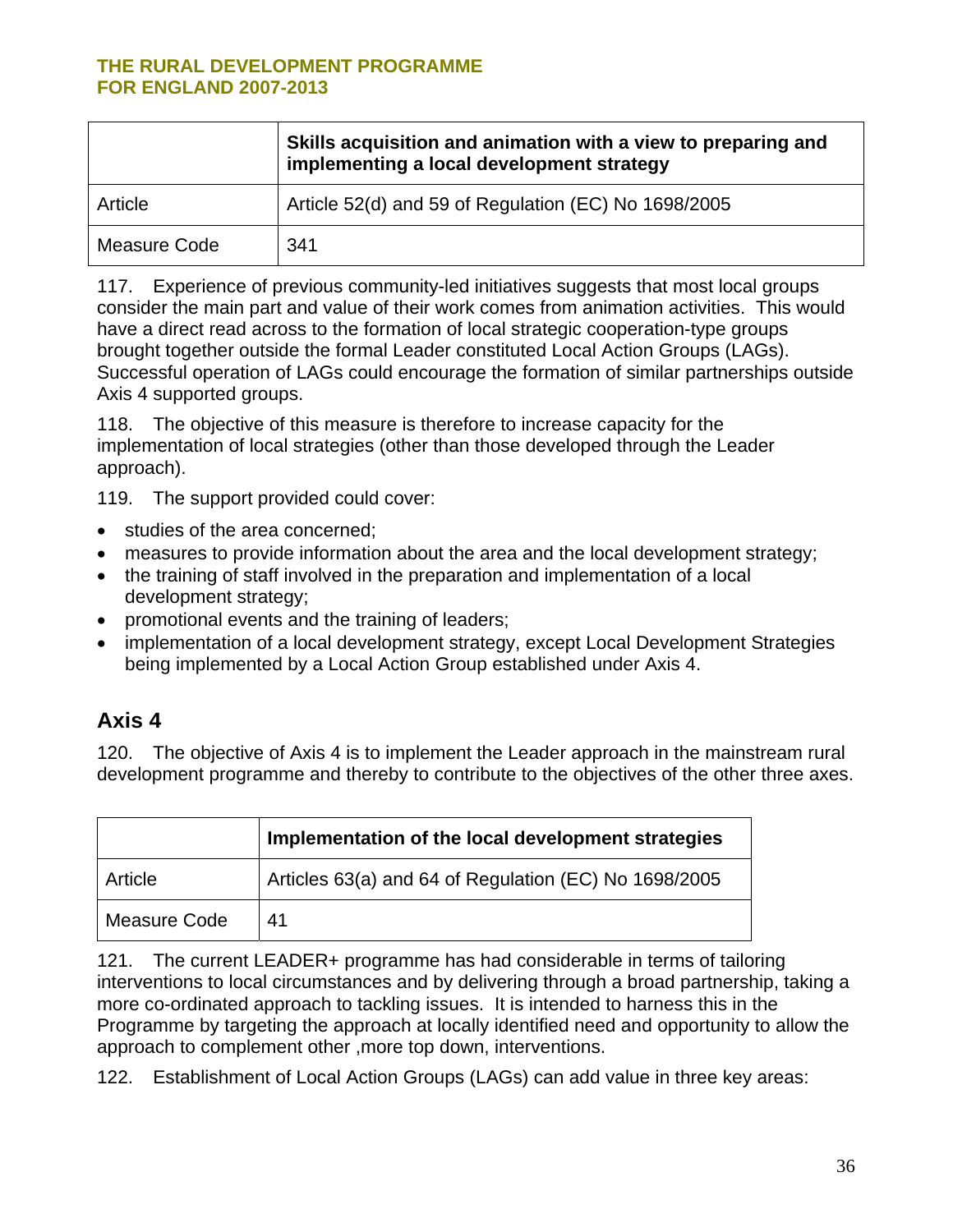| | Skills acquisition and animation with a view to preparing and implementing a local development strategy |
|---|---|
| Article | Article 52(d) and 59 of Regulation (EC) No 1698/2005 |
| Measure Code | 341 |

117. Experience of previous community-led initiatives suggests that most local groups consider the main part and value of their work comes from animation activities. This would have a direct read across to the formation of local strategic cooperation-type groups brought together outside the formal Leader constituted Local Action Groups (LAGs). Successful operation of LAGs could encourage the formation of similar partnerships outside Axis 4 supported groups.

118. The objective of this measure is therefore to increase capacity for the implementation of local strategies (other than those developed through the Leader approach).

119. The support provided could cover:

- studies of the area concerned;
- measures to provide information about the area and the local development strategy;
- the training of staff involved in the preparation and implementation of a local development strategy;
- promotional events and the training of leaders;
- implementation of a local development strategy, except Local Development Strategies being implemented by a Local Action Group established under Axis 4.

## Axis 4

120. The objective of Axis 4 is to implement the Leader approach in the mainstream rural development programme and thereby to contribute to the objectives of the other three axes.

| | Implementation of the local development strategies |
|---|---|
| Article | Articles 63(a) and 64 of Regulation (EC) No 1698/2005 |
| Measure Code | 41 |

121. The current LEADER+ programme has had considerable in terms of tailoring interventions to local circumstances and by delivering through a broad partnership, taking a more co-ordinated approach to tackling issues. It is intended to harness this in the Programme by targeting the approach at locally identified need and opportunity to allow the approach to complement other ,more top down, interventions.

122. Establishment of Local Action Groups (LAGs) can add value in three key areas: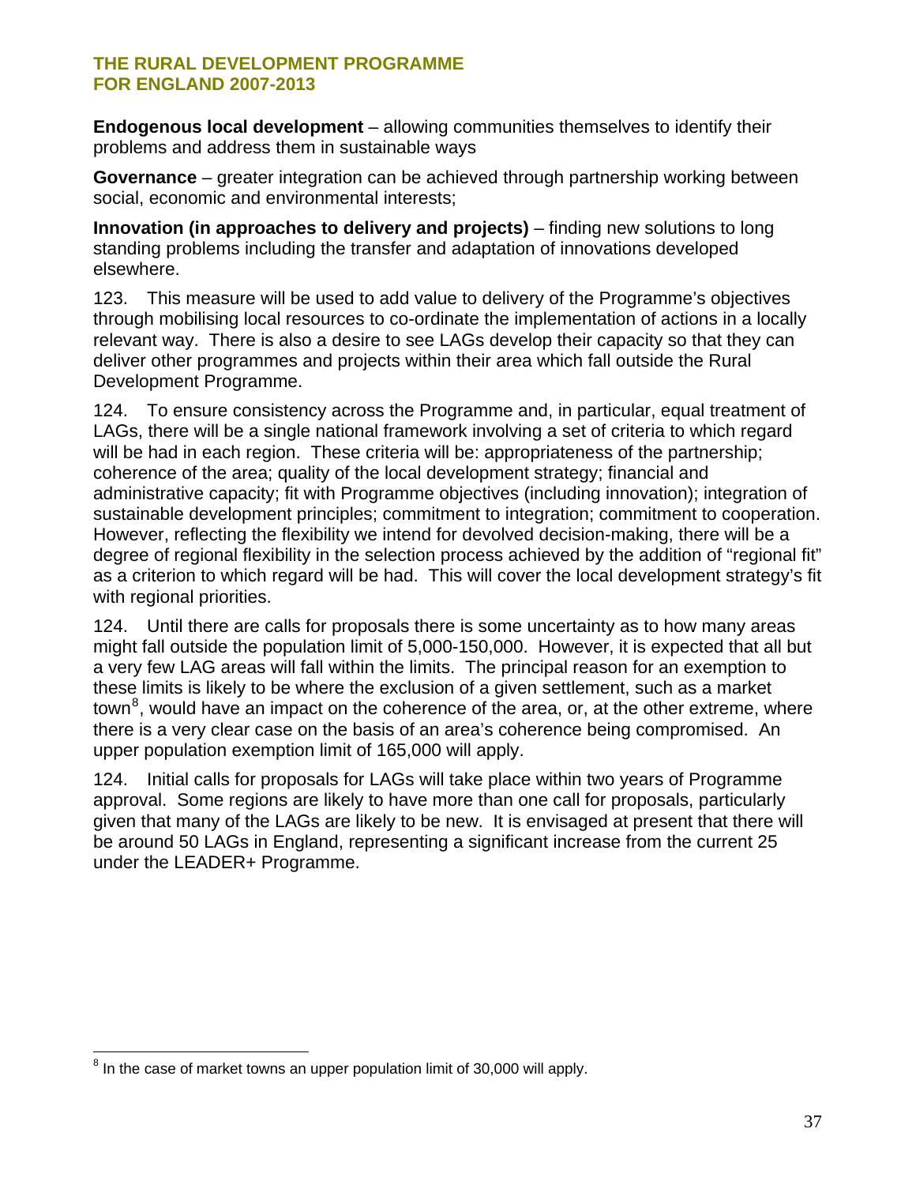**Endogenous local development** – allowing communities themselves to identify their problems and address them in sustainable ways

**Governance** – greater integration can be achieved through partnership working between social, economic and environmental interests;

**Innovation (in approaches to delivery and projects)** – finding new solutions to long standing problems including the transfer and adaptation of innovations developed elsewhere.

123. This measure will be used to add value to delivery of the Programme's objectives through mobilising local resources to co-ordinate the implementation of actions in a locally relevant way. There is also a desire to see LAGs develop their capacity so that they can deliver other programmes and projects within their area which fall outside the Rural Development Programme.

124. To ensure consistency across the Programme and, in particular, equal treatment of LAGs, there will be a single national framework involving a set of criteria to which regard will be had in each region. These criteria will be: appropriateness of the partnership; coherence of the area; quality of the local development strategy; financial and administrative capacity; fit with Programme objectives (including innovation); integration of sustainable development principles; commitment to integration; commitment to cooperation. However, reflecting the flexibility we intend for devolved decision-making, there will be a degree of regional flexibility in the selection process achieved by the addition of "regional fit" as a criterion to which regard will be had. This will cover the local development strategy's fit with regional priorities.

124. Until there are calls for proposals there is some uncertainty as to how many areas might fall outside the population limit of 5,000-150,000. However, it is expected that all but a very few LAG areas will fall within the limits. The principal reason for an exemption to these limits is likely to be where the exclusion of a given settlement, such as a market town[8], would have an impact on the coherence of the area, or, at the other extreme, where there is a very clear case on the basis of an area's coherence being compromised. An upper population exemption limit of 165,000 will apply.

124. Initial calls for proposals for LAGs will take place within two years of Programme approval. Some regions are likely to have more than one call for proposals, particularly given that many of the LAGs are likely to be new. It is envisaged at present that there will be around 50 LAGs in England, representing a significant increase from the current 25 under the LEADER+ Programme.

---

[8] In the case of market towns an upper population limit of 30,000 will apply.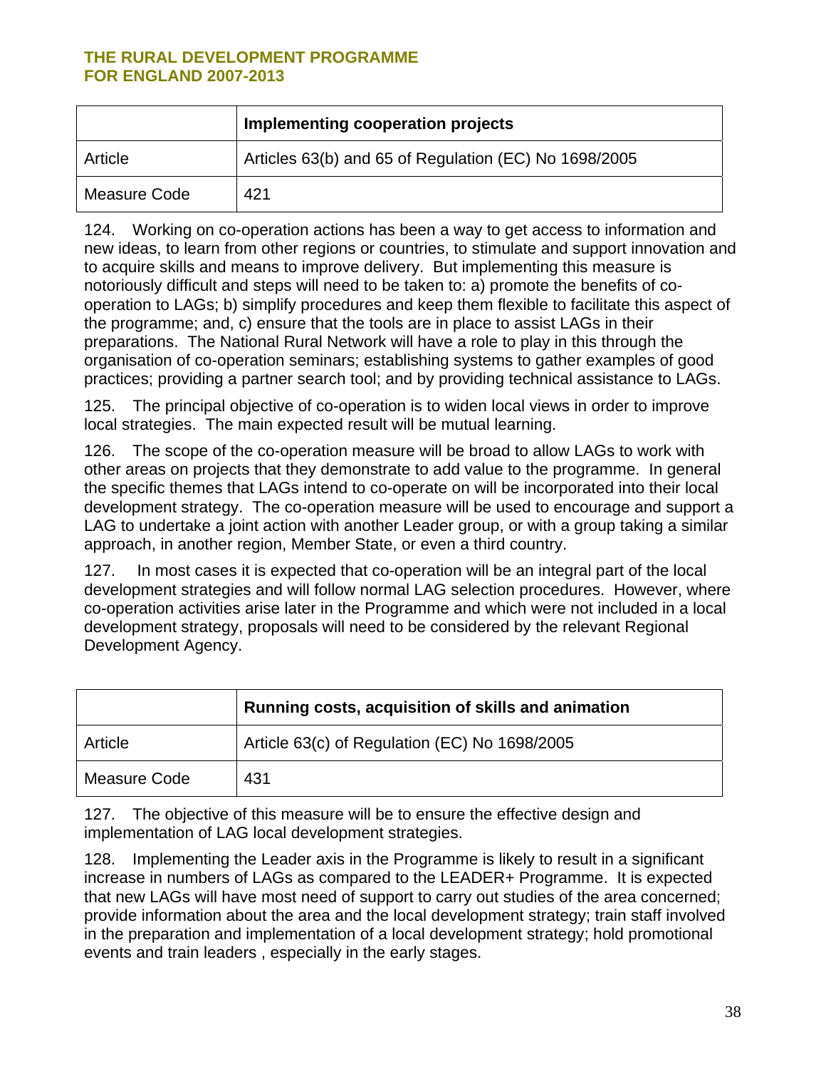| | Implementing cooperation projects |
|---|---|
| Article | Articles 63(b) and 65 of Regulation (EC) No 1698/2005 |
| Measure Code | 421 |

124. Working on co-operation actions has been a way to get access to information and new ideas, to learn from other regions or countries, to stimulate and support innovation and to acquire skills and means to improve delivery. But implementing this measure is notoriously difficult and steps will need to be taken to: a) promote the benefits of co-operation to LAGs; b) simplify procedures and keep them flexible to facilitate this aspect of the programme; and, c) ensure that the tools are in place to assist LAGs in their preparations. The National Rural Network will have a role to play in this through the organisation of co-operation seminars; establishing systems to gather examples of good practices; providing a partner search tool; and by providing technical assistance to LAGs.

125. The principal objective of co-operation is to widen local views in order to improve local strategies. The main expected result will be mutual learning.

126. The scope of the co-operation measure will be broad to allow LAGs to work with other areas on projects that they demonstrate to add value to the programme. In general the specific themes that LAGs intend to co-operate on will be incorporated into their local development strategy. The co-operation measure will be used to encourage and support a LAG to undertake a joint action with another Leader group, or with a group taking a similar approach, in another region, Member State, or even a third country.

127. In most cases it is expected that co-operation will be an integral part of the local development strategies and will follow normal LAG selection procedures. However, where co-operation activities arise later in the Programme and which were not included in a local development strategy, proposals will need to be considered by the relevant Regional Development Agency.

| | Running costs, acquisition of skills and animation |
|---|---|
| Article | Article 63(c) of Regulation (EC) No 1698/2005 |
| Measure Code | 431 |

127. The objective of this measure will be to ensure the effective design and implementation of LAG local development strategies.

128. Implementing the Leader axis in the Programme is likely to result in a significant increase in numbers of LAGs as compared to the LEADER+ Programme. It is expected that new LAGs will have most need of support to carry out studies of the area concerned; provide information about the area and the local development strategy; train staff involved in the preparation and implementation of a local development strategy; hold promotional events and train leaders , especially in the early stages.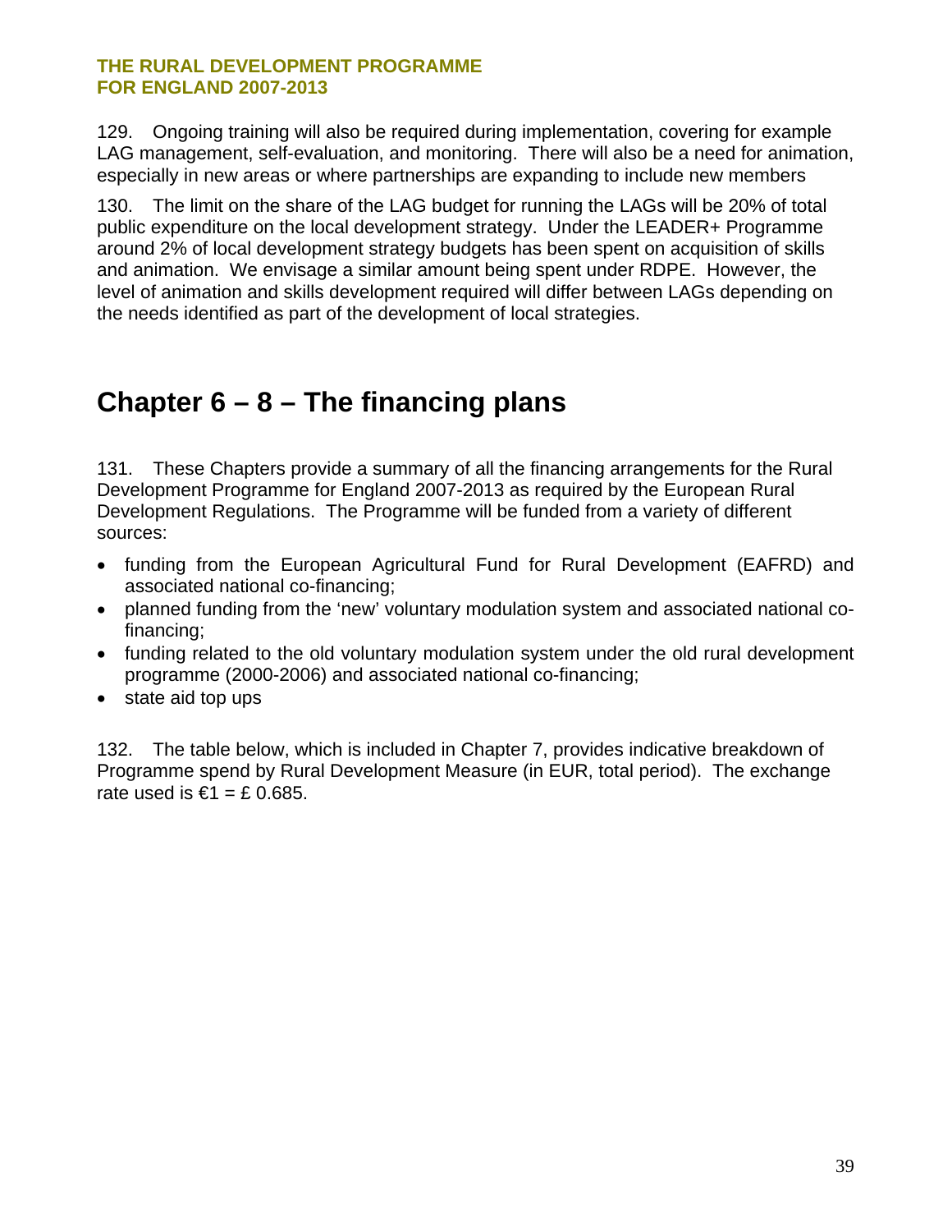129. Ongoing training will also be required during implementation, covering for example LAG management, self-evaluation, and monitoring. There will also be a need for animation, especially in new areas or where partnerships are expanding to include new members

130. The limit on the share of the LAG budget for running the LAGs will be 20% of total public expenditure on the local development strategy. Under the LEADER+ Programme around 2% of local development strategy budgets has been spent on acquisition of skills and animation. We envisage a similar amount being spent under RDPE. However, the level of animation and skills development required will differ between LAGs depending on the needs identified as part of the development of local strategies.

# Chapter 6 – 8 – The financing plans

131. These Chapters provide a summary of all the financing arrangements for the Rural Development Programme for England 2007-2013 as required by the European Rural Development Regulations. The Programme will be funded from a variety of different sources:

- funding from the European Agricultural Fund for Rural Development (EAFRD) and associated national co-financing;
- planned funding from the 'new' voluntary modulation system and associated national co-financing;
- funding related to the old voluntary modulation system under the old rural development programme (2000-2006) and associated national co-financing;
- state aid top ups

132. The table below, which is included in Chapter 7, provides indicative breakdown of Programme spend by Rural Development Measure (in EUR, total period). The exchange rate used is €1 = £ 0.685.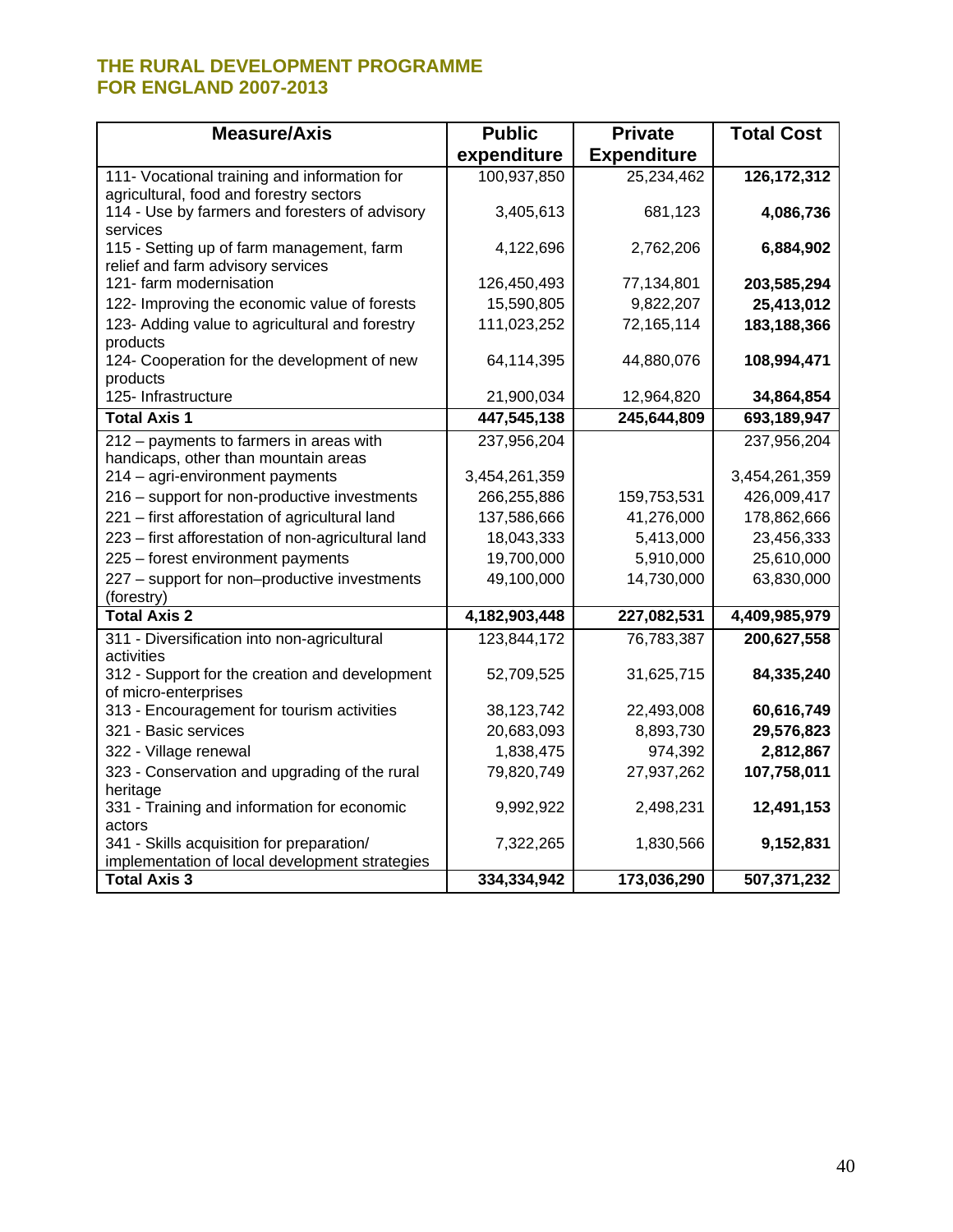## THE RURAL DEVELOPMENT PROGRAMME FOR ENGLAND 2007-2013

| Measure/Axis | Public expenditure | Private Expenditure | Total Cost |
|---|---|---|---|
| 111- Vocational training and information for agricultural, food and forestry sectors | 100,937,850 | 25,234,462 | **126,172,312** |
| 114 - Use by farmers and foresters of advisory services | 3,405,613 | 681,123 | **4,086,736** |
| 115 - Setting up of farm management, farm relief and farm advisory services | 4,122,696 | 2,762,206 | **6,884,902** |
| 121- farm modernisation | 126,450,493 | 77,134,801 | **203,585,294** |
| 122- Improving the economic value of forests | 15,590,805 | 9,822,207 | **25,413,012** |
| 123- Adding value to agricultural and forestry products | 111,023,252 | 72,165,114 | **183,188,366** |
| 124- Cooperation for the development of new products | 64,114,395 | 44,880,076 | **108,994,471** |
| 125- Infrastructure | 21,900,034 | 12,964,820 | **34,864,854** |
| **Total Axis 1** | **447,545,138** | **245,644,809** | **693,189,947** |
| 212 – payments to farmers in areas with handicaps, other than mountain areas | 237,956,204 | | 237,956,204 |
| 214 – agri-environment payments | 3,454,261,359 | | 3,454,261,359 |
| 216 – support for non-productive investments | 266,255,886 | 159,753,531 | 426,009,417 |
| 221 – first afforestation of agricultural land | 137,586,666 | 41,276,000 | 178,862,666 |
| 223 – first afforestation of non-agricultural land | 18,043,333 | 5,413,000 | 23,456,333 |
| 225 – forest environment payments | 19,700,000 | 5,910,000 | 25,610,000 |
| 227 – support for non–productive investments (forestry) | 49,100,000 | 14,730,000 | 63,830,000 |
| **Total Axis 2** | **4,182,903,448** | **227,082,531** | **4,409,985,979** |
| 311 - Diversification into non-agricultural activities | 123,844,172 | 76,783,387 | **200,627,558** |
| 312 - Support for the creation and development of micro-enterprises | 52,709,525 | 31,625,715 | **84,335,240** |
| 313 - Encouragement for tourism activities | 38,123,742 | 22,493,008 | **60,616,749** |
| 321 - Basic services | 20,683,093 | 8,893,730 | **29,576,823** |
| 322 - Village renewal | 1,838,475 | 974,392 | **2,812,867** |
| 323 - Conservation and upgrading of the rural heritage | 79,820,749 | 27,937,262 | **107,758,011** |
| 331 - Training and information for economic actors | 9,992,922 | 2,498,231 | **12,491,153** |
| 341 - Skills acquisition for preparation/ implementation of local development strategies | 7,322,265 | 1,830,566 | **9,152,831** |
| **Total Axis 3** | **334,334,942** | **173,036,290** | **507,371,232** |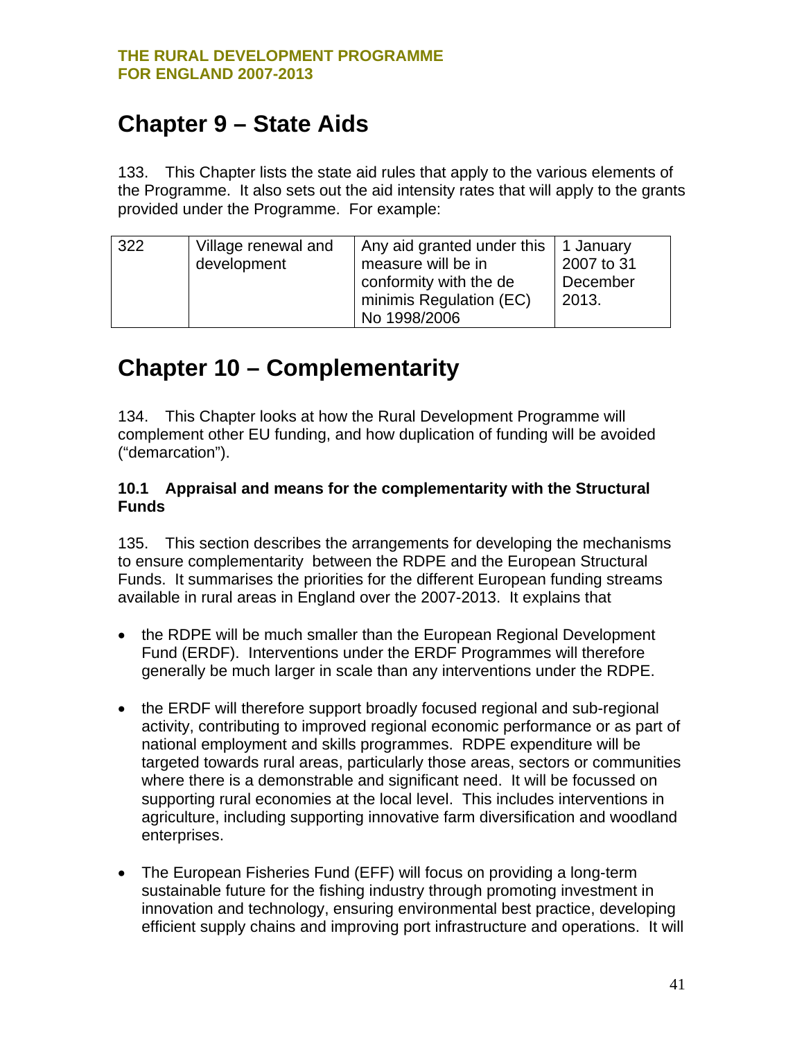# Chapter 9 – State Aids

133. This Chapter lists the state aid rules that apply to the various elements of the Programme. It also sets out the aid intensity rates that will apply to the grants provided under the Programme. For example:

| 322 | Village renewal and development | Any aid granted under this measure will be in conformity with the de minimis Regulation (EC) No 1998/2006 | 1 January 2007 to 31 December 2013. |
|---|---|---|---|

# Chapter 10 – Complementarity

134. This Chapter looks at how the Rural Development Programme will complement other EU funding, and how duplication of funding will be avoided ("demarcation").

### 10.1 Appraisal and means for the complementarity with the Structural Funds

135. This section describes the arrangements for developing the mechanisms to ensure complementarity between the RDPE and the European Structural Funds. It summarises the priorities for the different European funding streams available in rural areas in England over the 2007-2013. It explains that

- the RDPE will be much smaller than the European Regional Development Fund (ERDF). Interventions under the ERDF Programmes will therefore generally be much larger in scale than any interventions under the RDPE.

- the ERDF will therefore support broadly focused regional and sub-regional activity, contributing to improved regional economic performance or as part of national employment and skills programmes. RDPE expenditure will be targeted towards rural areas, particularly those areas, sectors or communities where there is a demonstrable and significant need. It will be focussed on supporting rural economies at the local level. This includes interventions in agriculture, including supporting innovative farm diversification and woodland enterprises.

- The European Fisheries Fund (EFF) will focus on providing a long-term sustainable future for the fishing industry through promoting investment in innovation and technology, ensuring environmental best practice, developing efficient supply chains and improving port infrastructure and operations. It will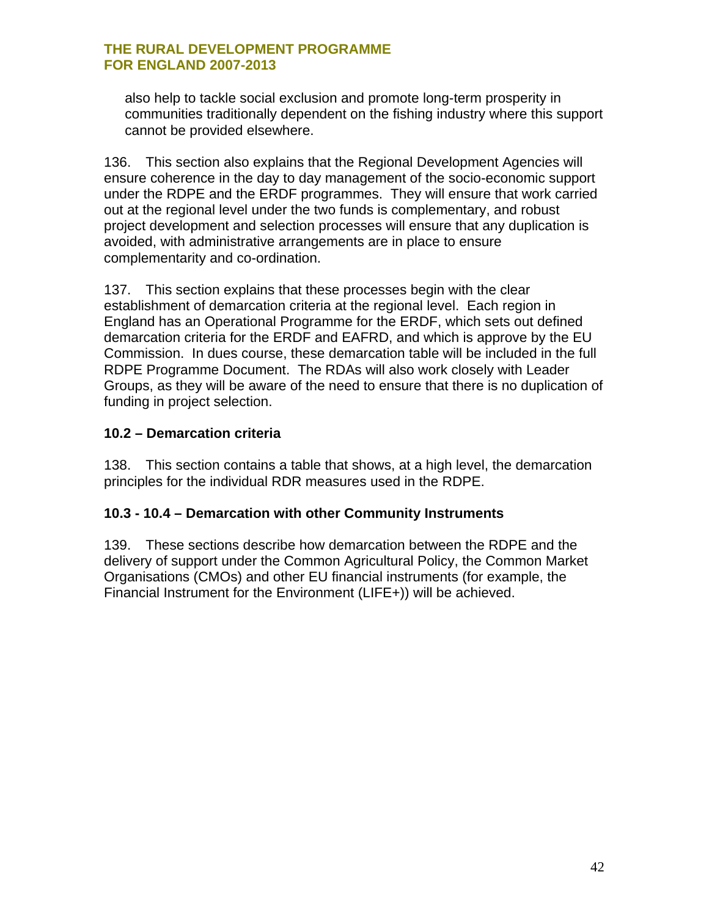also help to tackle social exclusion and promote long-term prosperity in communities traditionally dependent on the fishing industry where this support cannot be provided elsewhere.

136. This section also explains that the Regional Development Agencies will ensure coherence in the day to day management of the socio-economic support under the RDPE and the ERDF programmes. They will ensure that work carried out at the regional level under the two funds is complementary, and robust project development and selection processes will ensure that any duplication is avoided, with administrative arrangements are in place to ensure complementarity and co-ordination.

137. This section explains that these processes begin with the clear establishment of demarcation criteria at the regional level. Each region in England has an Operational Programme for the ERDF, which sets out defined demarcation criteria for the ERDF and EAFRD, and which is approve by the EU Commission. In dues course, these demarcation table will be included in the full RDPE Programme Document. The RDAs will also work closely with Leader Groups, as they will be aware of the need to ensure that there is no duplication of funding in project selection.

### 10.2 – Demarcation criteria

138. This section contains a table that shows, at a high level, the demarcation principles for the individual RDR measures used in the RDPE.

### 10.3 - 10.4 – Demarcation with other Community Instruments

139. These sections describe how demarcation between the RDPE and the delivery of support under the Common Agricultural Policy, the Common Market Organisations (CMOs) and other EU financial instruments (for example, the Financial Instrument for the Environment (LIFE+)) will be achieved.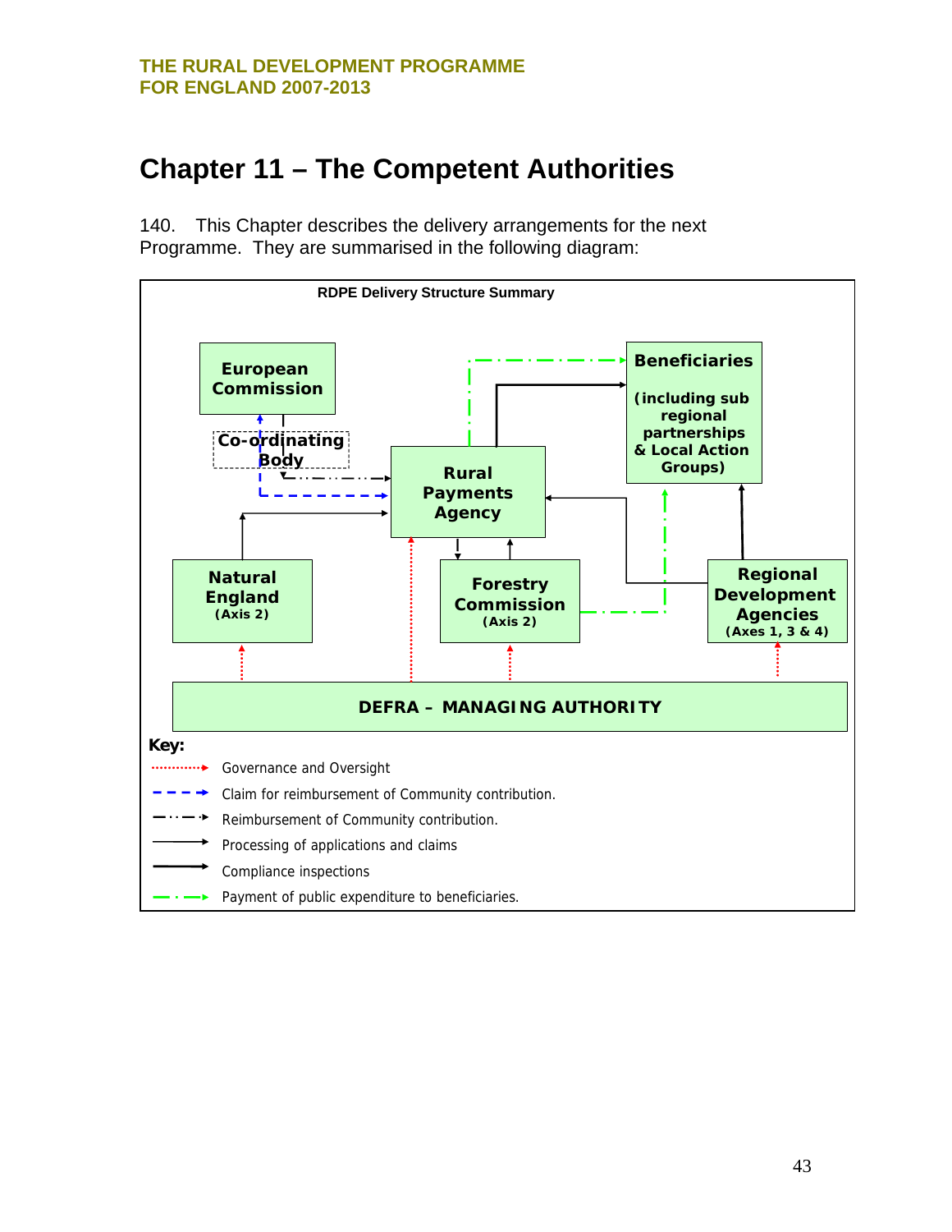# Chapter 11 – The Competent Authorities

140. This Chapter describes the delivery arrangements for the next Programme. They are summarised in the following diagram:

**RDPE Delivery Structure Summary**

European Commission

Co-ordinating Body

Rural Payments Agency

Beneficiaries (including sub regional partnerships & Local Action Groups)

Natural England (Axis 2)

Forestry Commission (Axis 2)

Regional Development Agencies (Axes 1, 3 & 4)

DEFRA – MANAGING AUTHORITY

**Key:**

- Governance and Oversight
- Claim for reimbursement of Community contribution.
- Reimbursement of Community contribution.
- Processing of applications and claims
- Compliance inspections
- Payment of public expenditure to beneficiaries.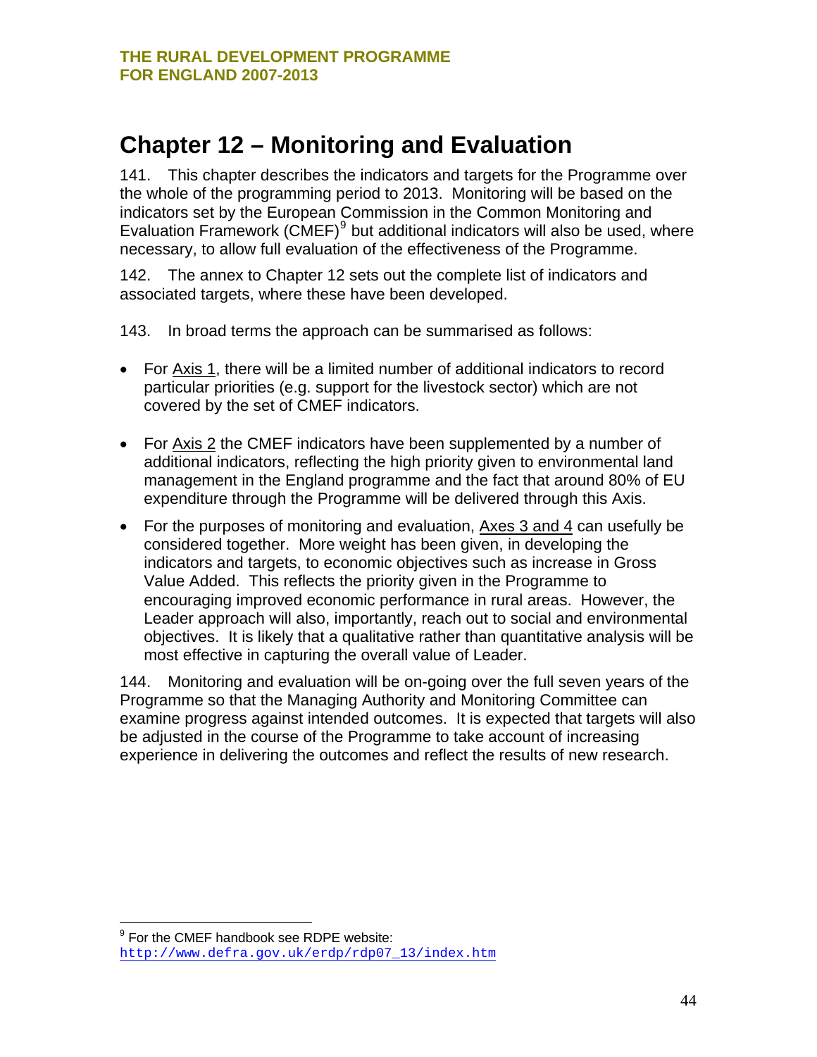# Chapter 12 – Monitoring and Evaluation

141. This chapter describes the indicators and targets for the Programme over the whole of the programming period to 2013. Monitoring will be based on the indicators set by the European Commission in the Common Monitoring and Evaluation Framework (CMEF)[9] but additional indicators will also be used, where necessary, to allow full evaluation of the effectiveness of the Programme.

142. The annex to Chapter 12 sets out the complete list of indicators and associated targets, where these have been developed.

143. In broad terms the approach can be summarised as follows:

- For Axis 1, there will be a limited number of additional indicators to record particular priorities (e.g. support for the livestock sector) which are not covered by the set of CMEF indicators.
- For Axis 2 the CMEF indicators have been supplemented by a number of additional indicators, reflecting the high priority given to environmental land management in the England programme and the fact that around 80% of EU expenditure through the Programme will be delivered through this Axis.
- For the purposes of monitoring and evaluation, Axes 3 and 4 can usefully be considered together. More weight has been given, in developing the indicators and targets, to economic objectives such as increase in Gross Value Added. This reflects the priority given in the Programme to encouraging improved economic performance in rural areas. However, the Leader approach will also, importantly, reach out to social and environmental objectives. It is likely that a qualitative rather than quantitative analysis will be most effective in capturing the overall value of Leader.

144. Monitoring and evaluation will be on-going over the full seven years of the Programme so that the Managing Authority and Monitoring Committee can examine progress against intended outcomes. It is expected that targets will also be adjusted in the course of the Programme to take account of increasing experience in delivering the outcomes and reflect the results of new research.

---

[9] For the CMEF handbook see RDPE website: http://www.defra.gov.uk/erdp/rdp07_13/index.htm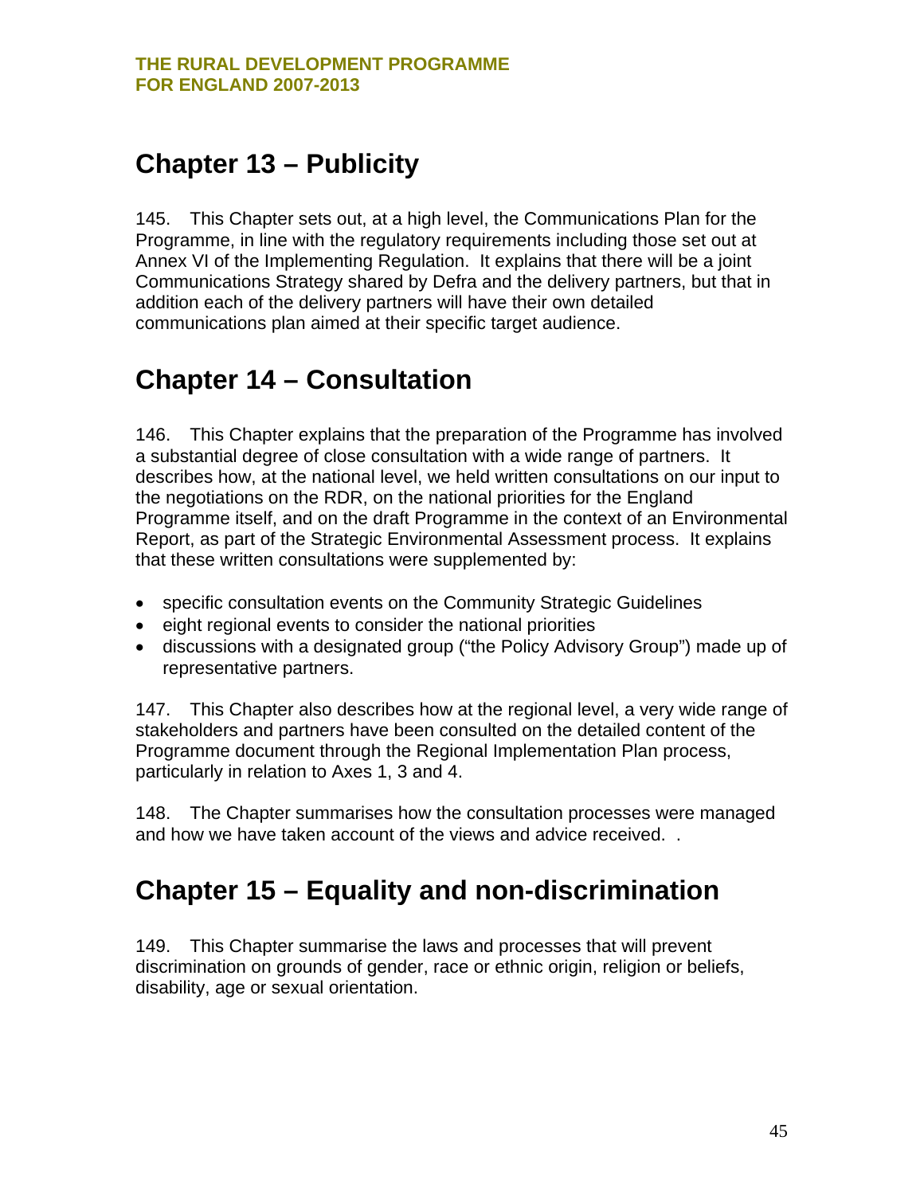## Chapter 13 – Publicity

145. This Chapter sets out, at a high level, the Communications Plan for the Programme, in line with the regulatory requirements including those set out at Annex VI of the Implementing Regulation. It explains that there will be a joint Communications Strategy shared by Defra and the delivery partners, but that in addition each of the delivery partners will have their own detailed communications plan aimed at their specific target audience.

## Chapter 14 – Consultation

146. This Chapter explains that the preparation of the Programme has involved a substantial degree of close consultation with a wide range of partners. It describes how, at the national level, we held written consultations on our input to the negotiations on the RDR, on the national priorities for the England Programme itself, and on the draft Programme in the context of an Environmental Report, as part of the Strategic Environmental Assessment process. It explains that these written consultations were supplemented by:

- specific consultation events on the Community Strategic Guidelines
- eight regional events to consider the national priorities
- discussions with a designated group ("the Policy Advisory Group") made up of representative partners.

147. This Chapter also describes how at the regional level, a very wide range of stakeholders and partners have been consulted on the detailed content of the Programme document through the Regional Implementation Plan process, particularly in relation to Axes 1, 3 and 4.

148. The Chapter summarises how the consultation processes were managed and how we have taken account of the views and advice received. .

## Chapter 15 – Equality and non-discrimination

149. This Chapter summarise the laws and processes that will prevent discrimination on grounds of gender, race or ethnic origin, religion or beliefs, disability, age or sexual orientation.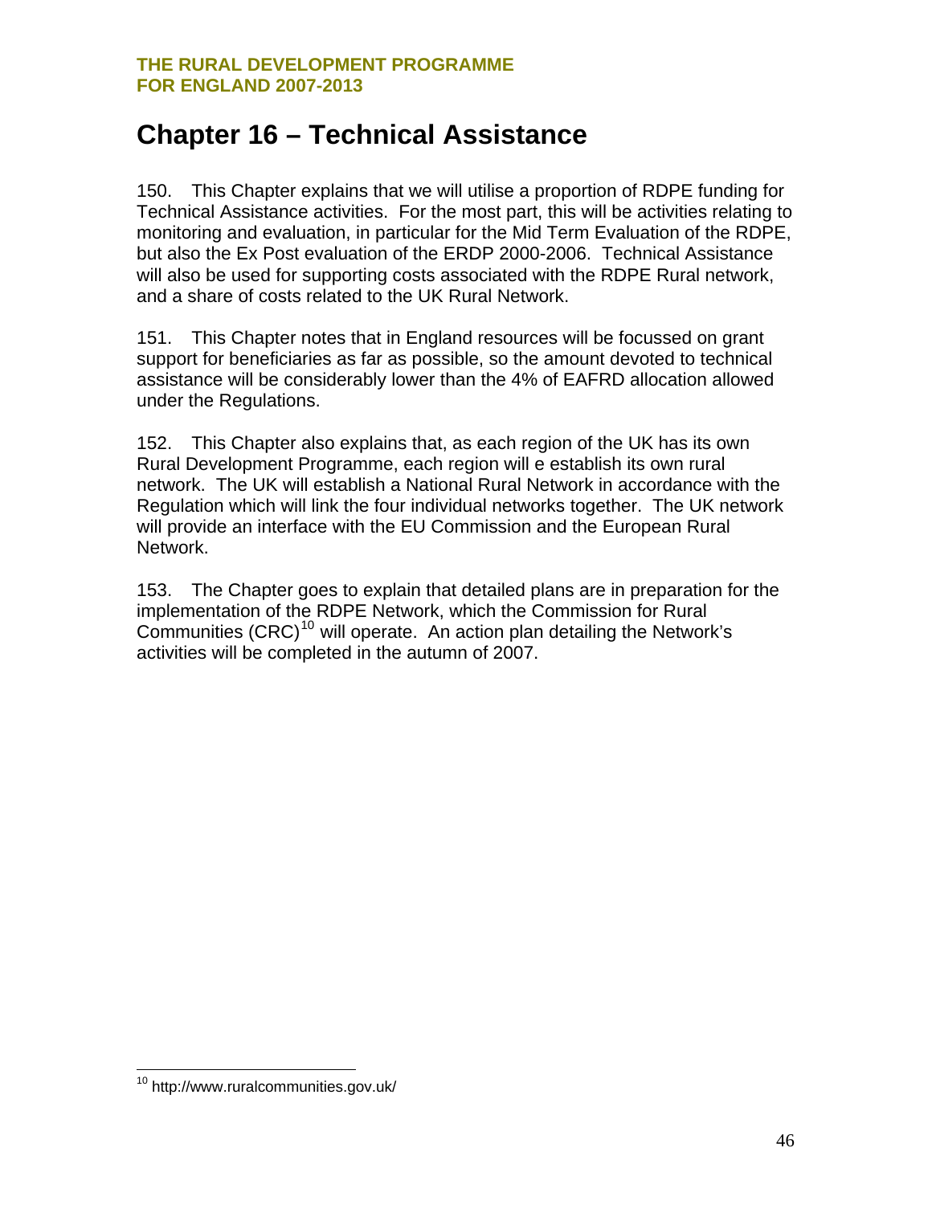# Chapter 16 – Technical Assistance

150. This Chapter explains that we will utilise a proportion of RDPE funding for Technical Assistance activities. For the most part, this will be activities relating to monitoring and evaluation, in particular for the Mid Term Evaluation of the RDPE, but also the Ex Post evaluation of the ERDP 2000-2006. Technical Assistance will also be used for supporting costs associated with the RDPE Rural network, and a share of costs related to the UK Rural Network.

151. This Chapter notes that in England resources will be focussed on grant support for beneficiaries as far as possible, so the amount devoted to technical assistance will be considerably lower than the 4% of EAFRD allocation allowed under the Regulations.

152. This Chapter also explains that, as each region of the UK has its own Rural Development Programme, each region will e establish its own rural network. The UK will establish a National Rural Network in accordance with the Regulation which will link the four individual networks together. The UK network will provide an interface with the EU Commission and the European Rural Network.

153. The Chapter goes to explain that detailed plans are in preparation for the implementation of the RDPE Network, which the Commission for Rural Communities (CRC)[10] will operate. An action plan detailing the Network's activities will be completed in the autumn of 2007.

[10] http://www.ruralcommunities.gov.uk/